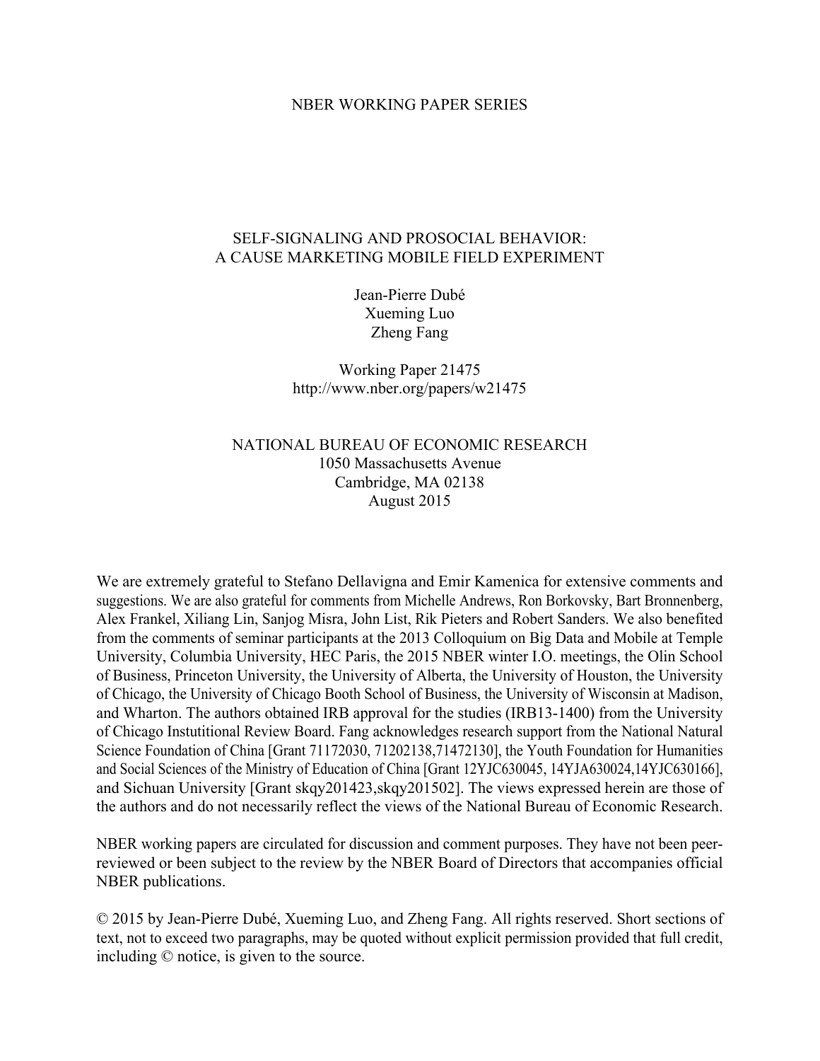NBER WORKING PAPER SERIES

# SELF-SIGNALING AND PROSOCIAL BEHAVIOR: A CAUSE MARKETING MOBILE FIELD EXPERIMENT

Jean-Pierre Dubé
Xueming Luo
Zheng Fang

Working Paper 21475
http://www.nber.org/papers/w21475

NATIONAL BUREAU OF ECONOMIC RESEARCH
1050 Massachusetts Avenue
Cambridge, MA 02138
August 2015

We are extremely grateful to Stefano Dellavigna and Emir Kamenica for extensive comments and suggestions. We are also grateful for comments from Michelle Andrews, Ron Borkovsky, Bart Bronnenberg, Alex Frankel, Xiliang Lin, Sanjog Misra, John List, Rik Pieters and Robert Sanders. We also benefited from the comments of seminar participants at the 2013 Colloquium on Big Data and Mobile at Temple University, Columbia University, HEC Paris, the 2015 NBER winter I.O. meetings, the Olin School of Business, Princeton University, the University of Alberta, the University of Houston, the University of Chicago, the University of Chicago Booth School of Business, the University of Wisconsin at Madison, and Wharton. The authors obtained IRB approval for the studies (IRB13-1400) from the University of Chicago Instutitional Review Board. Fang acknowledges research support from the National Natural Science Foundation of China [Grant 71172030, 71202138,71472130], the Youth Foundation for Humanities and Social Sciences of the Ministry of Education of China [Grant 12YJC630045, 14YJA630024,14YJC630166], and Sichuan University [Grant skqy201423,skqy201502]. The views expressed herein are those of the authors and do not necessarily reflect the views of the National Bureau of Economic Research.

NBER working papers are circulated for discussion and comment purposes. They have not been peer-reviewed or been subject to the review by the NBER Board of Directors that accompanies official NBER publications.

© 2015 by Jean-Pierre Dubé, Xueming Luo, and Zheng Fang. All rights reserved. Short sections of text, not to exceed two paragraphs, may be quoted without explicit permission provided that full credit, including © notice, is given to the source.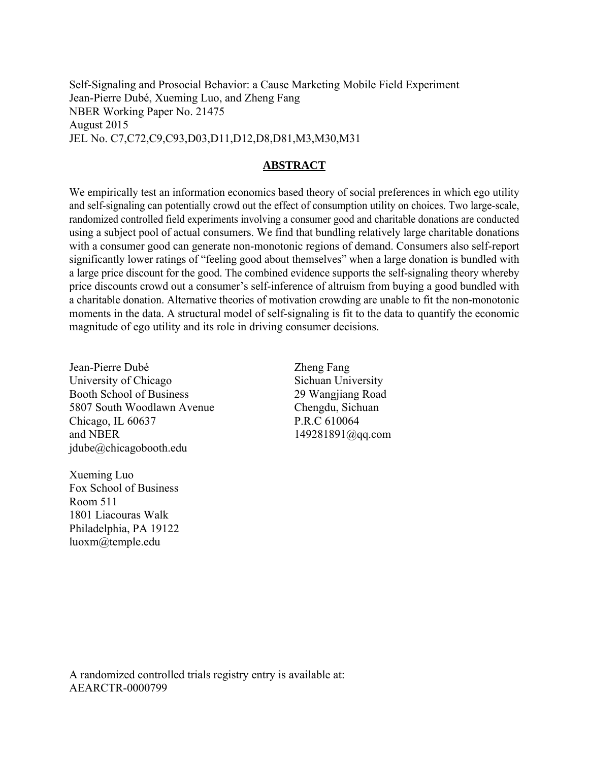Self-Signaling and Prosocial Behavior: a Cause Marketing Mobile Field Experiment
Jean-Pierre Dubé, Xueming Luo, and Zheng Fang
NBER Working Paper No. 21475
August 2015
JEL No. C7,C72,C9,C93,D03,D11,D12,D8,D81,M3,M30,M31

## ABSTRACT

We empirically test an information economics based theory of social preferences in which ego utility and self-signaling can potentially crowd out the effect of consumption utility on choices. Two large-scale, randomized controlled field experiments involving a consumer good and charitable donations are conducted using a subject pool of actual consumers. We find that bundling relatively large charitable donations with a consumer good can generate non-monotonic regions of demand. Consumers also self-report significantly lower ratings of "feeling good about themselves" when a large donation is bundled with a large price discount for the good. The combined evidence supports the self-signaling theory whereby price discounts crowd out a consumer's self-inference of altruism from buying a good bundled with a charitable donation. Alternative theories of motivation crowding are unable to fit the non-monotonic moments in the data. A structural model of self-signaling is fit to the data to quantify the economic magnitude of ego utility and its role in driving consumer decisions.

Jean-Pierre Dubé
University of Chicago
Booth School of Business
5807 South Woodlawn Avenue
Chicago, IL 60637
and NBER
jdube@chicagobooth.edu

Xueming Luo
Fox School of Business
Room 511
1801 Liacouras Walk
Philadelphia, PA 19122
luoxm@temple.edu

Zheng Fang
Sichuan University
29 Wangjiang Road
Chengdu, Sichuan
P.R.C 610064
149281891@qq.com

A randomized controlled trials registry entry is available at:
AEARCTR-0000799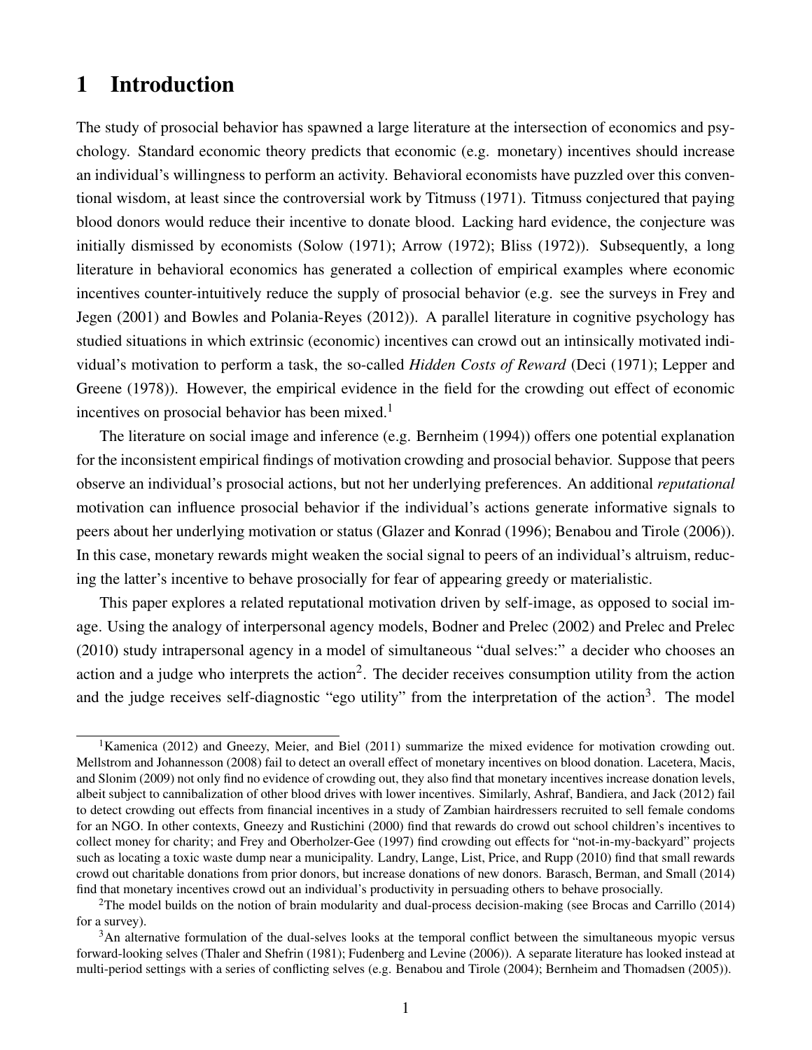# 1 Introduction

The study of prosocial behavior has spawned a large literature at the intersection of economics and psychology. Standard economic theory predicts that economic (e.g. monetary) incentives should increase an individual's willingness to perform an activity. Behavioral economists have puzzled over this conventional wisdom, at least since the controversial work by Titmuss (1971). Titmuss conjectured that paying blood donors would reduce their incentive to donate blood. Lacking hard evidence, the conjecture was initially dismissed by economists (Solow (1971); Arrow (1972); Bliss (1972)). Subsequently, a long literature in behavioral economics has generated a collection of empirical examples where economic incentives counter-intuitively reduce the supply of prosocial behavior (e.g. see the surveys in Frey and Jegen (2001) and Bowles and Polania-Reyes (2012)). A parallel literature in cognitive psychology has studied situations in which extrinsic (economic) incentives can crowd out an intinsically motivated individual's motivation to perform a task, the so-called *Hidden Costs of Reward* (Deci (1971); Lepper and Greene (1978)). However, the empirical evidence in the field for the crowding out effect of economic incentives on prosocial behavior has been mixed.[1]

The literature on social image and inference (e.g. Bernheim (1994)) offers one potential explanation for the inconsistent empirical findings of motivation crowding and prosocial behavior. Suppose that peers observe an individual's prosocial actions, but not her underlying preferences. An additional *reputational* motivation can influence prosocial behavior if the individual's actions generate informative signals to peers about her underlying motivation or status (Glazer and Konrad (1996); Benabou and Tirole (2006)). In this case, monetary rewards might weaken the social signal to peers of an individual's altruism, reducing the latter's incentive to behave prosocially for fear of appearing greedy or materialistic.

This paper explores a related reputational motivation driven by self-image, as opposed to social image. Using the analogy of interpersonal agency models, Bodner and Prelec (2002) and Prelec and Prelec (2010) study intrapersonal agency in a model of simultaneous "dual selves:" a decider who chooses an action and a judge who interprets the action[2]. The decider receives consumption utility from the action and the judge receives self-diagnostic "ego utility" from the interpretation of the action[3]. The model

---

[1]Kamenica (2012) and Gneezy, Meier, and Biel (2011) summarize the mixed evidence for motivation crowding out. Mellstrom and Johannesson (2008) fail to detect an overall effect of monetary incentives on blood donation. Lacetera, Macis, and Slonim (2009) not only find no evidence of crowding out, they also find that monetary incentives increase donation levels, albeit subject to cannibalization of other blood drives with lower incentives. Similarly, Ashraf, Bandiera, and Jack (2012) fail to detect crowding out effects from financial incentives in a study of Zambian hairdressers recruited to sell female condoms for an NGO. In other contexts, Gneezy and Rustichini (2000) find that rewards do crowd out school children's incentives to collect money for charity; and Frey and Oberholzer-Gee (1997) find crowding out effects for "not-in-my-backyard" projects such as locating a toxic waste dump near a municipality. Landry, Lange, List, Price, and Rupp (2010) find that small rewards crowd out charitable donations from prior donors, but increase donations of new donors. Barasch, Berman, and Small (2014) find that monetary incentives crowd out an individual's productivity in persuading others to behave prosocially.

[2]The model builds on the notion of brain modularity and dual-process decision-making (see Brocas and Carrillo (2014) for a survey).

[3]An alternative formulation of the dual-selves looks at the temporal conflict between the simultaneous myopic versus forward-looking selves (Thaler and Shefrin (1981); Fudenberg and Levine (2006)). A separate literature has looked instead at multi-period settings with a series of conflicting selves (e.g. Benabou and Tirole (2004); Bernheim and Thomadsen (2005)).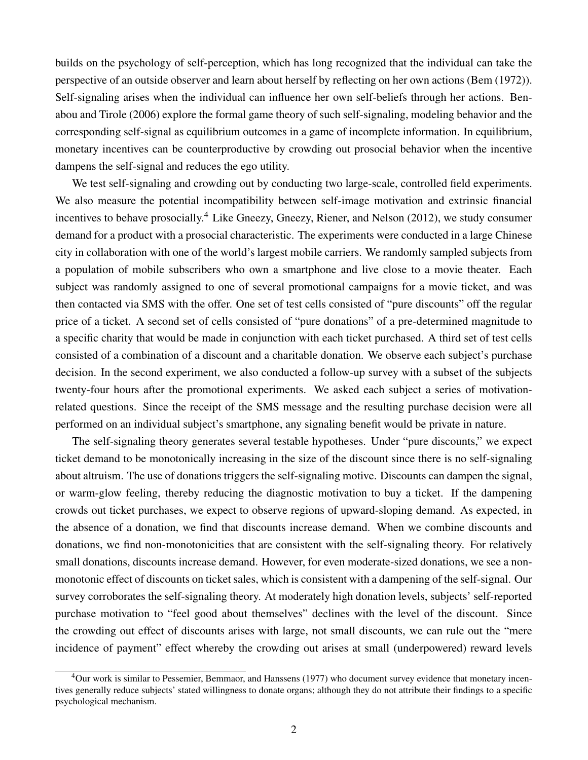builds on the psychology of self-perception, which has long recognized that the individual can take the perspective of an outside observer and learn about herself by reflecting on her own actions (Bem (1972)). Self-signaling arises when the individual can influence her own self-beliefs through her actions. Benabou and Tirole (2006) explore the formal game theory of such self-signaling, modeling behavior and the corresponding self-signal as equilibrium outcomes in a game of incomplete information. In equilibrium, monetary incentives can be counterproductive by crowding out prosocial behavior when the incentive dampens the self-signal and reduces the ego utility.

We test self-signaling and crowding out by conducting two large-scale, controlled field experiments. We also measure the potential incompatibility between self-image motivation and extrinsic financial incentives to behave prosocially.[4] Like Gneezy, Gneezy, Riener, and Nelson (2012), we study consumer demand for a product with a prosocial characteristic. The experiments were conducted in a large Chinese city in collaboration with one of the world's largest mobile carriers. We randomly sampled subjects from a population of mobile subscribers who own a smartphone and live close to a movie theater. Each subject was randomly assigned to one of several promotional campaigns for a movie ticket, and was then contacted via SMS with the offer. One set of test cells consisted of "pure discounts" off the regular price of a ticket. A second set of cells consisted of "pure donations" of a pre-determined magnitude to a specific charity that would be made in conjunction with each ticket purchased. A third set of test cells consisted of a combination of a discount and a charitable donation. We observe each subject's purchase decision. In the second experiment, we also conducted a follow-up survey with a subset of the subjects twenty-four hours after the promotional experiments. We asked each subject a series of motivation-related questions. Since the receipt of the SMS message and the resulting purchase decision were all performed on an individual subject's smartphone, any signaling benefit would be private in nature.

The self-signaling theory generates several testable hypotheses. Under "pure discounts," we expect ticket demand to be monotonically increasing in the size of the discount since there is no self-signaling about altruism. The use of donations triggers the self-signaling motive. Discounts can dampen the signal, or warm-glow feeling, thereby reducing the diagnostic motivation to buy a ticket. If the dampening crowds out ticket purchases, we expect to observe regions of upward-sloping demand. As expected, in the absence of a donation, we find that discounts increase demand. When we combine discounts and donations, we find non-monotonicities that are consistent with the self-signaling theory. For relatively small donations, discounts increase demand. However, for even moderate-sized donations, we see a non-monotonic effect of discounts on ticket sales, which is consistent with a dampening of the self-signal. Our survey corroborates the self-signaling theory. At moderately high donation levels, subjects' self-reported purchase motivation to "feel good about themselves" declines with the level of the discount. Since the crowding out effect of discounts arises with large, not small discounts, we can rule out the "mere incidence of payment" effect whereby the crowding out arises at small (underpowered) reward levels

[4]Our work is similar to Pessemier, Bemmaor, and Hanssens (1977) who document survey evidence that monetary incentives generally reduce subjects' stated willingness to donate organs; although they do not attribute their findings to a specific psychological mechanism.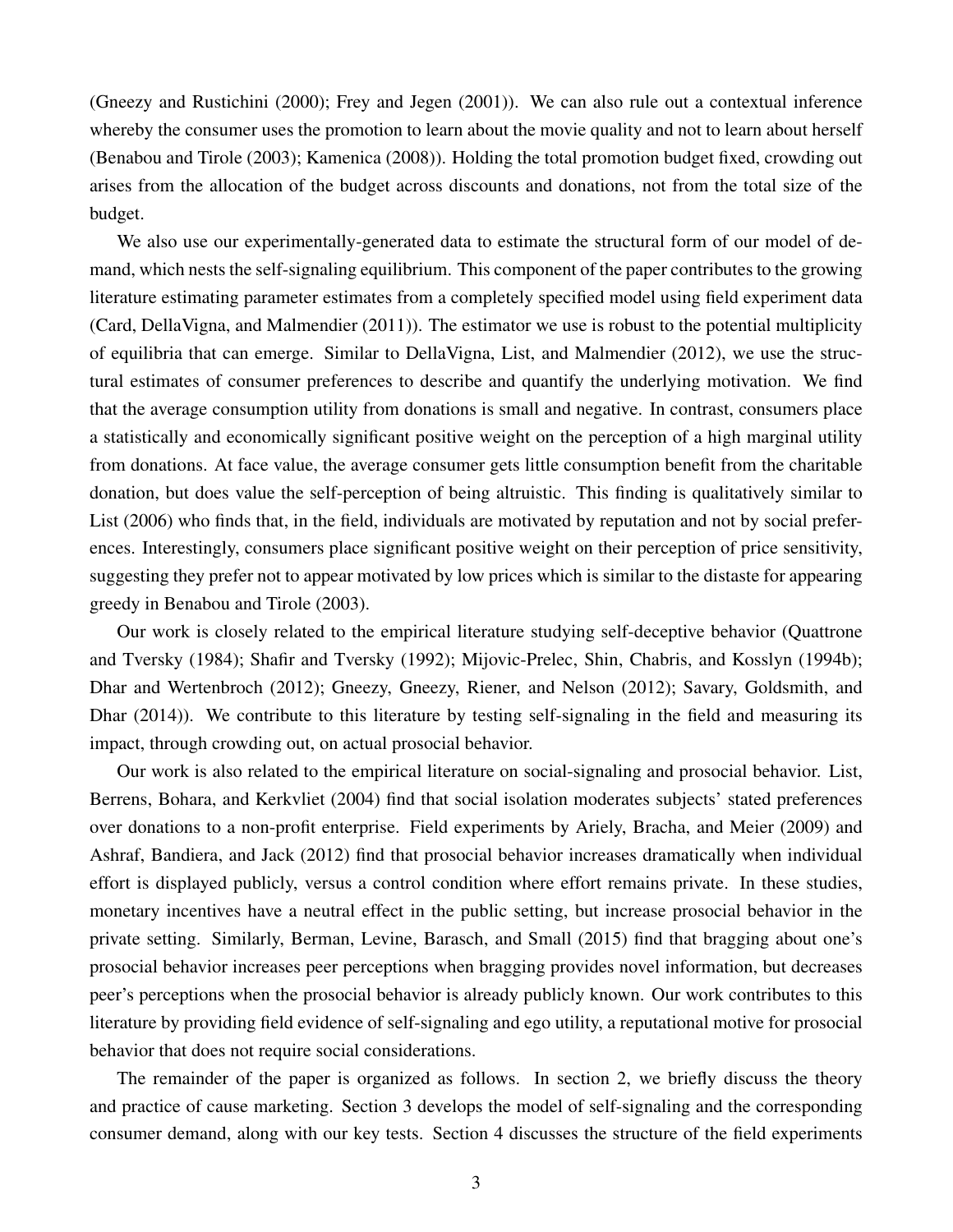(Gneezy and Rustichini (2000); Frey and Jegen (2001)). We can also rule out a contextual inference whereby the consumer uses the promotion to learn about the movie quality and not to learn about herself (Benabou and Tirole (2003); Kamenica (2008)). Holding the total promotion budget fixed, crowding out arises from the allocation of the budget across discounts and donations, not from the total size of the budget.

We also use our experimentally-generated data to estimate the structural form of our model of demand, which nests the self-signaling equilibrium. This component of the paper contributes to the growing literature estimating parameter estimates from a completely specified model using field experiment data (Card, DellaVigna, and Malmendier (2011)). The estimator we use is robust to the potential multiplicity of equilibria that can emerge. Similar to DellaVigna, List, and Malmendier (2012), we use the structural estimates of consumer preferences to describe and quantify the underlying motivation. We find that the average consumption utility from donations is small and negative. In contrast, consumers place a statistically and economically significant positive weight on the perception of a high marginal utility from donations. At face value, the average consumer gets little consumption benefit from the charitable donation, but does value the self-perception of being altruistic. This finding is qualitatively similar to List (2006) who finds that, in the field, individuals are motivated by reputation and not by social preferences. Interestingly, consumers place significant positive weight on their perception of price sensitivity, suggesting they prefer not to appear motivated by low prices which is similar to the distaste for appearing greedy in Benabou and Tirole (2003).

Our work is closely related to the empirical literature studying self-deceptive behavior (Quattrone and Tversky (1984); Shafir and Tversky (1992); Mijovic-Prelec, Shin, Chabris, and Kosslyn (1994b); Dhar and Wertenbroch (2012); Gneezy, Gneezy, Riener, and Nelson (2012); Savary, Goldsmith, and Dhar (2014)). We contribute to this literature by testing self-signaling in the field and measuring its impact, through crowding out, on actual prosocial behavior.

Our work is also related to the empirical literature on social-signaling and prosocial behavior. List, Berrens, Bohara, and Kerkvliet (2004) find that social isolation moderates subjects' stated preferences over donations to a non-profit enterprise. Field experiments by Ariely, Bracha, and Meier (2009) and Ashraf, Bandiera, and Jack (2012) find that prosocial behavior increases dramatically when individual effort is displayed publicly, versus a control condition where effort remains private. In these studies, monetary incentives have a neutral effect in the public setting, but increase prosocial behavior in the private setting. Similarly, Berman, Levine, Barasch, and Small (2015) find that bragging about one's prosocial behavior increases peer perceptions when bragging provides novel information, but decreases peer's perceptions when the prosocial behavior is already publicly known. Our work contributes to this literature by providing field evidence of self-signaling and ego utility, a reputational motive for prosocial behavior that does not require social considerations.

The remainder of the paper is organized as follows. In section 2, we briefly discuss the theory and practice of cause marketing. Section 3 develops the model of self-signaling and the corresponding consumer demand, along with our key tests. Section 4 discusses the structure of the field experiments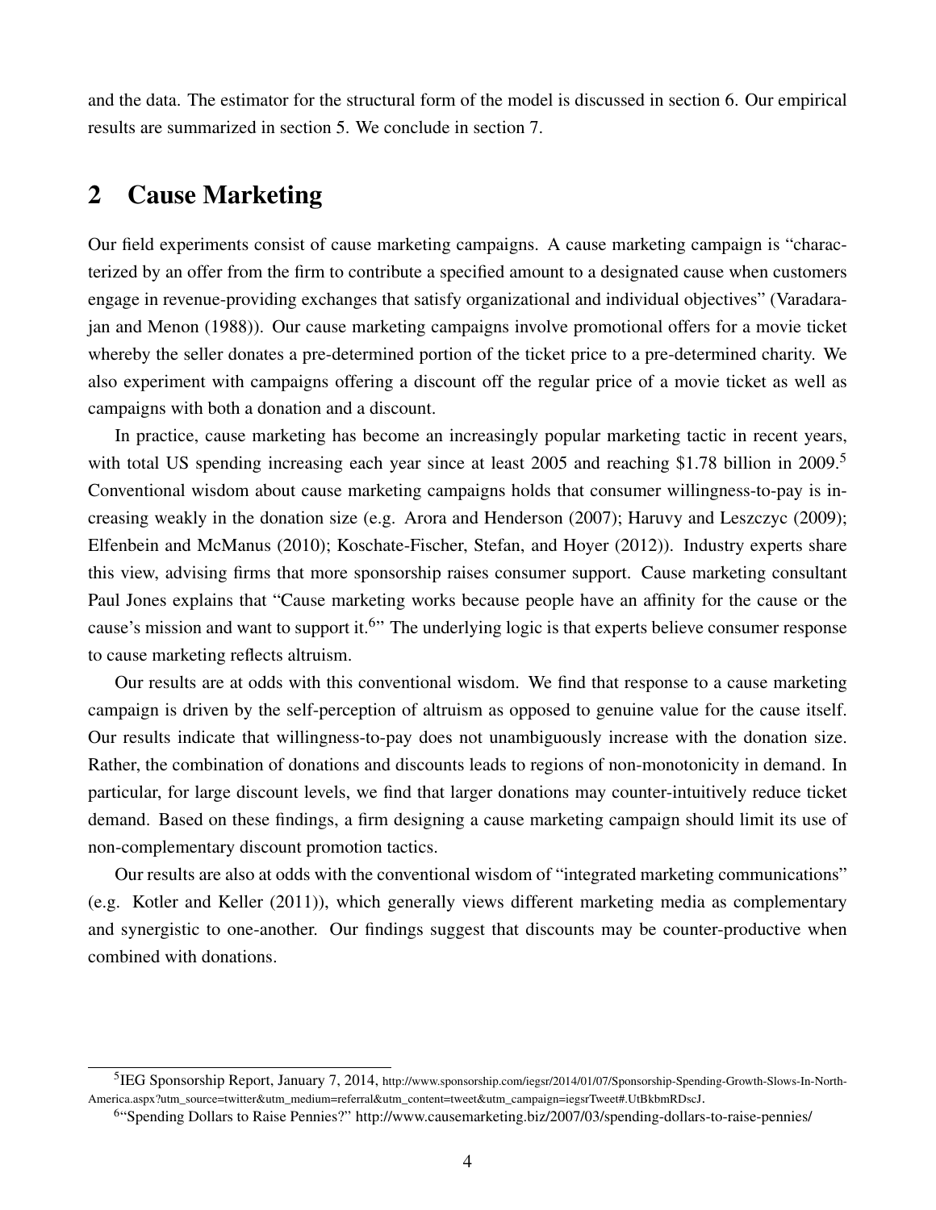and the data. The estimator for the structural form of the model is discussed in section 6. Our empirical results are summarized in section 5. We conclude in section 7.

## 2 Cause Marketing

Our field experiments consist of cause marketing campaigns. A cause marketing campaign is "characterized by an offer from the firm to contribute a specified amount to a designated cause when customers engage in revenue-providing exchanges that satisfy organizational and individual objectives" (Varadarajan and Menon (1988)). Our cause marketing campaigns involve promotional offers for a movie ticket whereby the seller donates a pre-determined portion of the ticket price to a pre-determined charity. We also experiment with campaigns offering a discount off the regular price of a movie ticket as well as campaigns with both a donation and a discount.

In practice, cause marketing has become an increasingly popular marketing tactic in recent years, with total US spending increasing each year since at least 2005 and reaching $1.78 billion in 2009.[5] Conventional wisdom about cause marketing campaigns holds that consumer willingness-to-pay is increasing weakly in the donation size (e.g. Arora and Henderson (2007); Haruvy and Leszczyc (2009); Elfenbein and McManus (2010); Koschate-Fischer, Stefan, and Hoyer (2012)). Industry experts share this view, advising firms that more sponsorship raises consumer support. Cause marketing consultant Paul Jones explains that "Cause marketing works because people have an affinity for the cause or the cause's mission and want to support it.[6]" The underlying logic is that experts believe consumer response to cause marketing reflects altruism.

Our results are at odds with this conventional wisdom. We find that response to a cause marketing campaign is driven by the self-perception of altruism as opposed to genuine value for the cause itself. Our results indicate that willingness-to-pay does not unambiguously increase with the donation size. Rather, the combination of donations and discounts leads to regions of non-monotonicity in demand. In particular, for large discount levels, we find that larger donations may counter-intuitively reduce ticket demand. Based on these findings, a firm designing a cause marketing campaign should limit its use of non-complementary discount promotion tactics.

Our results are also at odds with the conventional wisdom of "integrated marketing communications" (e.g. Kotler and Keller (2011)), which generally views different marketing media as complementary and synergistic to one-another. Our findings suggest that discounts may be counter-productive when combined with donations.

---

[5] IEG Sponsorship Report, January 7, 2014, http://www.sponsorship.com/iegsr/2014/01/07/Sponsorship-Spending-Growth-Slows-In-North-America.aspx?utm_source=twitter&utm_medium=referral&utm_content=tweet&utm_campaign=iegsrTweet#.UtBkbmRDscJ.

[6] "Spending Dollars to Raise Pennies?" http://www.causemarketing.biz/2007/03/spending-dollars-to-raise-pennies/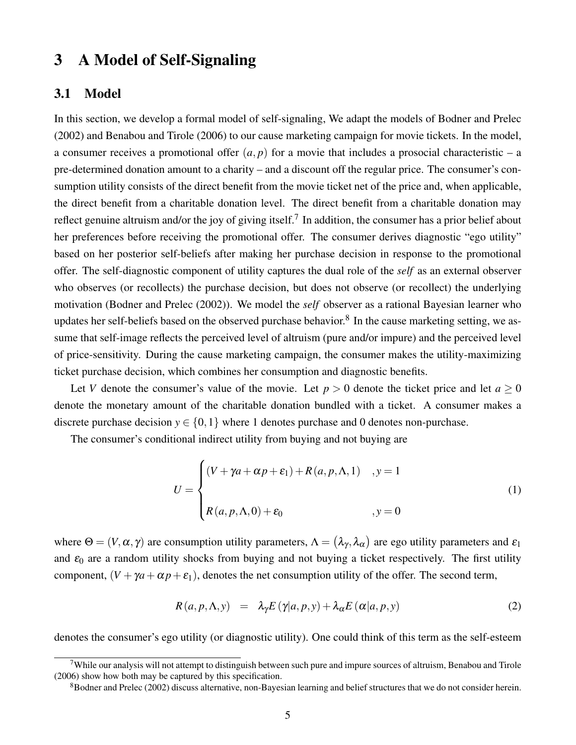# 3 A Model of Self-Signaling

## 3.1 Model

In this section, we develop a formal model of self-signaling, We adapt the models of Bodner and Prelec (2002) and Benabou and Tirole (2006) to our cause marketing campaign for movie tickets. In the model, a consumer receives a promotional offer $(a, p)$ for a movie that includes a prosocial characteristic – a pre-determined donation amount to a charity – and a discount off the regular price. The consumer's consumption utility consists of the direct benefit from the movie ticket net of the price and, when applicable, the direct benefit from a charitable donation level. The direct benefit from a charitable donation may reflect genuine altruism and/or the joy of giving itself.[7] In addition, the consumer has a prior belief about her preferences before receiving the promotional offer. The consumer derives diagnostic "ego utility" based on her posterior self-beliefs after making her purchase decision in response to the promotional offer. The self-diagnostic component of utility captures the dual role of the *self* as an external observer who observes (or recollects) the purchase decision, but does not observe (or recollect) the underlying motivation (Bodner and Prelec (2002)). We model the *self* observer as a rational Bayesian learner who updates her self-beliefs based on the observed purchase behavior.[8] In the cause marketing setting, we assume that self-image reflects the perceived level of altruism (pure and/or impure) and the perceived level of price-sensitivity. During the cause marketing campaign, the consumer makes the utility-maximizing ticket purchase decision, which combines her consumption and diagnostic benefits.

Let $V$ denote the consumer's value of the movie. Let $p > 0$ denote the ticket price and let $a \geq 0$ denote the monetary amount of the charitable donation bundled with a ticket. A consumer makes a discrete purchase decision $y \in \{0, 1\}$ where 1 denotes purchase and 0 denotes non-purchase.

The consumer's conditional indirect utility from buying and not buying are

$$U = \begin{cases} (V + \gamma a + \alpha p + \varepsilon_1) + R(a, p, \Lambda, 1) & , y = 1 \\ \\ R(a, p, \Lambda, 0) + \varepsilon_0 & , y = 0 \end{cases} \tag{1}$$

where $\Theta = (V, \alpha, \gamma)$ are consumption utility parameters, $\Lambda = (\lambda_\gamma, \lambda_\alpha)$ are ego utility parameters and $\varepsilon_1$ and $\varepsilon_0$ are a random utility shocks from buying and not buying a ticket respectively. The first utility component, $(V + \gamma a + \alpha p + \varepsilon_1)$, denotes the net consumption utility of the offer. The second term,

$$R(a, p, \Lambda, y) \quad = \quad \lambda_\gamma E(\gamma | a, p, y) + \lambda_\alpha E(\alpha | a, p, y) \tag{2}$$

denotes the consumer's ego utility (or diagnostic utility). One could think of this term as the self-esteem

[7] While our analysis will not attempt to distinguish between such pure and impure sources of altruism, Benabou and Tirole (2006) show how both may be captured by this specification.

[8] Bodner and Prelec (2002) discuss alternative, non-Bayesian learning and belief structures that we do not consider herein.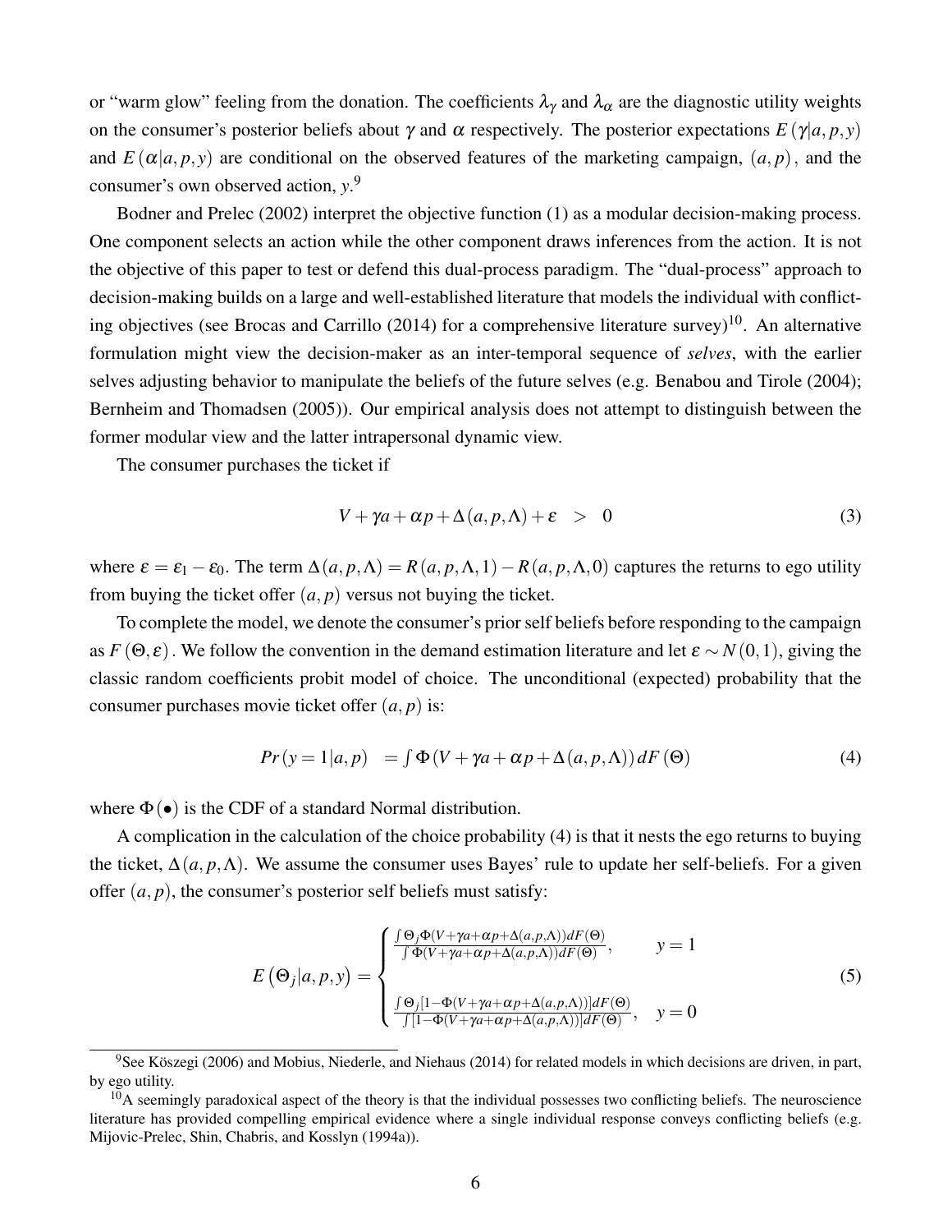or "warm glow" feeling from the donation. The coefficients $\lambda_\gamma$ and $\lambda_\alpha$ are the diagnostic utility weights on the consumer's posterior beliefs about $\gamma$ and $\alpha$ respectively. The posterior expectations $E(\gamma|a,p,y)$ and $E(\alpha|a,p,y)$ are conditional on the observed features of the marketing campaign, $(a,p)$, and the consumer's own observed action, $y$.[9]

Bodner and Prelec (2002) interpret the objective function (1) as a modular decision-making process. One component selects an action while the other component draws inferences from the action. It is not the objective of this paper to test or defend this dual-process paradigm. The "dual-process" approach to decision-making builds on a large and well-established literature that models the individual with conflicting objectives (see Brocas and Carrillo (2014) for a comprehensive literature survey)[10]. An alternative formulation might view the decision-maker as an inter-temporal sequence of *selves*, with the earlier selves adjusting behavior to manipulate the beliefs of the future selves (e.g. Benabou and Tirole (2004); Bernheim and Thomadsen (2005)). Our empirical analysis does not attempt to distinguish between the former modular view and the latter intrapersonal dynamic view.

The consumer purchases the ticket if

$$V + \gamma a + \alpha p + \Delta(a,p,\Lambda) + \varepsilon \quad > \quad 0 \tag{3}$$

where $\varepsilon = \varepsilon_1 - \varepsilon_0$. The term $\Delta(a,p,\Lambda) = R(a,p,\Lambda,1) - R(a,p,\Lambda,0)$ captures the returns to ego utility from buying the ticket offer $(a,p)$ versus not buying the ticket.

To complete the model, we denote the consumer's prior self beliefs before responding to the campaign as $F(\Theta,\varepsilon)$. We follow the convention in the demand estimation literature and let $\varepsilon \sim N(0,1)$, giving the classic random coefficients probit model of choice. The unconditional (expected) probability that the consumer purchases movie ticket offer $(a,p)$ is:

$$Pr(y=1|a,p) \quad = \int \Phi(V + \gamma a + \alpha p + \Delta(a,p,\Lambda))\, dF(\Theta) \tag{4}$$

where $\Phi(\bullet)$ is the CDF of a standard Normal distribution.

A complication in the calculation of the choice probability (4) is that it nests the ego returns to buying the ticket, $\Delta(a,p,\Lambda)$. We assume the consumer uses Bayes' rule to update her self-beliefs. For a given offer $(a,p)$, the consumer's posterior self beliefs must satisfy:

$$E\left(\Theta_j|a,p,y\right) = \begin{cases} \frac{\int \Theta_j \Phi(V+\gamma a+\alpha p+\Delta(a,p,\Lambda))dF(\Theta)}{\int \Phi(V+\gamma a+\alpha p+\Delta(a,p,\Lambda))dF(\Theta)}, & y=1 \\ \\ \frac{\int \Theta_j [1-\Phi(V+\gamma a+\alpha p+\Delta(a,p,\Lambda))]dF(\Theta)}{\int [1-\Phi(V+\gamma a+\alpha p+\Delta(a,p,\Lambda))]dF(\Theta)}, & y=0 \end{cases} \tag{5}$$

[9] See Köszegi (2006) and Mobius, Niederle, and Niehaus (2014) for related models in which decisions are driven, in part, by ego utility.

[10] A seemingly paradoxical aspect of the theory is that the individual possesses two conflicting beliefs. The neuroscience literature has provided compelling empirical evidence where a single individual response conveys conflicting beliefs (e.g. Mijovic-Prelec, Shin, Chabris, and Kosslyn (1994a)).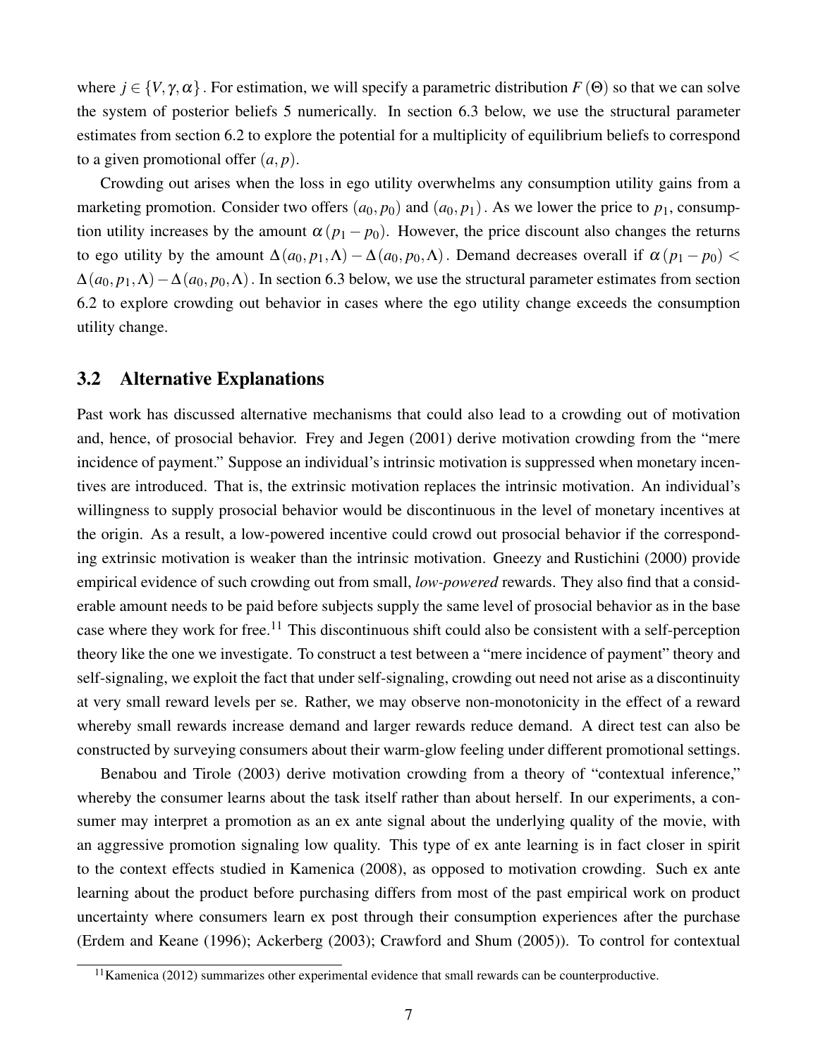where $j \in \{V, \gamma, \alpha\}$. For estimation, we will specify a parametric distribution $F(\Theta)$ so that we can solve the system of posterior beliefs 5 numerically. In section 6.3 below, we use the structural parameter estimates from section 6.2 to explore the potential for a multiplicity of equilibrium beliefs to correspond to a given promotional offer $(a, p)$.

Crowding out arises when the loss in ego utility overwhelms any consumption utility gains from a marketing promotion. Consider two offers $(a_0, p_0)$ and $(a_0, p_1)$. As we lower the price to $p_1$, consumption utility increases by the amount $\alpha(p_1 - p_0)$. However, the price discount also changes the returns to ego utility by the amount $\Delta(a_0, p_1, \Lambda) - \Delta(a_0, p_0, \Lambda)$. Demand decreases overall if $\alpha(p_1 - p_0) < \Delta(a_0, p_1, \Lambda) - \Delta(a_0, p_0, \Lambda)$. In section 6.3 below, we use the structural parameter estimates from section 6.2 to explore crowding out behavior in cases where the ego utility change exceeds the consumption utility change.

## 3.2 Alternative Explanations

Past work has discussed alternative mechanisms that could also lead to a crowding out of motivation and, hence, of prosocial behavior. Frey and Jegen (2001) derive motivation crowding from the "mere incidence of payment." Suppose an individual's intrinsic motivation is suppressed when monetary incentives are introduced. That is, the extrinsic motivation replaces the intrinsic motivation. An individual's willingness to supply prosocial behavior would be discontinuous in the level of monetary incentives at the origin. As a result, a low-powered incentive could crowd out prosocial behavior if the corresponding extrinsic motivation is weaker than the intrinsic motivation. Gneezy and Rustichini (2000) provide empirical evidence of such crowding out from small, *low-powered* rewards. They also find that a considerable amount needs to be paid before subjects supply the same level of prosocial behavior as in the base case where they work for free.[11] This discontinuous shift could also be consistent with a self-perception theory like the one we investigate. To construct a test between a "mere incidence of payment" theory and self-signaling, we exploit the fact that under self-signaling, crowding out need not arise as a discontinuity at very small reward levels per se. Rather, we may observe non-monotonicity in the effect of a reward whereby small rewards increase demand and larger rewards reduce demand. A direct test can also be constructed by surveying consumers about their warm-glow feeling under different promotional settings.

Benabou and Tirole (2003) derive motivation crowding from a theory of "contextual inference," whereby the consumer learns about the task itself rather than about herself. In our experiments, a consumer may interpret a promotion as an ex ante signal about the underlying quality of the movie, with an aggressive promotion signaling low quality. This type of ex ante learning is in fact closer in spirit to the context effects studied in Kamenica (2008), as opposed to motivation crowding. Such ex ante learning about the product before purchasing differs from most of the past empirical work on product uncertainty where consumers learn ex post through their consumption experiences after the purchase (Erdem and Keane (1996); Ackerberg (2003); Crawford and Shum (2005)). To control for contextual

[11] Kamenica (2012) summarizes other experimental evidence that small rewards can be counterproductive.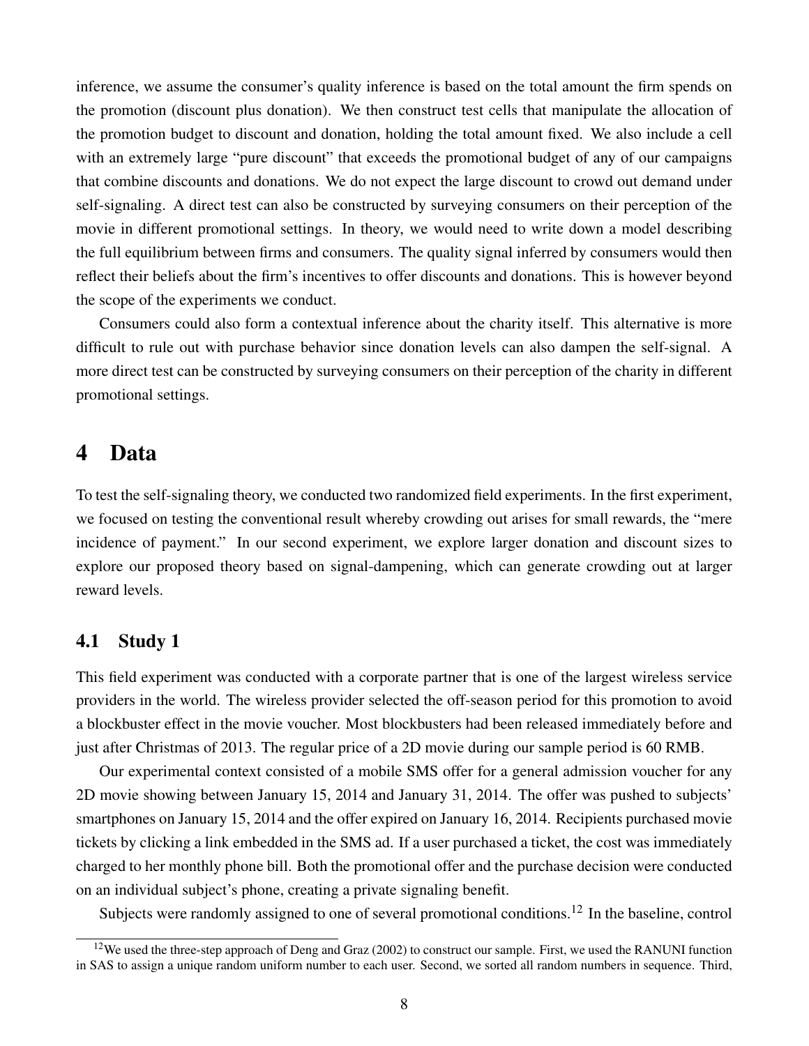inference, we assume the consumer's quality inference is based on the total amount the firm spends on the promotion (discount plus donation). We then construct test cells that manipulate the allocation of the promotion budget to discount and donation, holding the total amount fixed. We also include a cell with an extremely large "pure discount" that exceeds the promotional budget of any of our campaigns that combine discounts and donations. We do not expect the large discount to crowd out demand under self-signaling. A direct test can also be constructed by surveying consumers on their perception of the movie in different promotional settings. In theory, we would need to write down a model describing the full equilibrium between firms and consumers. The quality signal inferred by consumers would then reflect their beliefs about the firm's incentives to offer discounts and donations. This is however beyond the scope of the experiments we conduct.

Consumers could also form a contextual inference about the charity itself. This alternative is more difficult to rule out with purchase behavior since donation levels can also dampen the self-signal. A more direct test can be constructed by surveying consumers on their perception of the charity in different promotional settings.

# 4 Data

To test the self-signaling theory, we conducted two randomized field experiments. In the first experiment, we focused on testing the conventional result whereby crowding out arises for small rewards, the "mere incidence of payment." In our second experiment, we explore larger donation and discount sizes to explore our proposed theory based on signal-dampening, which can generate crowding out at larger reward levels.

## 4.1 Study 1

This field experiment was conducted with a corporate partner that is one of the largest wireless service providers in the world. The wireless provider selected the off-season period for this promotion to avoid a blockbuster effect in the movie voucher. Most blockbusters had been released immediately before and just after Christmas of 2013. The regular price of a 2D movie during our sample period is 60 RMB.

Our experimental context consisted of a mobile SMS offer for a general admission voucher for any 2D movie showing between January 15, 2014 and January 31, 2014. The offer was pushed to subjects' smartphones on January 15, 2014 and the offer expired on January 16, 2014. Recipients purchased movie tickets by clicking a link embedded in the SMS ad. If a user purchased a ticket, the cost was immediately charged to her monthly phone bill. Both the promotional offer and the purchase decision were conducted on an individual subject's phone, creating a private signaling benefit.

Subjects were randomly assigned to one of several promotional conditions.[12] In the baseline, control

[12] We used the three-step approach of Deng and Graz (2002) to construct our sample. First, we used the RANUNI function in SAS to assign a unique random uniform number to each user. Second, we sorted all random numbers in sequence. Third,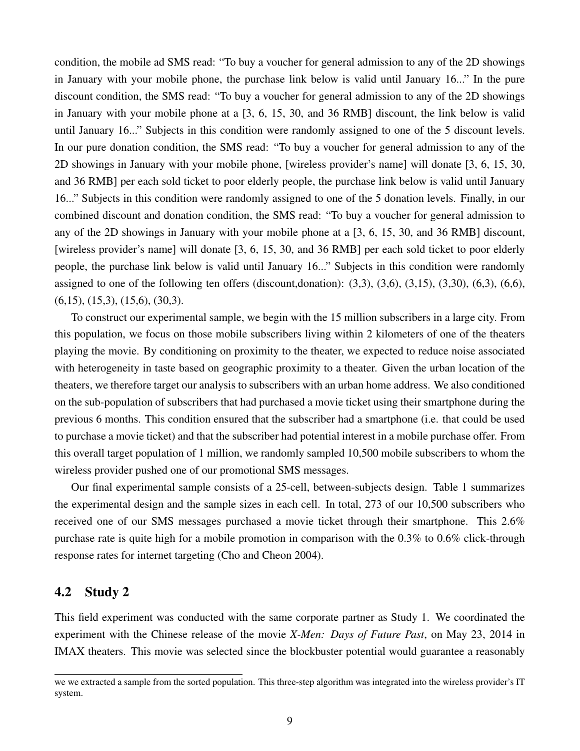condition, the mobile ad SMS read: "To buy a voucher for general admission to any of the 2D showings in January with your mobile phone, the purchase link below is valid until January 16..." In the pure discount condition, the SMS read: "To buy a voucher for general admission to any of the 2D showings in January with your mobile phone at a [3, 6, 15, 30, and 36 RMB] discount, the link below is valid until January 16..." Subjects in this condition were randomly assigned to one of the 5 discount levels. In our pure donation condition, the SMS read: "To buy a voucher for general admission to any of the 2D showings in January with your mobile phone, [wireless provider's name] will donate [3, 6, 15, 30, and 36 RMB] per each sold ticket to poor elderly people, the purchase link below is valid until January 16..." Subjects in this condition were randomly assigned to one of the 5 donation levels. Finally, in our combined discount and donation condition, the SMS read: "To buy a voucher for general admission to any of the 2D showings in January with your mobile phone at a [3, 6, 15, 30, and 36 RMB] discount, [wireless provider's name] will donate [3, 6, 15, 30, and 36 RMB] per each sold ticket to poor elderly people, the purchase link below is valid until January 16..." Subjects in this condition were randomly assigned to one of the following ten offers (discount,donation): (3,3), (3,6), (3,15), (3,30), (6,3), (6,6), (6,15), (15,3), (15,6), (30,3).

To construct our experimental sample, we begin with the 15 million subscribers in a large city. From this population, we focus on those mobile subscribers living within 2 kilometers of one of the theaters playing the movie. By conditioning on proximity to the theater, we expected to reduce noise associated with heterogeneity in taste based on geographic proximity to a theater. Given the urban location of the theaters, we therefore target our analysis to subscribers with an urban home address. We also conditioned on the sub-population of subscribers that had purchased a movie ticket using their smartphone during the previous 6 months. This condition ensured that the subscriber had a smartphone (i.e. that could be used to purchase a movie ticket) and that the subscriber had potential interest in a mobile purchase offer. From this overall target population of 1 million, we randomly sampled 10,500 mobile subscribers to whom the wireless provider pushed one of our promotional SMS messages.

Our final experimental sample consists of a 25-cell, between-subjects design. Table 1 summarizes the experimental design and the sample sizes in each cell. In total, 273 of our 10,500 subscribers who received one of our SMS messages purchased a movie ticket through their smartphone. This 2.6% purchase rate is quite high for a mobile promotion in comparison with the 0.3% to 0.6% click-through response rates for internet targeting (Cho and Cheon 2004).

## 4.2 Study 2

This field experiment was conducted with the same corporate partner as Study 1. We coordinated the experiment with the Chinese release of the movie *X-Men: Days of Future Past*, on May 23, 2014 in IMAX theaters. This movie was selected since the blockbuster potential would guarantee a reasonably

---

we we extracted a sample from the sorted population. This three-step algorithm was integrated into the wireless provider's IT system.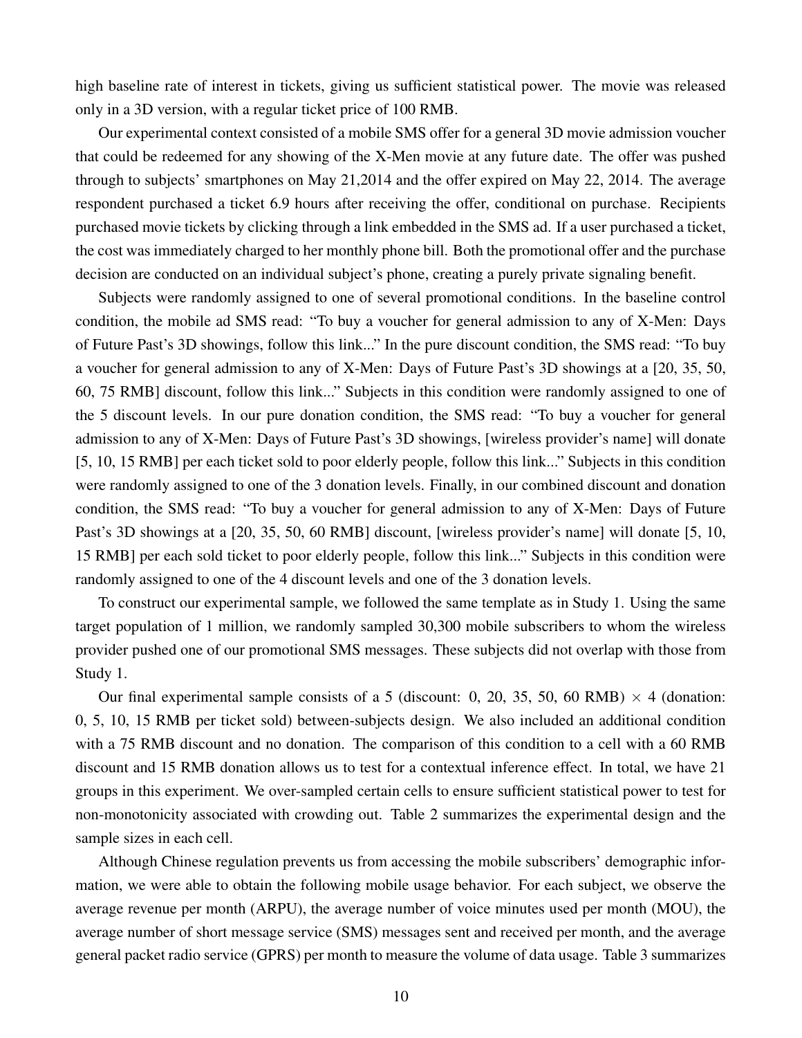high baseline rate of interest in tickets, giving us sufficient statistical power. The movie was released only in a 3D version, with a regular ticket price of 100 RMB.

Our experimental context consisted of a mobile SMS offer for a general 3D movie admission voucher that could be redeemed for any showing of the X-Men movie at any future date. The offer was pushed through to subjects' smartphones on May 21,2014 and the offer expired on May 22, 2014. The average respondent purchased a ticket 6.9 hours after receiving the offer, conditional on purchase. Recipients purchased movie tickets by clicking through a link embedded in the SMS ad. If a user purchased a ticket, the cost was immediately charged to her monthly phone bill. Both the promotional offer and the purchase decision are conducted on an individual subject's phone, creating a purely private signaling benefit.

Subjects were randomly assigned to one of several promotional conditions. In the baseline control condition, the mobile ad SMS read: "To buy a voucher for general admission to any of X-Men: Days of Future Past's 3D showings, follow this link..." In the pure discount condition, the SMS read: "To buy a voucher for general admission to any of X-Men: Days of Future Past's 3D showings at a [20, 35, 50, 60, 75 RMB] discount, follow this link..." Subjects in this condition were randomly assigned to one of the 5 discount levels. In our pure donation condition, the SMS read: "To buy a voucher for general admission to any of X-Men: Days of Future Past's 3D showings, [wireless provider's name] will donate [5, 10, 15 RMB] per each ticket sold to poor elderly people, follow this link..." Subjects in this condition were randomly assigned to one of the 3 donation levels. Finally, in our combined discount and donation condition, the SMS read: "To buy a voucher for general admission to any of X-Men: Days of Future Past's 3D showings at a [20, 35, 50, 60 RMB] discount, [wireless provider's name] will donate [5, 10, 15 RMB] per each sold ticket to poor elderly people, follow this link..." Subjects in this condition were randomly assigned to one of the 4 discount levels and one of the 3 donation levels.

To construct our experimental sample, we followed the same template as in Study 1. Using the same target population of 1 million, we randomly sampled 30,300 mobile subscribers to whom the wireless provider pushed one of our promotional SMS messages. These subjects did not overlap with those from Study 1.

Our final experimental sample consists of a 5 (discount: 0, 20, 35, 50, 60 RMB) $\times$ 4 (donation: 0, 5, 10, 15 RMB per ticket sold) between-subjects design. We also included an additional condition with a 75 RMB discount and no donation. The comparison of this condition to a cell with a 60 RMB discount and 15 RMB donation allows us to test for a contextual inference effect. In total, we have 21 groups in this experiment. We over-sampled certain cells to ensure sufficient statistical power to test for non-monotonicity associated with crowding out. Table 2 summarizes the experimental design and the sample sizes in each cell.

Although Chinese regulation prevents us from accessing the mobile subscribers' demographic information, we were able to obtain the following mobile usage behavior. For each subject, we observe the average revenue per month (ARPU), the average number of voice minutes used per month (MOU), the average number of short message service (SMS) messages sent and received per month, and the average general packet radio service (GPRS) per month to measure the volume of data usage. Table 3 summarizes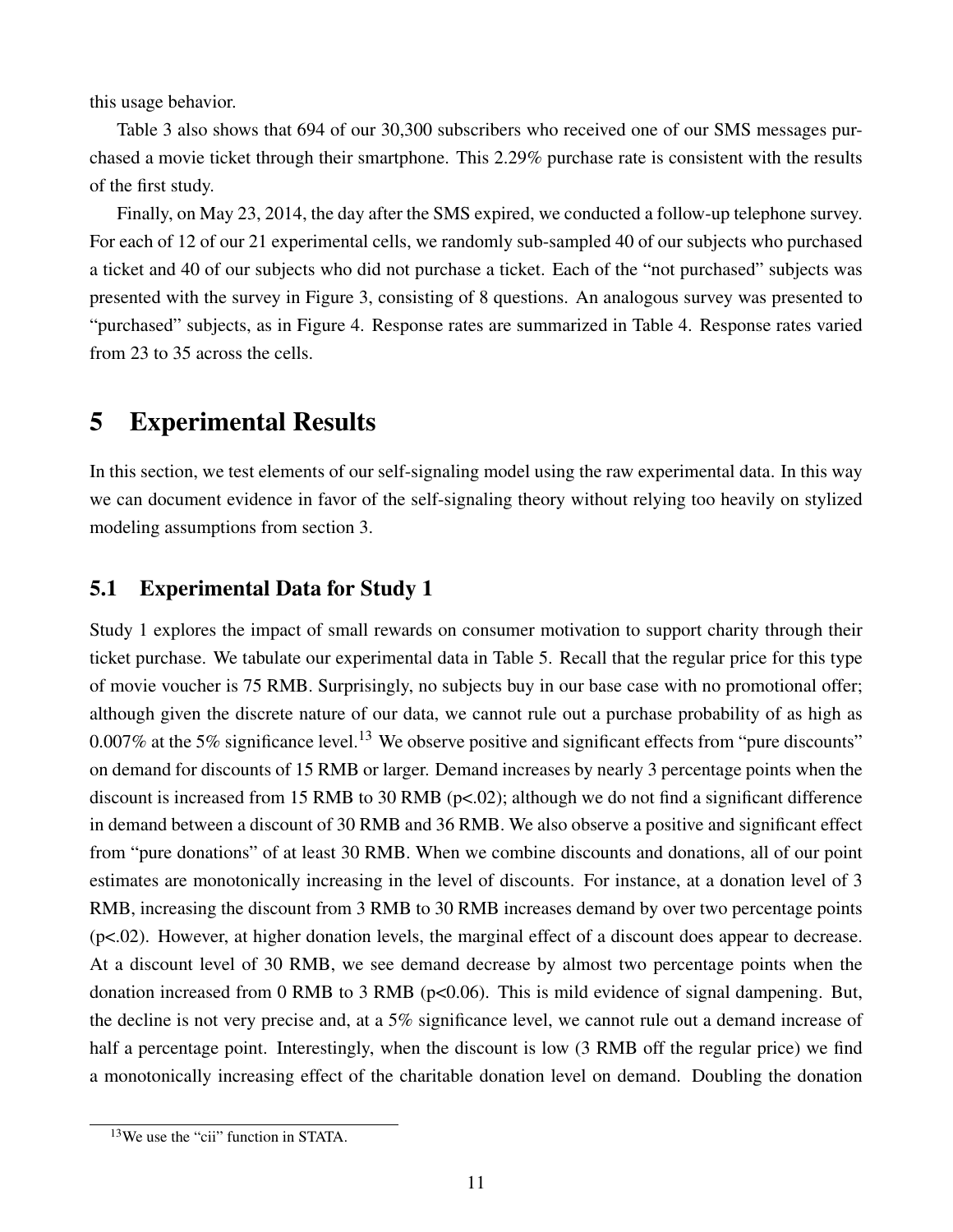this usage behavior.

Table 3 also shows that 694 of our 30,300 subscribers who received one of our SMS messages purchased a movie ticket through their smartphone. This 2.29% purchase rate is consistent with the results of the first study.

Finally, on May 23, 2014, the day after the SMS expired, we conducted a follow-up telephone survey. For each of 12 of our 21 experimental cells, we randomly sub-sampled 40 of our subjects who purchased a ticket and 40 of our subjects who did not purchase a ticket. Each of the "not purchased" subjects was presented with the survey in Figure 3, consisting of 8 questions. An analogous survey was presented to "purchased" subjects, as in Figure 4. Response rates are summarized in Table 4. Response rates varied from 23 to 35 across the cells.

# 5 Experimental Results

In this section, we test elements of our self-signaling model using the raw experimental data. In this way we can document evidence in favor of the self-signaling theory without relying too heavily on stylized modeling assumptions from section 3.

## 5.1 Experimental Data for Study 1

Study 1 explores the impact of small rewards on consumer motivation to support charity through their ticket purchase. We tabulate our experimental data in Table 5. Recall that the regular price for this type of movie voucher is 75 RMB. Surprisingly, no subjects buy in our base case with no promotional offer; although given the discrete nature of our data, we cannot rule out a purchase probability of as high as 0.007% at the 5% significance level.[13] We observe positive and significant effects from "pure discounts" on demand for discounts of 15 RMB or larger. Demand increases by nearly 3 percentage points when the discount is increased from 15 RMB to 30 RMB ($p<.02$); although we do not find a significant difference in demand between a discount of 30 RMB and 36 RMB. We also observe a positive and significant effect from "pure donations" of at least 30 RMB. When we combine discounts and donations, all of our point estimates are monotonically increasing in the level of discounts. For instance, at a donation level of 3 RMB, increasing the discount from 3 RMB to 30 RMB increases demand by over two percentage points ($p<.02$). However, at higher donation levels, the marginal effect of a discount does appear to decrease. At a discount level of 30 RMB, we see demand decrease by almost two percentage points when the donation increased from 0 RMB to 3 RMB ($p<0.06$). This is mild evidence of signal dampening. But, the decline is not very precise and, at a 5% significance level, we cannot rule out a demand increase of half a percentage point. Interestingly, when the discount is low (3 RMB off the regular price) we find a monotonically increasing effect of the charitable donation level on demand. Doubling the donation

[13] We use the "cii" function in STATA.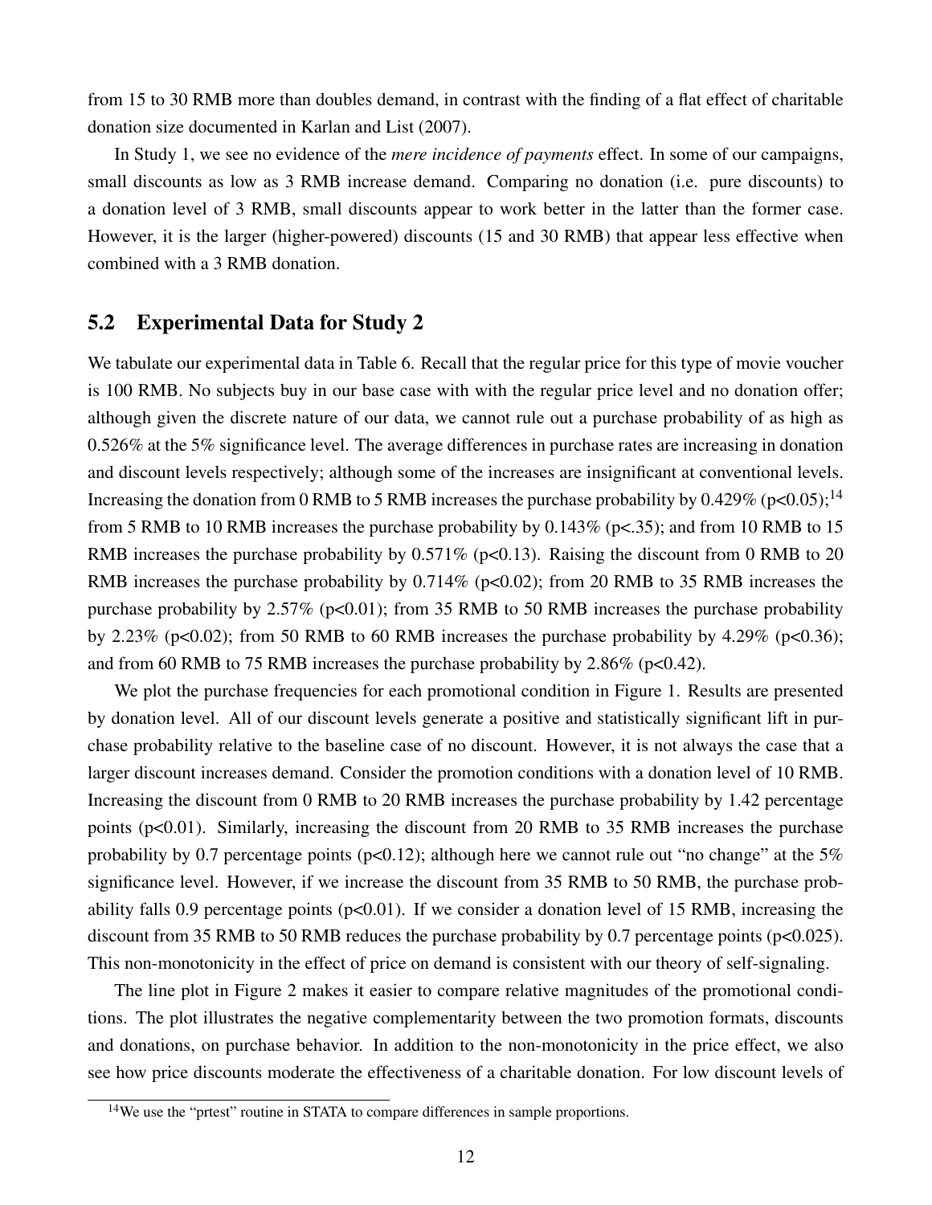from 15 to 30 RMB more than doubles demand, in contrast with the finding of a flat effect of charitable donation size documented in Karlan and List (2007).

In Study 1, we see no evidence of the *mere incidence of payments* effect. In some of our campaigns, small discounts as low as 3 RMB increase demand. Comparing no donation (i.e. pure discounts) to a donation level of 3 RMB, small discounts appear to work better in the latter than the former case. However, it is the larger (higher-powered) discounts (15 and 30 RMB) that appear less effective when combined with a 3 RMB donation.

## 5.2 Experimental Data for Study 2

We tabulate our experimental data in Table 6. Recall that the regular price for this type of movie voucher is 100 RMB. No subjects buy in our base case with with the regular price level and no donation offer; although given the discrete nature of our data, we cannot rule out a purchase probability of as high as 0.526% at the 5% significance level. The average differences in purchase rates are increasing in donation and discount levels respectively; although some of the increases are insignificant at conventional levels. Increasing the donation from 0 RMB to 5 RMB increases the purchase probability by 0.429% ($p<0.05$);[14] from 5 RMB to 10 RMB increases the purchase probability by 0.143% ($p<.35$); and from 10 RMB to 15 RMB increases the purchase probability by 0.571% ($p<0.13$). Raising the discount from 0 RMB to 20 RMB increases the purchase probability by 0.714% ($p<0.02$); from 20 RMB to 35 RMB increases the purchase probability by 2.57% ($p<0.01$); from 35 RMB to 50 RMB increases the purchase probability by 2.23% ($p<0.02$); from 50 RMB to 60 RMB increases the purchase probability by 4.29% ($p<0.36$); and from 60 RMB to 75 RMB increases the purchase probability by 2.86% ($p<0.42$).

We plot the purchase frequencies for each promotional condition in Figure 1. Results are presented by donation level. All of our discount levels generate a positive and statistically significant lift in purchase probability relative to the baseline case of no discount. However, it is not always the case that a larger discount increases demand. Consider the promotion conditions with a donation level of 10 RMB. Increasing the discount from 0 RMB to 20 RMB increases the purchase probability by 1.42 percentage points ($p<0.01$). Similarly, increasing the discount from 20 RMB to 35 RMB increases the purchase probability by 0.7 percentage points ($p<0.12$); although here we cannot rule out "no change" at the 5% significance level. However, if we increase the discount from 35 RMB to 50 RMB, the purchase probability falls 0.9 percentage points ($p<0.01$). If we consider a donation level of 15 RMB, increasing the discount from 35 RMB to 50 RMB reduces the purchase probability by 0.7 percentage points ($p<0.025$). This non-monotonicity in the effect of price on demand is consistent with our theory of self-signaling.

The line plot in Figure 2 makes it easier to compare relative magnitudes of the promotional conditions. The plot illustrates the negative complementarity between the two promotion formats, discounts and donations, on purchase behavior. In addition to the non-monotonicity in the price effect, we also see how price discounts moderate the effectiveness of a charitable donation. For low discount levels of

[14] We use the "prtest" routine in STATA to compare differences in sample proportions.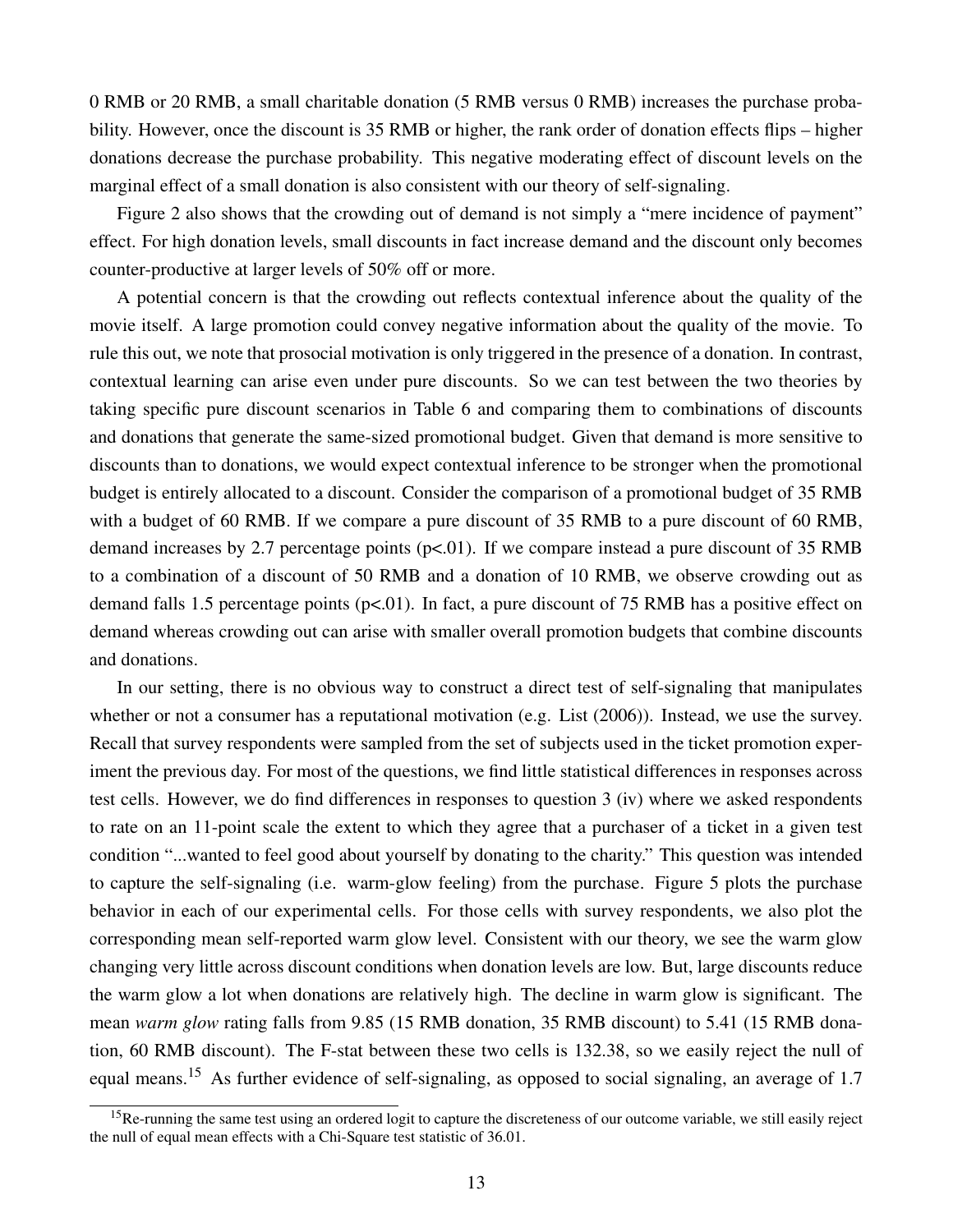0 RMB or 20 RMB, a small charitable donation (5 RMB versus 0 RMB) increases the purchase probability. However, once the discount is 35 RMB or higher, the rank order of donation effects flips – higher donations decrease the purchase probability. This negative moderating effect of discount levels on the marginal effect of a small donation is also consistent with our theory of self-signaling.

Figure 2 also shows that the crowding out of demand is not simply a "mere incidence of payment" effect. For high donation levels, small discounts in fact increase demand and the discount only becomes counter-productive at larger levels of 50% off or more.

A potential concern is that the crowding out reflects contextual inference about the quality of the movie itself. A large promotion could convey negative information about the quality of the movie. To rule this out, we note that prosocial motivation is only triggered in the presence of a donation. In contrast, contextual learning can arise even under pure discounts. So we can test between the two theories by taking specific pure discount scenarios in Table 6 and comparing them to combinations of discounts and donations that generate the same-sized promotional budget. Given that demand is more sensitive to discounts than to donations, we would expect contextual inference to be stronger when the promotional budget is entirely allocated to a discount. Consider the comparison of a promotional budget of 35 RMB with a budget of 60 RMB. If we compare a pure discount of 35 RMB to a pure discount of 60 RMB, demand increases by 2.7 percentage points ($p<.01$). If we compare instead a pure discount of 35 RMB to a combination of a discount of 50 RMB and a donation of 10 RMB, we observe crowding out as demand falls 1.5 percentage points ($p<.01$). In fact, a pure discount of 75 RMB has a positive effect on demand whereas crowding out can arise with smaller overall promotion budgets that combine discounts and donations.

In our setting, there is no obvious way to construct a direct test of self-signaling that manipulates whether or not a consumer has a reputational motivation (e.g. List (2006)). Instead, we use the survey. Recall that survey respondents were sampled from the set of subjects used in the ticket promotion experiment the previous day. For most of the questions, we find little statistical differences in responses across test cells. However, we do find differences in responses to question 3 (iv) where we asked respondents to rate on an 11-point scale the extent to which they agree that a purchaser of a ticket in a given test condition "...wanted to feel good about yourself by donating to the charity." This question was intended to capture the self-signaling (i.e. warm-glow feeling) from the purchase. Figure 5 plots the purchase behavior in each of our experimental cells. For those cells with survey respondents, we also plot the corresponding mean self-reported warm glow level. Consistent with our theory, we see the warm glow changing very little across discount conditions when donation levels are low. But, large discounts reduce the warm glow a lot when donations are relatively high. The decline in warm glow is significant. The mean *warm glow* rating falls from 9.85 (15 RMB donation, 35 RMB discount) to 5.41 (15 RMB donation, 60 RMB discount). The F-stat between these two cells is 132.38, so we easily reject the null of equal means.[15] As further evidence of self-signaling, as opposed to social signaling, an average of 1.7

[15]Re-running the same test using an ordered logit to capture the discreteness of our outcome variable, we still easily reject the null of equal mean effects with a Chi-Square test statistic of 36.01.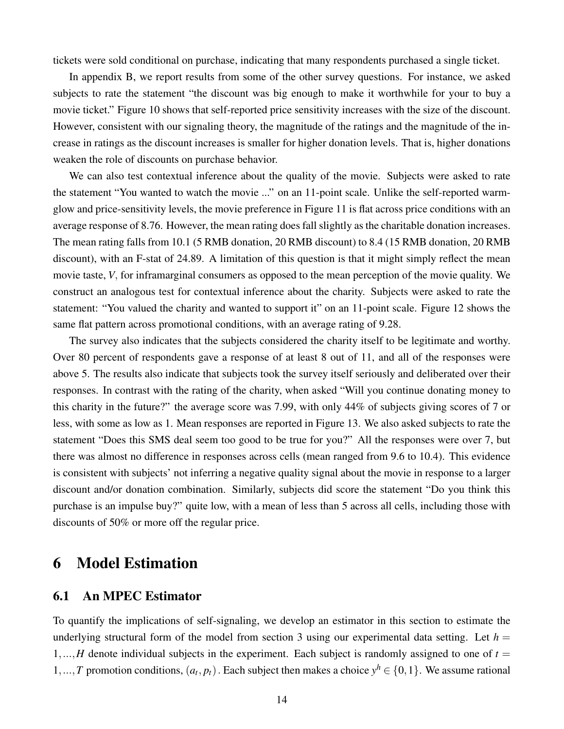tickets were sold conditional on purchase, indicating that many respondents purchased a single ticket.

In appendix B, we report results from some of the other survey questions. For instance, we asked subjects to rate the statement "the discount was big enough to make it worthwhile for your to buy a movie ticket." Figure 10 shows that self-reported price sensitivity increases with the size of the discount. However, consistent with our signaling theory, the magnitude of the ratings and the magnitude of the increase in ratings as the discount increases is smaller for higher donation levels. That is, higher donations weaken the role of discounts on purchase behavior.

We can also test contextual inference about the quality of the movie. Subjects were asked to rate the statement "You wanted to watch the movie ..." on an 11-point scale. Unlike the self-reported warm-glow and price-sensitivity levels, the movie preference in Figure 11 is flat across price conditions with an average response of 8.76. However, the mean rating does fall slightly as the charitable donation increases. The mean rating falls from 10.1 (5 RMB donation, 20 RMB discount) to 8.4 (15 RMB donation, 20 RMB discount), with an F-stat of 24.89. A limitation of this question is that it might simply reflect the mean movie taste, $V$, for inframarginal consumers as opposed to the mean perception of the movie quality. We construct an analogous test for contextual inference about the charity. Subjects were asked to rate the statement: "You valued the charity and wanted to support it" on an 11-point scale. Figure 12 shows the same flat pattern across promotional conditions, with an average rating of 9.28.

The survey also indicates that the subjects considered the charity itself to be legitimate and worthy. Over 80 percent of respondents gave a response of at least 8 out of 11, and all of the responses were above 5. The results also indicate that subjects took the survey itself seriously and deliberated over their responses. In contrast with the rating of the charity, when asked "Will you continue donating money to this charity in the future?" the average score was 7.99, with only 44% of subjects giving scores of 7 or less, with some as low as 1. Mean responses are reported in Figure 13. We also asked subjects to rate the statement "Does this SMS deal seem too good to be true for you?" All the responses were over 7, but there was almost no difference in responses across cells (mean ranged from 9.6 to 10.4). This evidence is consistent with subjects' not inferring a negative quality signal about the movie in response to a larger discount and/or donation combination. Similarly, subjects did score the statement "Do you think this purchase is an impulse buy?" quite low, with a mean of less than 5 across all cells, including those with discounts of 50% or more off the regular price.

# 6 Model Estimation

## 6.1 An MPEC Estimator

To quantify the implications of self-signaling, we develop an estimator in this section to estimate the underlying structural form of the model from section 3 using our experimental data setting. Let $h = 1,...,H$ denote individual subjects in the experiment. Each subject is randomly assigned to one of $t = 1,...,T$ promotion conditions, $(a_t, p_t)$. Each subject then makes a choice $y^h \in \{0,1\}$. We assume rational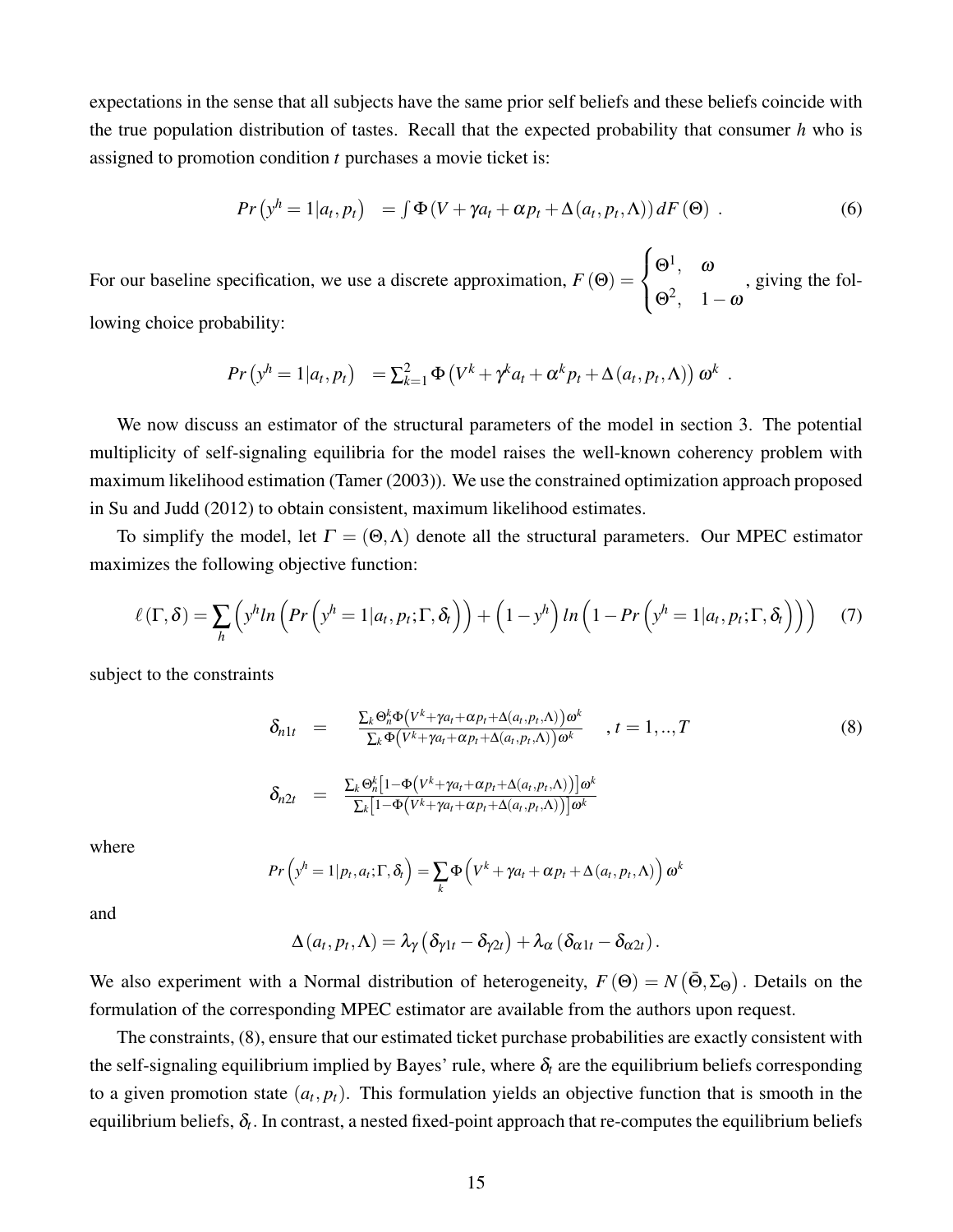expectations in the sense that all subjects have the same prior self beliefs and these beliefs coincide with the true population distribution of tastes. Recall that the expected probability that consumer $h$ who is assigned to promotion condition $t$ purchases a movie ticket is:

$$Pr\left(y^h = 1|a_t, p_t\right) \quad = \int \Phi\left(V + \gamma a_t + \alpha p_t + \Delta\left(a_t, p_t, \Lambda\right)\right) dF\left(\Theta\right) \ . \tag{6}$$

For our baseline specification, we use a discrete approximation, $F\left(\Theta\right) = \begin{cases} \Theta^1, & \omega \\ \Theta^2, & 1-\omega \end{cases}$, giving the following choice probability:

$$Pr\left(y^h = 1|a_t, p_t\right) \quad = \sum_{k=1}^{2} \Phi\left(V^k + \gamma^k a_t + \alpha^k p_t + \Delta\left(a_t, p_t, \Lambda\right)\right) \omega^k \ .$$

We now discuss an estimator of the structural parameters of the model in section 3. The potential multiplicity of self-signaling equilibria for the model raises the well-known coherency problem with maximum likelihood estimation (Tamer (2003)). We use the constrained optimization approach proposed in Su and Judd (2012) to obtain consistent, maximum likelihood estimates.

To simplify the model, let $\Gamma = (\Theta, \Lambda)$ denote all the structural parameters. Our MPEC estimator maximizes the following objective function:

$$\ell\left(\Gamma, \delta\right) = \sum_h \left( y^h ln\left(Pr\left(y^h = 1|a_t, p_t; \Gamma, \delta_t\right)\right) + \left(1 - y^h\right) ln\left(1 - Pr\left(y^h = 1|a_t, p_t; \Gamma, \delta_t\right)\right)\right) \tag{7}$$

subject to the constraints

$$\delta_{n1t} \quad = \quad \frac{\sum_k \Theta_n^k \Phi\left(V^k + \gamma a_t + \alpha p_t + \Delta\left(a_t, p_t, \Lambda\right)\right)\omega^k}{\sum_k \Phi\left(V^k + \gamma a_t + \alpha p_t + \Delta\left(a_t, p_t, \Lambda\right)\right)\omega^k} \quad , t = 1, .., T \tag{8}$$

$$\delta_{n2t} \quad = \quad \frac{\sum_k \Theta_n^k \left[1 - \Phi\left(V^k + \gamma a_t + \alpha p_t + \Delta\left(a_t, p_t, \Lambda\right)\right)\right]\omega^k}{\sum_k \left[1 - \Phi\left(V^k + \gamma a_t + \alpha p_t + \Delta\left(a_t, p_t, \Lambda\right)\right)\right]\omega^k}$$

where

$$Pr\left(y^h = 1|p_t, a_t; \Gamma, \delta_t\right) = \sum_k \Phi\left(V^k + \gamma a_t + \alpha p_t + \Delta\left(a_t, p_t, \Lambda\right)\right)\omega^k$$

and

$$\Delta\left(a_t, p_t, \Lambda\right) = \lambda_\gamma\left(\delta_{\gamma 1t} - \delta_{\gamma 2t}\right) + \lambda_\alpha\left(\delta_{\alpha 1t} - \delta_{\alpha 2t}\right).$$

We also experiment with a Normal distribution of heterogeneity, $F\left(\Theta\right) = N\left(\bar{\Theta}, \Sigma_\Theta\right)$. Details on the formulation of the corresponding MPEC estimator are available from the authors upon request.

The constraints, (8), ensure that our estimated ticket purchase probabilities are exactly consistent with the self-signaling equilibrium implied by Bayes' rule, where $\delta_t$ are the equilibrium beliefs corresponding to a given promotion state $(a_t, p_t)$. This formulation yields an objective function that is smooth in the equilibrium beliefs, $\delta_t$. In contrast, a nested fixed-point approach that re-computes the equilibrium beliefs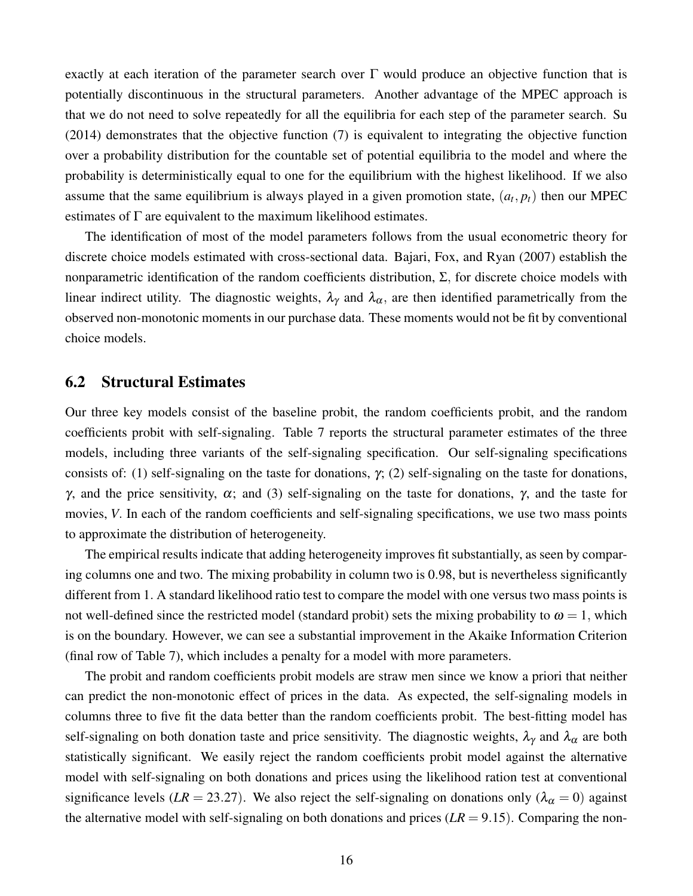exactly at each iteration of the parameter search over $\Gamma$ would produce an objective function that is potentially discontinuous in the structural parameters. Another advantage of the MPEC approach is that we do not need to solve repeatedly for all the equilibria for each step of the parameter search. Su (2014) demonstrates that the objective function (7) is equivalent to integrating the objective function over a probability distribution for the countable set of potential equilibria to the model and where the probability is deterministically equal to one for the equilibrium with the highest likelihood. If we also assume that the same equilibrium is always played in a given promotion state, $(a_t, p_t)$ then our MPEC estimates of $\Gamma$ are equivalent to the maximum likelihood estimates.

The identification of most of the model parameters follows from the usual econometric theory for discrete choice models estimated with cross-sectional data. Bajari, Fox, and Ryan (2007) establish the nonparametric identification of the random coefficients distribution, $\Sigma$, for discrete choice models with linear indirect utility. The diagnostic weights, $\lambda_\gamma$ and $\lambda_\alpha$, are then identified parametrically from the observed non-monotonic moments in our purchase data. These moments would not be fit by conventional choice models.

## 6.2 Structural Estimates

Our three key models consist of the baseline probit, the random coefficients probit, and the random coefficients probit with self-signaling. Table 7 reports the structural parameter estimates of the three models, including three variants of the self-signaling specification. Our self-signaling specifications consists of: (1) self-signaling on the taste for donations, $\gamma$; (2) self-signaling on the taste for donations, $\gamma$, and the price sensitivity, $\alpha$; and (3) self-signaling on the taste for donations, $\gamma$, and the taste for movies, $V$. In each of the random coefficients and self-signaling specifications, we use two mass points to approximate the distribution of heterogeneity.

The empirical results indicate that adding heterogeneity improves fit substantially, as seen by comparing columns one and two. The mixing probability in column two is 0.98, but is nevertheless significantly different from 1. A standard likelihood ratio test to compare the model with one versus two mass points is not well-defined since the restricted model (standard probit) sets the mixing probability to $\omega = 1$, which is on the boundary. However, we can see a substantial improvement in the Akaike Information Criterion (final row of Table 7), which includes a penalty for a model with more parameters.

The probit and random coefficients probit models are straw men since we know a priori that neither can predict the non-monotonic effect of prices in the data. As expected, the self-signaling models in columns three to five fit the data better than the random coefficients probit. The best-fitting model has self-signaling on both donation taste and price sensitivity. The diagnostic weights, $\lambda_\gamma$ and $\lambda_\alpha$ are both statistically significant. We easily reject the random coefficients probit model against the alternative model with self-signaling on both donations and prices using the likelihood ration test at conventional significance levels ($LR = 23.27$). We also reject the self-signaling on donations only ($\lambda_\alpha = 0$) against the alternative model with self-signaling on both donations and prices ($LR = 9.15$). Comparing the non-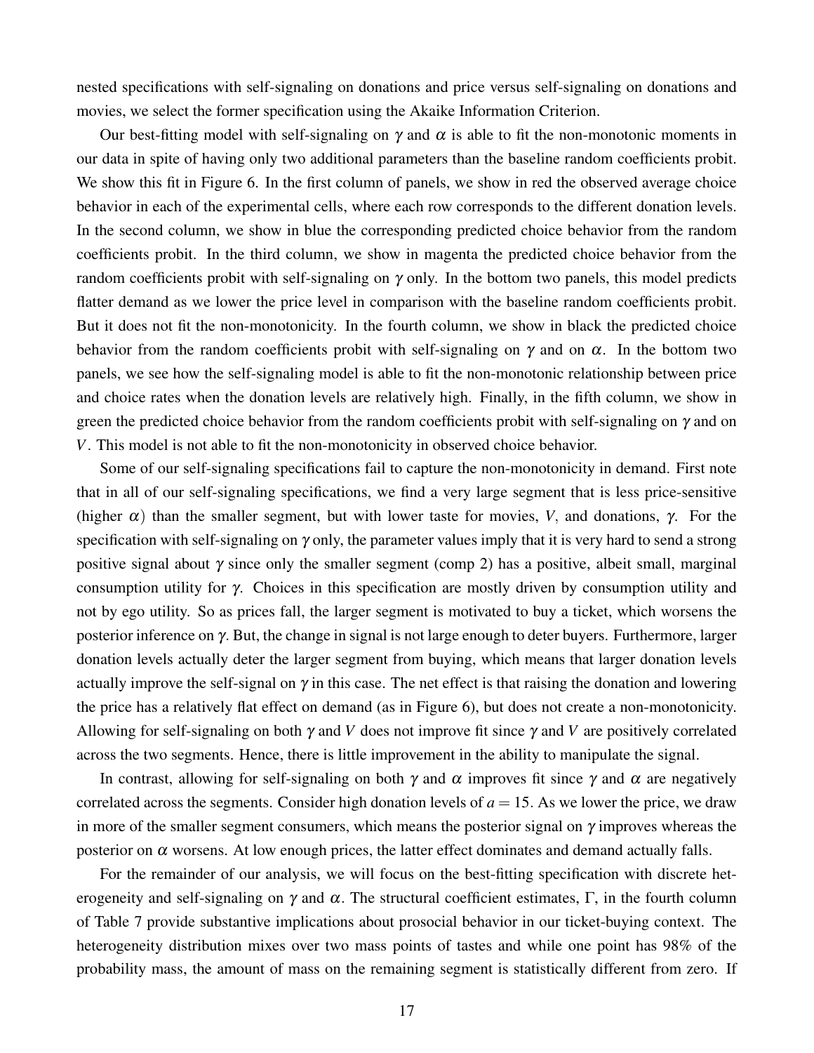nested specifications with self-signaling on donations and price versus self-signaling on donations and movies, we select the former specification using the Akaike Information Criterion.

Our best-fitting model with self-signaling on $\gamma$ and $\alpha$ is able to fit the non-monotonic moments in our data in spite of having only two additional parameters than the baseline random coefficients probit. We show this fit in Figure 6. In the first column of panels, we show in red the observed average choice behavior in each of the experimental cells, where each row corresponds to the different donation levels. In the second column, we show in blue the corresponding predicted choice behavior from the random coefficients probit. In the third column, we show in magenta the predicted choice behavior from the random coefficients probit with self-signaling on $\gamma$ only. In the bottom two panels, this model predicts flatter demand as we lower the price level in comparison with the baseline random coefficients probit. But it does not fit the non-monotonicity. In the fourth column, we show in black the predicted choice behavior from the random coefficients probit with self-signaling on $\gamma$ and on $\alpha$. In the bottom two panels, we see how the self-signaling model is able to fit the non-monotonic relationship between price and choice rates when the donation levels are relatively high. Finally, in the fifth column, we show in green the predicted choice behavior from the random coefficients probit with self-signaling on $\gamma$ and on $V$. This model is not able to fit the non-monotonicity in observed choice behavior.

Some of our self-signaling specifications fail to capture the non-monotonicity in demand. First note that in all of our self-signaling specifications, we find a very large segment that is less price-sensitive (higher $\alpha$) than the smaller segment, but with lower taste for movies, $V$, and donations, $\gamma$. For the specification with self-signaling on $\gamma$ only, the parameter values imply that it is very hard to send a strong positive signal about $\gamma$ since only the smaller segment (comp 2) has a positive, albeit small, marginal consumption utility for $\gamma$. Choices in this specification are mostly driven by consumption utility and not by ego utility. So as prices fall, the larger segment is motivated to buy a ticket, which worsens the posterior inference on $\gamma$. But, the change in signal is not large enough to deter buyers. Furthermore, larger donation levels actually deter the larger segment from buying, which means that larger donation levels actually improve the self-signal on $\gamma$ in this case. The net effect is that raising the donation and lowering the price has a relatively flat effect on demand (as in Figure 6), but does not create a non-monotonicity. Allowing for self-signaling on both $\gamma$ and $V$ does not improve fit since $\gamma$ and $V$ are positively correlated across the two segments. Hence, there is little improvement in the ability to manipulate the signal.

In contrast, allowing for self-signaling on both $\gamma$ and $\alpha$ improves fit since $\gamma$ and $\alpha$ are negatively correlated across the segments. Consider high donation levels of $a = 15$. As we lower the price, we draw in more of the smaller segment consumers, which means the posterior signal on $\gamma$ improves whereas the posterior on $\alpha$ worsens. At low enough prices, the latter effect dominates and demand actually falls.

For the remainder of our analysis, we will focus on the best-fitting specification with discrete heterogeneity and self-signaling on $\gamma$ and $\alpha$. The structural coefficient estimates, $\Gamma$, in the fourth column of Table 7 provide substantive implications about prosocial behavior in our ticket-buying context. The heterogeneity distribution mixes over two mass points of tastes and while one point has 98% of the probability mass, the amount of mass on the remaining segment is statistically different from zero. If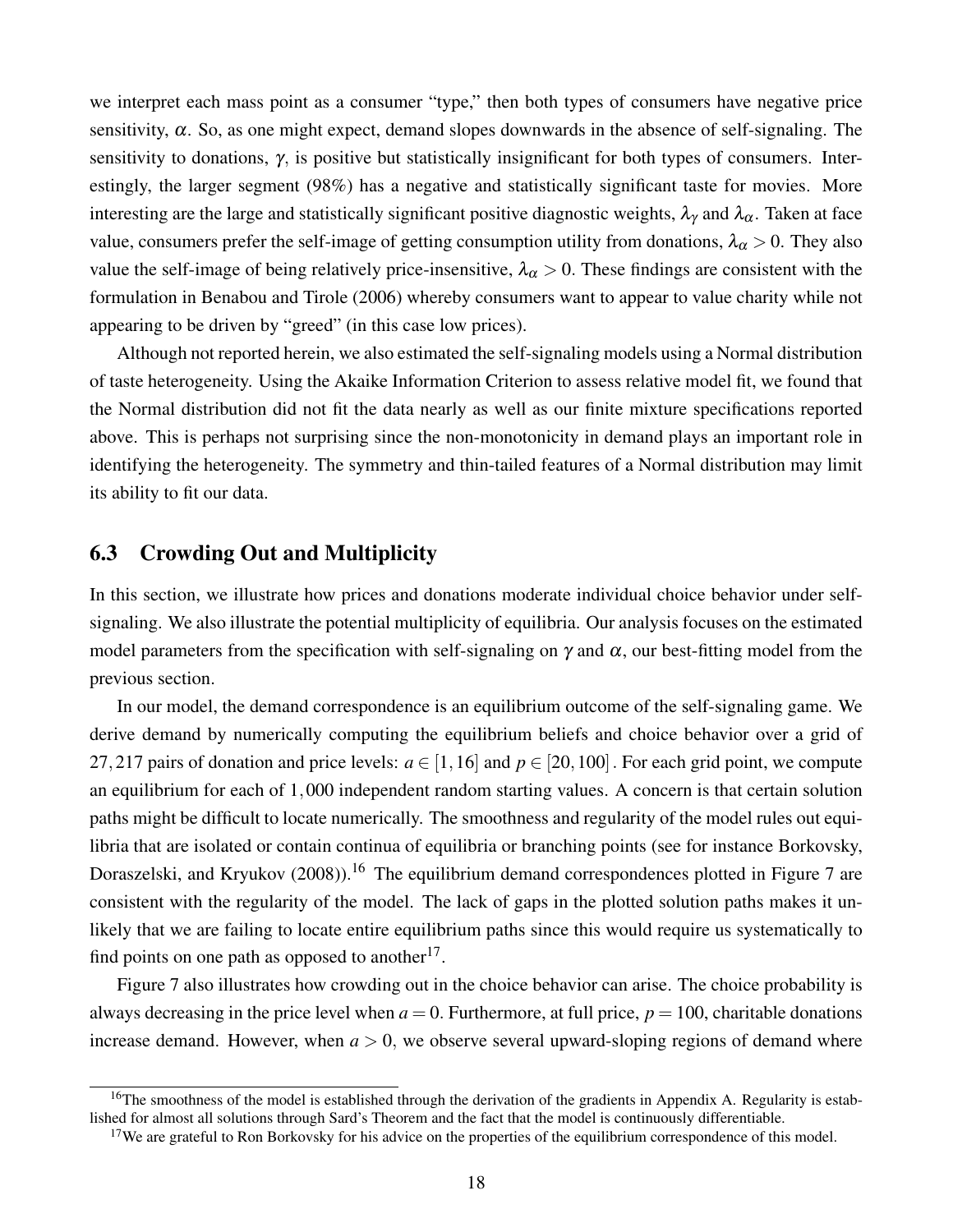we interpret each mass point as a consumer "type," then both types of consumers have negative price sensitivity, $\alpha$. So, as one might expect, demand slopes downwards in the absence of self-signaling. The sensitivity to donations, $\gamma$, is positive but statistically insignificant for both types of consumers. Interestingly, the larger segment (98%) has a negative and statistically significant taste for movies. More interesting are the large and statistically significant positive diagnostic weights, $\lambda_\gamma$ and $\lambda_\alpha$. Taken at face value, consumers prefer the self-image of getting consumption utility from donations, $\lambda_\alpha > 0$. They also value the self-image of being relatively price-insensitive, $\lambda_\alpha > 0$. These findings are consistent with the formulation in Benabou and Tirole (2006) whereby consumers want to appear to value charity while not appearing to be driven by "greed" (in this case low prices).

Although not reported herein, we also estimated the self-signaling models using a Normal distribution of taste heterogeneity. Using the Akaike Information Criterion to assess relative model fit, we found that the Normal distribution did not fit the data nearly as well as our finite mixture specifications reported above. This is perhaps not surprising since the non-monotonicity in demand plays an important role in identifying the heterogeneity. The symmetry and thin-tailed features of a Normal distribution may limit its ability to fit our data.

## 6.3 Crowding Out and Multiplicity

In this section, we illustrate how prices and donations moderate individual choice behavior under self-signaling. We also illustrate the potential multiplicity of equilibria. Our analysis focuses on the estimated model parameters from the specification with self-signaling on $\gamma$ and $\alpha$, our best-fitting model from the previous section.

In our model, the demand correspondence is an equilibrium outcome of the self-signaling game. We derive demand by numerically computing the equilibrium beliefs and choice behavior over a grid of 27,217 pairs of donation and price levels: $a \in [1,16]$ and $p \in [20,100]$. For each grid point, we compute an equilibrium for each of 1,000 independent random starting values. A concern is that certain solution paths might be difficult to locate numerically. The smoothness and regularity of the model rules out equilibria that are isolated or contain continua of equilibria or branching points (see for instance Borkovsky, Doraszelski, and Kryukov (2008)).[16] The equilibrium demand correspondences plotted in Figure 7 are consistent with the regularity of the model. The lack of gaps in the plotted solution paths makes it unlikely that we are failing to locate entire equilibrium paths since this would require us systematically to find points on one path as opposed to another[17].

Figure 7 also illustrates how crowding out in the choice behavior can arise. The choice probability is always decreasing in the price level when $a = 0$. Furthermore, at full price, $p = 100$, charitable donations increase demand. However, when $a > 0$, we observe several upward-sloping regions of demand where

[16] The smoothness of the model is established through the derivation of the gradients in Appendix A. Regularity is established for almost all solutions through Sard's Theorem and the fact that the model is continuously differentiable.

[17] We are grateful to Ron Borkovsky for his advice on the properties of the equilibrium correspondence of this model.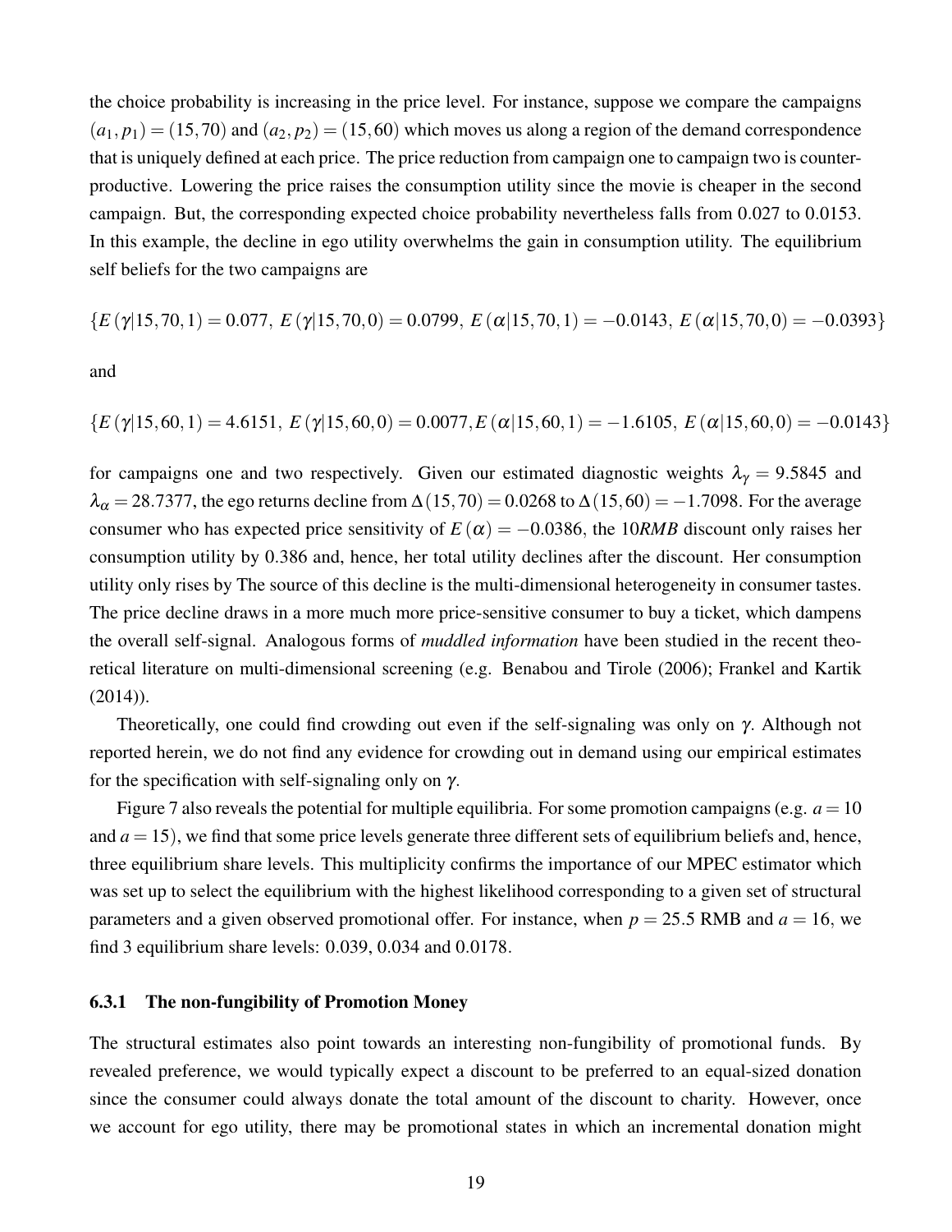the choice probability is increasing in the price level. For instance, suppose we compare the campaigns $(a_1, p_1) = (15, 70)$ and $(a_2, p_2) = (15, 60)$ which moves us along a region of the demand correspondence that is uniquely defined at each price. The price reduction from campaign one to campaign two is counter-productive. Lowering the price raises the consumption utility since the movie is cheaper in the second campaign. But, the corresponding expected choice probability nevertheless falls from 0.027 to 0.0153. In this example, the decline in ego utility overwhelms the gain in consumption utility. The equilibrium self beliefs for the two campaigns are

$$\{E(\gamma|15,70,1) = 0.077,\ E(\gamma|15,70,0) = 0.0799,\ E(\alpha|15,70,1) = -0.0143,\ E(\alpha|15,70,0) = -0.0393\}$$

and

$$\{E(\gamma|15,60,1) = 4.6151,\ E(\gamma|15,60,0) = 0.0077, E(\alpha|15,60,1) = -1.6105,\ E(\alpha|15,60,0) = -0.0143\}$$

for campaigns one and two respectively. Given our estimated diagnostic weights $\lambda_\gamma = 9.5845$ and $\lambda_\alpha = 28.7377$, the ego returns decline from $\Delta(15,70) = 0.0268$ to $\Delta(15,60) = -1.7098$. For the average consumer who has expected price sensitivity of $E(\alpha) = -0.0386$, the 10*RMB* discount only raises her consumption utility by 0.386 and, hence, her total utility declines after the discount. Her consumption utility only rises by The source of this decline is the multi-dimensional heterogeneity in consumer tastes. The price decline draws in a more much more price-sensitive consumer to buy a ticket, which dampens the overall self-signal. Analogous forms of *muddled information* have been studied in the recent theoretical literature on multi-dimensional screening (e.g. Benabou and Tirole (2006); Frankel and Kartik (2014)).

Theoretically, one could find crowding out even if the self-signaling was only on $\gamma$. Although not reported herein, we do not find any evidence for crowding out in demand using our empirical estimates for the specification with self-signaling only on $\gamma$.

Figure 7 also reveals the potential for multiple equilibria. For some promotion campaigns (e.g. $a = 10$ and $a = 15$), we find that some price levels generate three different sets of equilibrium beliefs and, hence, three equilibrium share levels. This multiplicity confirms the importance of our MPEC estimator which was set up to select the equilibrium with the highest likelihood corresponding to a given set of structural parameters and a given observed promotional offer. For instance, when $p = 25.5$ RMB and $a = 16$, we find 3 equilibrium share levels: 0.039, 0.034 and 0.0178.

### 6.3.1 The non-fungibility of Promotion Money

The structural estimates also point towards an interesting non-fungibility of promotional funds. By revealed preference, we would typically expect a discount to be preferred to an equal-sized donation since the consumer could always donate the total amount of the discount to charity. However, once we account for ego utility, there may be promotional states in which an incremental donation might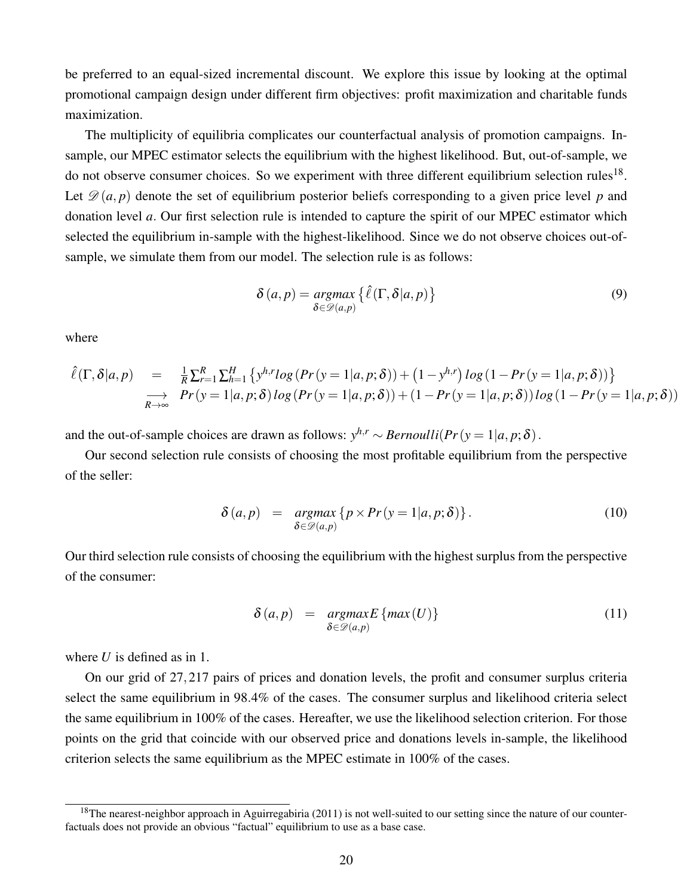be preferred to an equal-sized incremental discount. We explore this issue by looking at the optimal promotional campaign design under different firm objectives: profit maximization and charitable funds maximization.

The multiplicity of equilibria complicates our counterfactual analysis of promotion campaigns. In-sample, our MPEC estimator selects the equilibrium with the highest likelihood. But, out-of-sample, we do not observe consumer choices. So we experiment with three different equilibrium selection rules[18]. Let $\mathscr{D}(a,p)$ denote the set of equilibrium posterior beliefs corresponding to a given price level $p$ and donation level $a$. Our first selection rule is intended to capture the spirit of our MPEC estimator which selected the equilibrium in-sample with the highest-likelihood. Since we do not observe choices out-of-sample, we simulate them from our model. The selection rule is as follows:

$$\delta(a,p) = \underset{\delta \in \mathscr{D}(a,p)}{argmax} \left\{ \hat{\ell}(\Gamma, \delta | a, p) \right\} \tag{9}$$

where

$$\begin{aligned} \hat{\ell}(\Gamma, \delta | a, p) &= \frac{1}{R}\sum_{r=1}^{R}\sum_{h=1}^{H}\left\{ y^{h,r} log\left(Pr\left(y=1|a,p;\delta\right)\right) + \left(1-y^{h,r}\right) log\left(1-Pr\left(y=1|a,p;\delta\right)\right)\right\} \\ &\underset{R\to\infty}{\longrightarrow} Pr\left(y=1|a,p;\delta\right) log\left(Pr\left(y=1|a,p;\delta\right)\right) + \left(1-Pr\left(y=1|a,p;\delta\right)\right) log\left(1-Pr\left(y=1|a,p;\delta\right)\right) \end{aligned}$$

and the out-of-sample choices are drawn as follows: $y^{h,r} \sim Bernoulli(Pr\left(y=1|a,p;\delta\right)$.

Our second selection rule consists of choosing the most profitable equilibrium from the perspective of the seller:

$$\delta(a,p) = \underset{\delta \in \mathscr{D}(a,p)}{argmax} \left\{ p \times Pr\left(y=1|a,p;\delta\right)\right\}. \tag{10}$$

Our third selection rule consists of choosing the equilibrium with the highest surplus from the perspective of the consumer:

$$\delta(a,p) = \underset{\delta \in \mathscr{D}(a,p)}{argmax} E\left\{max\left(U\right)\right\} \tag{11}$$

where $U$ is defined as in 1.

On our grid of 27,217 pairs of prices and donation levels, the profit and consumer surplus criteria select the same equilibrium in 98.4% of the cases. The consumer surplus and likelihood criteria select the same equilibrium in 100% of the cases. Hereafter, we use the likelihood selection criterion. For those points on the grid that coincide with our observed price and donations levels in-sample, the likelihood criterion selects the same equilibrium as the MPEC estimate in 100% of the cases.

[18]The nearest-neighbor approach in Aguirregabiria (2011) is not well-suited to our setting since the nature of our counterfactuals does not provide an obvious "factual" equilibrium to use as a base case.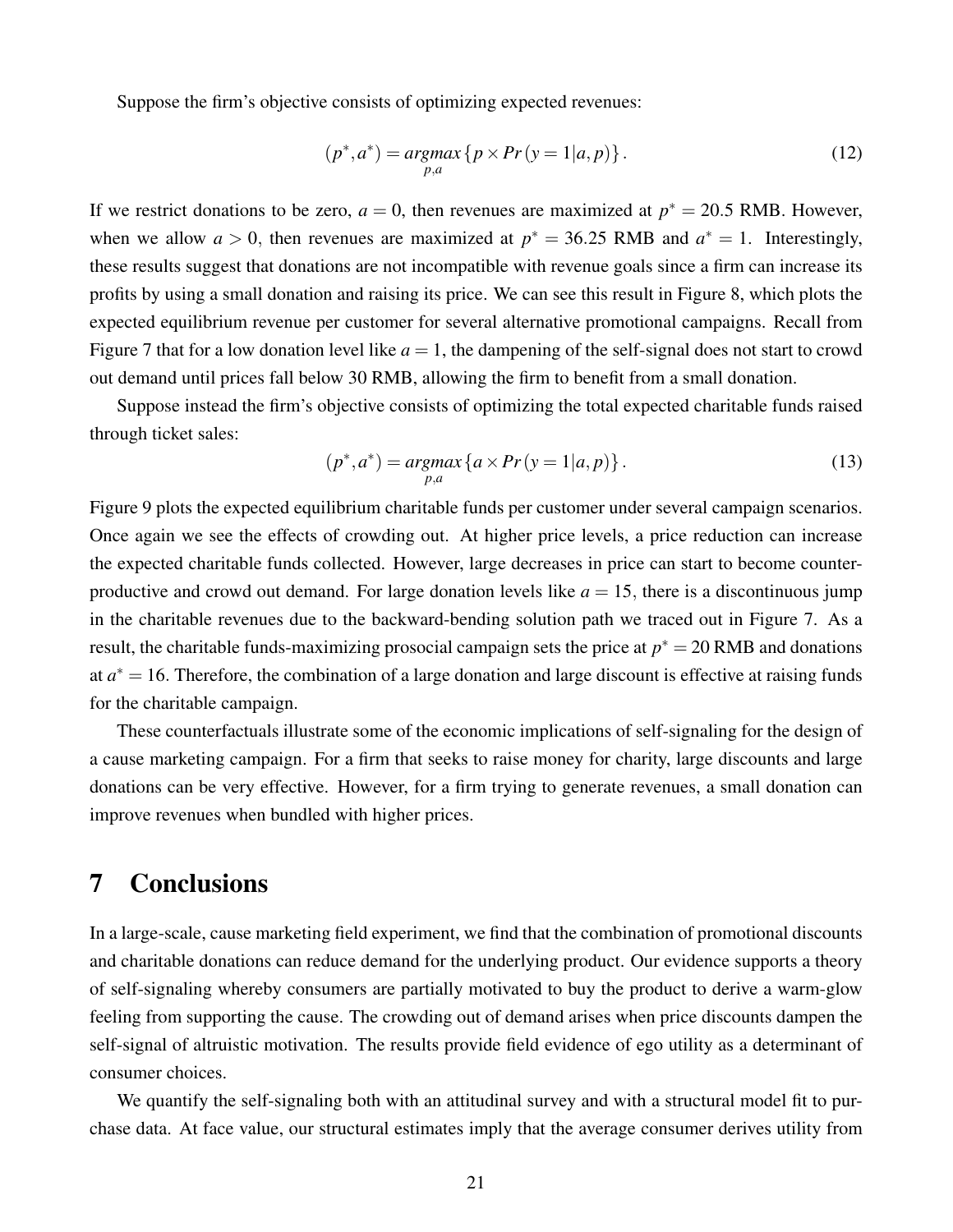Suppose the firm's objective consists of optimizing expected revenues:

$$(p^*, a^*) = \underset{p,a}{argmax} \{p \times Pr(y = 1|a, p)\}. \tag{12}$$

If we restrict donations to be zero, $a = 0$, then revenues are maximized at $p^* = 20.5$ RMB. However, when we allow $a > 0$, then revenues are maximized at $p^* = 36.25$ RMB and $a^* = 1$. Interestingly, these results suggest that donations are not incompatible with revenue goals since a firm can increase its profits by using a small donation and raising its price. We can see this result in Figure 8, which plots the expected equilibrium revenue per customer for several alternative promotional campaigns. Recall from Figure 7 that for a low donation level like $a = 1$, the dampening of the self-signal does not start to crowd out demand until prices fall below 30 RMB, allowing the firm to benefit from a small donation.

Suppose instead the firm's objective consists of optimizing the total expected charitable funds raised through ticket sales:

$$(p^*, a^*) = \underset{p,a}{argmax} \{a \times Pr(y = 1|a, p)\}. \tag{13}$$

Figure 9 plots the expected equilibrium charitable funds per customer under several campaign scenarios. Once again we see the effects of crowding out. At higher price levels, a price reduction can increase the expected charitable funds collected. However, large decreases in price can start to become counterproductive and crowd out demand. For large donation levels like $a = 15$, there is a discontinuous jump in the charitable revenues due to the backward-bending solution path we traced out in Figure 7. As a result, the charitable funds-maximizing prosocial campaign sets the price at $p^* = 20$ RMB and donations at $a^* = 16$. Therefore, the combination of a large donation and large discount is effective at raising funds for the charitable campaign.

These counterfactuals illustrate some of the economic implications of self-signaling for the design of a cause marketing campaign. For a firm that seeks to raise money for charity, large discounts and large donations can be very effective. However, for a firm trying to generate revenues, a small donation can improve revenues when bundled with higher prices.

# 7 Conclusions

In a large-scale, cause marketing field experiment, we find that the combination of promotional discounts and charitable donations can reduce demand for the underlying product. Our evidence supports a theory of self-signaling whereby consumers are partially motivated to buy the product to derive a warm-glow feeling from supporting the cause. The crowding out of demand arises when price discounts dampen the self-signal of altruistic motivation. The results provide field evidence of ego utility as a determinant of consumer choices.

We quantify the self-signaling both with an attitudinal survey and with a structural model fit to purchase data. At face value, our structural estimates imply that the average consumer derives utility from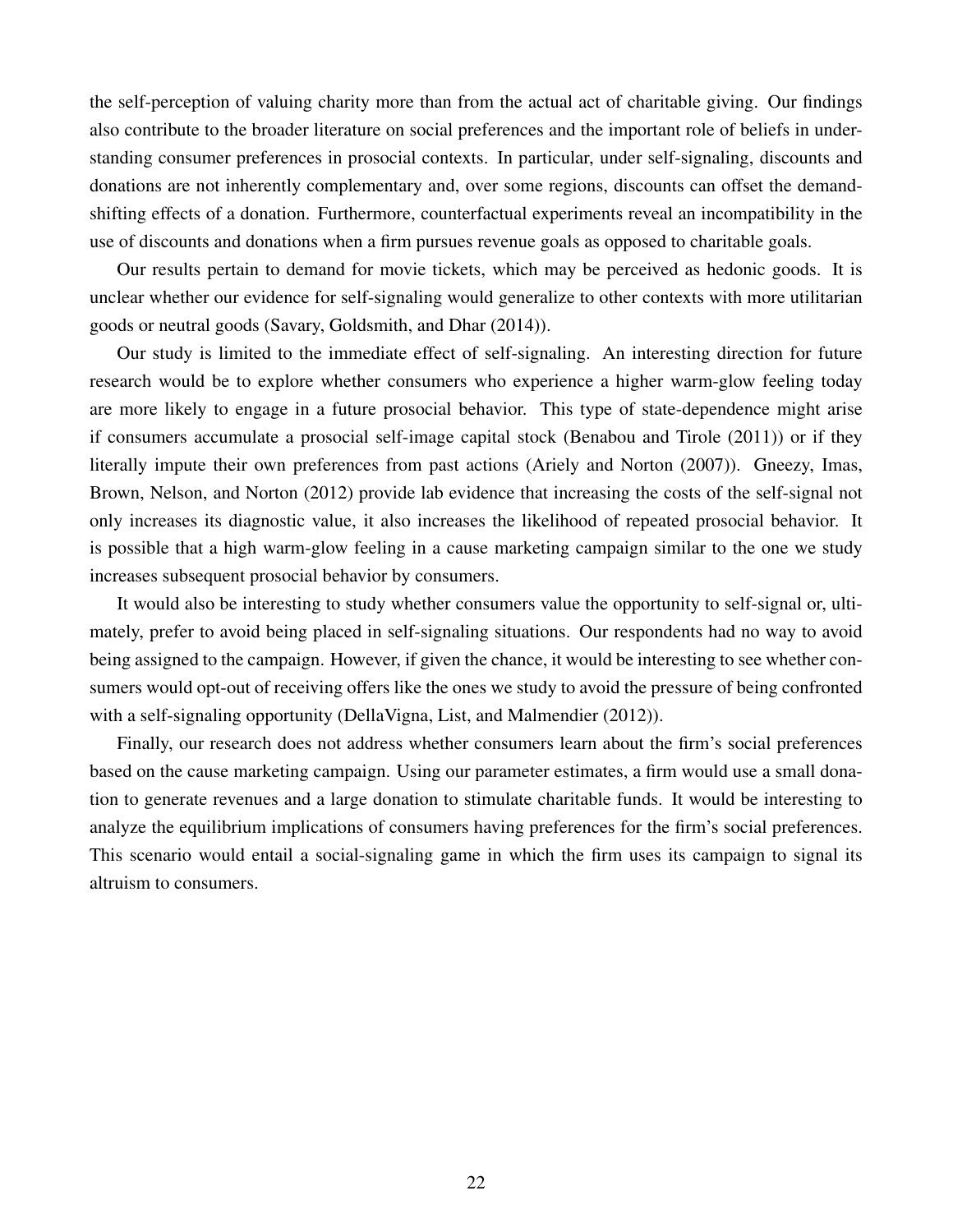the self-perception of valuing charity more than from the actual act of charitable giving. Our findings also contribute to the broader literature on social preferences and the important role of beliefs in understanding consumer preferences in prosocial contexts. In particular, under self-signaling, discounts and donations are not inherently complementary and, over some regions, discounts can offset the demand-shifting effects of a donation. Furthermore, counterfactual experiments reveal an incompatibility in the use of discounts and donations when a firm pursues revenue goals as opposed to charitable goals.

Our results pertain to demand for movie tickets, which may be perceived as hedonic goods. It is unclear whether our evidence for self-signaling would generalize to other contexts with more utilitarian goods or neutral goods (Savary, Goldsmith, and Dhar (2014)).

Our study is limited to the immediate effect of self-signaling. An interesting direction for future research would be to explore whether consumers who experience a higher warm-glow feeling today are more likely to engage in a future prosocial behavior. This type of state-dependence might arise if consumers accumulate a prosocial self-image capital stock (Benabou and Tirole (2011)) or if they literally impute their own preferences from past actions (Ariely and Norton (2007)). Gneezy, Imas, Brown, Nelson, and Norton (2012) provide lab evidence that increasing the costs of the self-signal not only increases its diagnostic value, it also increases the likelihood of repeated prosocial behavior. It is possible that a high warm-glow feeling in a cause marketing campaign similar to the one we study increases subsequent prosocial behavior by consumers.

It would also be interesting to study whether consumers value the opportunity to self-signal or, ultimately, prefer to avoid being placed in self-signaling situations. Our respondents had no way to avoid being assigned to the campaign. However, if given the chance, it would be interesting to see whether consumers would opt-out of receiving offers like the ones we study to avoid the pressure of being confronted with a self-signaling opportunity (DellaVigna, List, and Malmendier (2012)).

Finally, our research does not address whether consumers learn about the firm's social preferences based on the cause marketing campaign. Using our parameter estimates, a firm would use a small donation to generate revenues and a large donation to stimulate charitable funds. It would be interesting to analyze the equilibrium implications of consumers having preferences for the firm's social preferences. This scenario would entail a social-signaling game in which the firm uses its campaign to signal its altruism to consumers.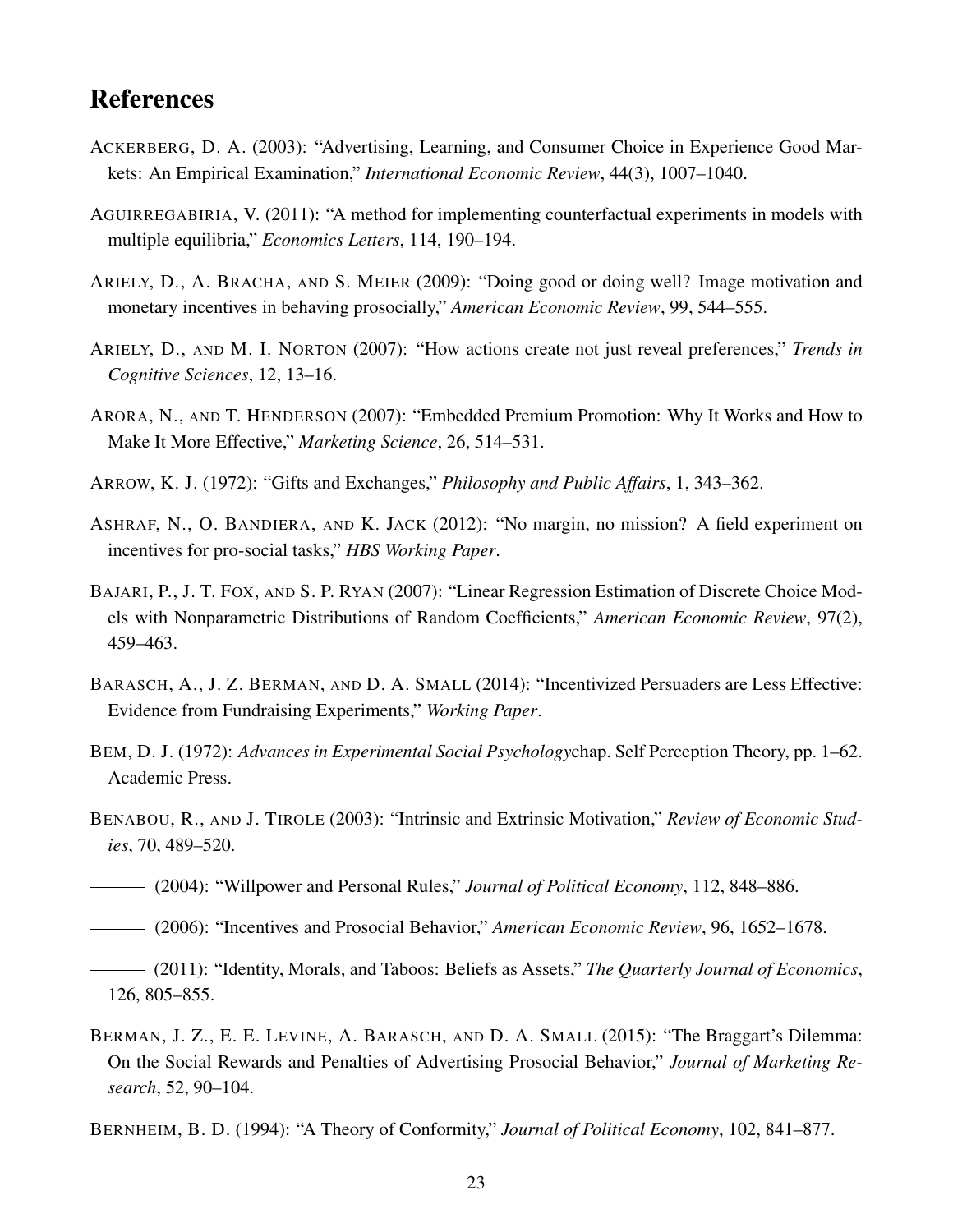# References

ACKERBERG, D. A. (2003): "Advertising, Learning, and Consumer Choice in Experience Good Markets: An Empirical Examination," *International Economic Review*, 44(3), 1007–1040.

AGUIRREGABIRIA, V. (2011): "A method for implementing counterfactual experiments in models with multiple equilibria," *Economics Letters*, 114, 190–194.

ARIELY, D., A. BRACHA, AND S. MEIER (2009): "Doing good or doing well? Image motivation and monetary incentives in behaving prosocially," *American Economic Review*, 99, 544–555.

ARIELY, D., AND M. I. NORTON (2007): "How actions create not just reveal preferences," *Trends in Cognitive Sciences*, 12, 13–16.

ARORA, N., AND T. HENDERSON (2007): "Embedded Premium Promotion: Why It Works and How to Make It More Effective," *Marketing Science*, 26, 514–531.

ARROW, K. J. (1972): "Gifts and Exchanges," *Philosophy and Public Affairs*, 1, 343–362.

ASHRAF, N., O. BANDIERA, AND K. JACK (2012): "No margin, no mission? A field experiment on incentives for pro-social tasks," *HBS Working Paper*.

BAJARI, P., J. T. FOX, AND S. P. RYAN (2007): "Linear Regression Estimation of Discrete Choice Models with Nonparametric Distributions of Random Coefficients," *American Economic Review*, 97(2), 459–463.

BARASCH, A., J. Z. BERMAN, AND D. A. SMALL (2014): "Incentivized Persuaders are Less Effective: Evidence from Fundraising Experiments," *Working Paper*.

BEM, D. J. (1972): *Advances in Experimental Social Psychology*chap. Self Perception Theory, pp. 1–62. Academic Press.

BENABOU, R., AND J. TIROLE (2003): "Intrinsic and Extrinsic Motivation," *Review of Economic Studies*, 70, 489–520.

——— (2004): "Willpower and Personal Rules," *Journal of Political Economy*, 112, 848–886.

——— (2006): "Incentives and Prosocial Behavior," *American Economic Review*, 96, 1652–1678.

——— (2011): "Identity, Morals, and Taboos: Beliefs as Assets," *The Quarterly Journal of Economics*, 126, 805–855.

BERMAN, J. Z., E. E. LEVINE, A. BARASCH, AND D. A. SMALL (2015): "The Braggart's Dilemma: On the Social Rewards and Penalties of Advertising Prosocial Behavior," *Journal of Marketing Research*, 52, 90–104.

BERNHEIM, B. D. (1994): "A Theory of Conformity," *Journal of Political Economy*, 102, 841–877.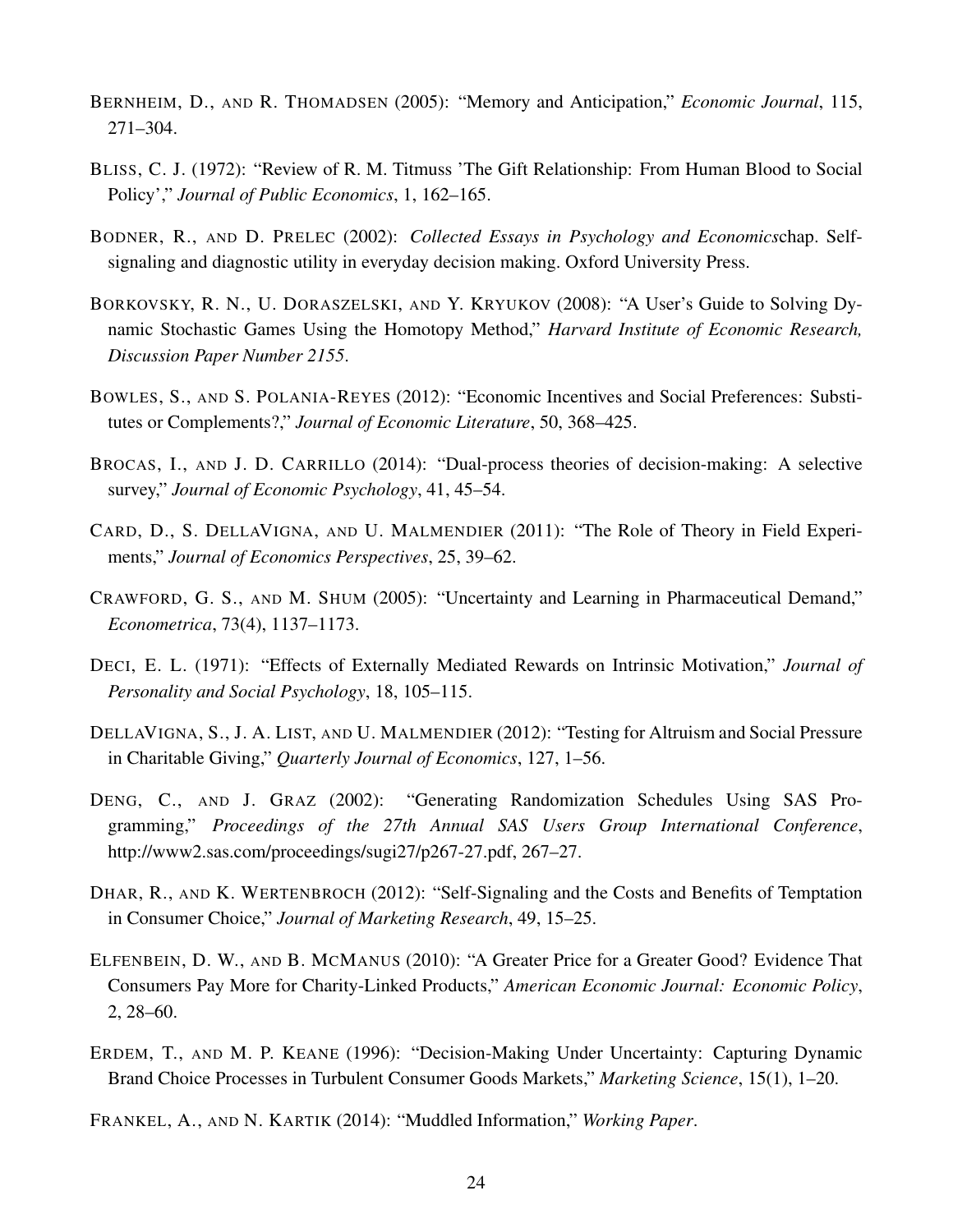BERNHEIM, D., AND R. THOMADSEN (2005): "Memory and Anticipation," *Economic Journal*, 115, 271–304.

BLISS, C. J. (1972): "Review of R. M. Titmuss 'The Gift Relationship: From Human Blood to Social Policy'," *Journal of Public Economics*, 1, 162–165.

BODNER, R., AND D. PRELEC (2002): *Collected Essays in Psychology and Economics*chap. Self-signaling and diagnostic utility in everyday decision making. Oxford University Press.

BORKOVSKY, R. N., U. DORASZELSKI, AND Y. KRYUKOV (2008): "A User's Guide to Solving Dynamic Stochastic Games Using the Homotopy Method," *Harvard Institute of Economic Research, Discussion Paper Number 2155*.

BOWLES, S., AND S. POLANIA-REYES (2012): "Economic Incentives and Social Preferences: Substitutes or Complements?," *Journal of Economic Literature*, 50, 368–425.

BROCAS, I., AND J. D. CARRILLO (2014): "Dual-process theories of decision-making: A selective survey," *Journal of Economic Psychology*, 41, 45–54.

CARD, D., S. DELLAVIGNA, AND U. MALMENDIER (2011): "The Role of Theory in Field Experiments," *Journal of Economics Perspectives*, 25, 39–62.

CRAWFORD, G. S., AND M. SHUM (2005): "Uncertainty and Learning in Pharmaceutical Demand," *Econometrica*, 73(4), 1137–1173.

DECI, E. L. (1971): "Effects of Externally Mediated Rewards on Intrinsic Motivation," *Journal of Personality and Social Psychology*, 18, 105–115.

DELLAVIGNA, S., J. A. LIST, AND U. MALMENDIER (2012): "Testing for Altruism and Social Pressure in Charitable Giving," *Quarterly Journal of Economics*, 127, 1–56.

DENG, C., AND J. GRAZ (2002): "Generating Randomization Schedules Using SAS Programming," *Proceedings of the 27th Annual SAS Users Group International Conference*, http://www2.sas.com/proceedings/sugi27/p267-27.pdf, 267–27.

DHAR, R., AND K. WERTENBROCH (2012): "Self-Signaling and the Costs and Benefits of Temptation in Consumer Choice," *Journal of Marketing Research*, 49, 15–25.

ELFENBEIN, D. W., AND B. MCMANUS (2010): "A Greater Price for a Greater Good? Evidence That Consumers Pay More for Charity-Linked Products," *American Economic Journal: Economic Policy*, 2, 28–60.

ERDEM, T., AND M. P. KEANE (1996): "Decision-Making Under Uncertainty: Capturing Dynamic Brand Choice Processes in Turbulent Consumer Goods Markets," *Marketing Science*, 15(1), 1–20.

FRANKEL, A., AND N. KARTIK (2014): "Muddled Information," *Working Paper*.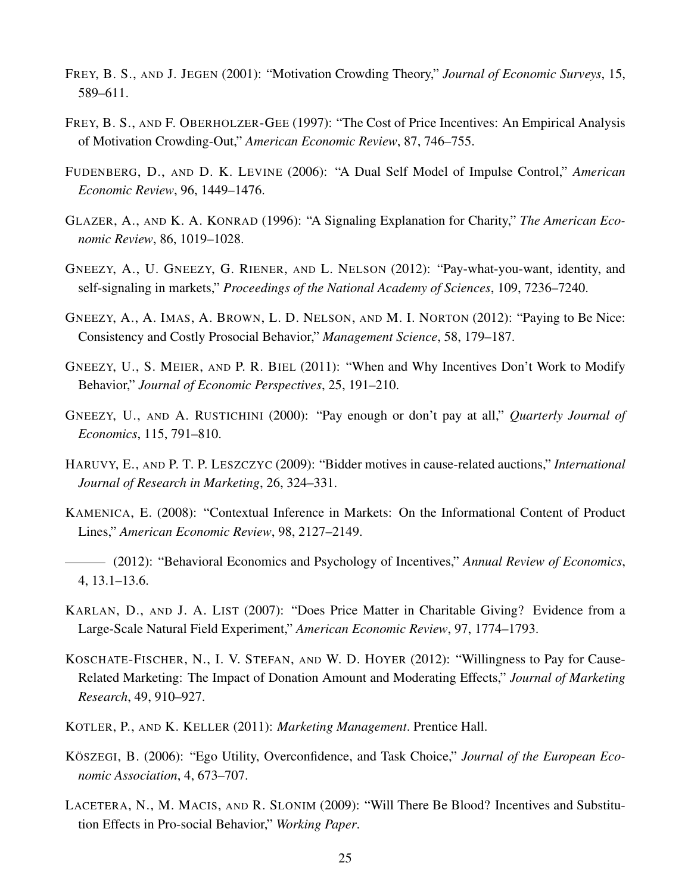FREY, B. S., AND J. JEGEN (2001): "Motivation Crowding Theory," *Journal of Economic Surveys*, 15, 589–611.

FREY, B. S., AND F. OBERHOLZER-GEE (1997): "The Cost of Price Incentives: An Empirical Analysis of Motivation Crowding-Out," *American Economic Review*, 87, 746–755.

FUDENBERG, D., AND D. K. LEVINE (2006): "A Dual Self Model of Impulse Control," *American Economic Review*, 96, 1449–1476.

GLAZER, A., AND K. A. KONRAD (1996): "A Signaling Explanation for Charity," *The American Economic Review*, 86, 1019–1028.

GNEEZY, A., U. GNEEZY, G. RIENER, AND L. NELSON (2012): "Pay-what-you-want, identity, and self-signaling in markets," *Proceedings of the National Academy of Sciences*, 109, 7236–7240.

GNEEZY, A., A. IMAS, A. BROWN, L. D. NELSON, AND M. I. NORTON (2012): "Paying to Be Nice: Consistency and Costly Prosocial Behavior," *Management Science*, 58, 179–187.

GNEEZY, U., S. MEIER, AND P. R. BIEL (2011): "When and Why Incentives Don't Work to Modify Behavior," *Journal of Economic Perspectives*, 25, 191–210.

GNEEZY, U., AND A. RUSTICHINI (2000): "Pay enough or don't pay at all," *Quarterly Journal of Economics*, 115, 791–810.

HARUVY, E., AND P. T. P. LESZCZYC (2009): "Bidder motives in cause-related auctions," *International Journal of Research in Marketing*, 26, 324–331.

KAMENICA, E. (2008): "Contextual Inference in Markets: On the Informational Content of Product Lines," *American Economic Review*, 98, 2127–2149.

——— (2012): "Behavioral Economics and Psychology of Incentives," *Annual Review of Economics*, 4, 13.1–13.6.

KARLAN, D., AND J. A. LIST (2007): "Does Price Matter in Charitable Giving? Evidence from a Large-Scale Natural Field Experiment," *American Economic Review*, 97, 1774–1793.

KOSCHATE-FISCHER, N., I. V. STEFAN, AND W. D. HOYER (2012): "Willingness to Pay for Cause-Related Marketing: The Impact of Donation Amount and Moderating Effects," *Journal of Marketing Research*, 49, 910–927.

KOTLER, P., AND K. KELLER (2011): *Marketing Management*. Prentice Hall.

KÖSZEGI, B. (2006): "Ego Utility, Overconfidence, and Task Choice," *Journal of the European Economic Association*, 4, 673–707.

LACETERA, N., M. MACIS, AND R. SLONIM (2009): "Will There Be Blood? Incentives and Substitution Effects in Pro-social Behavior," *Working Paper*.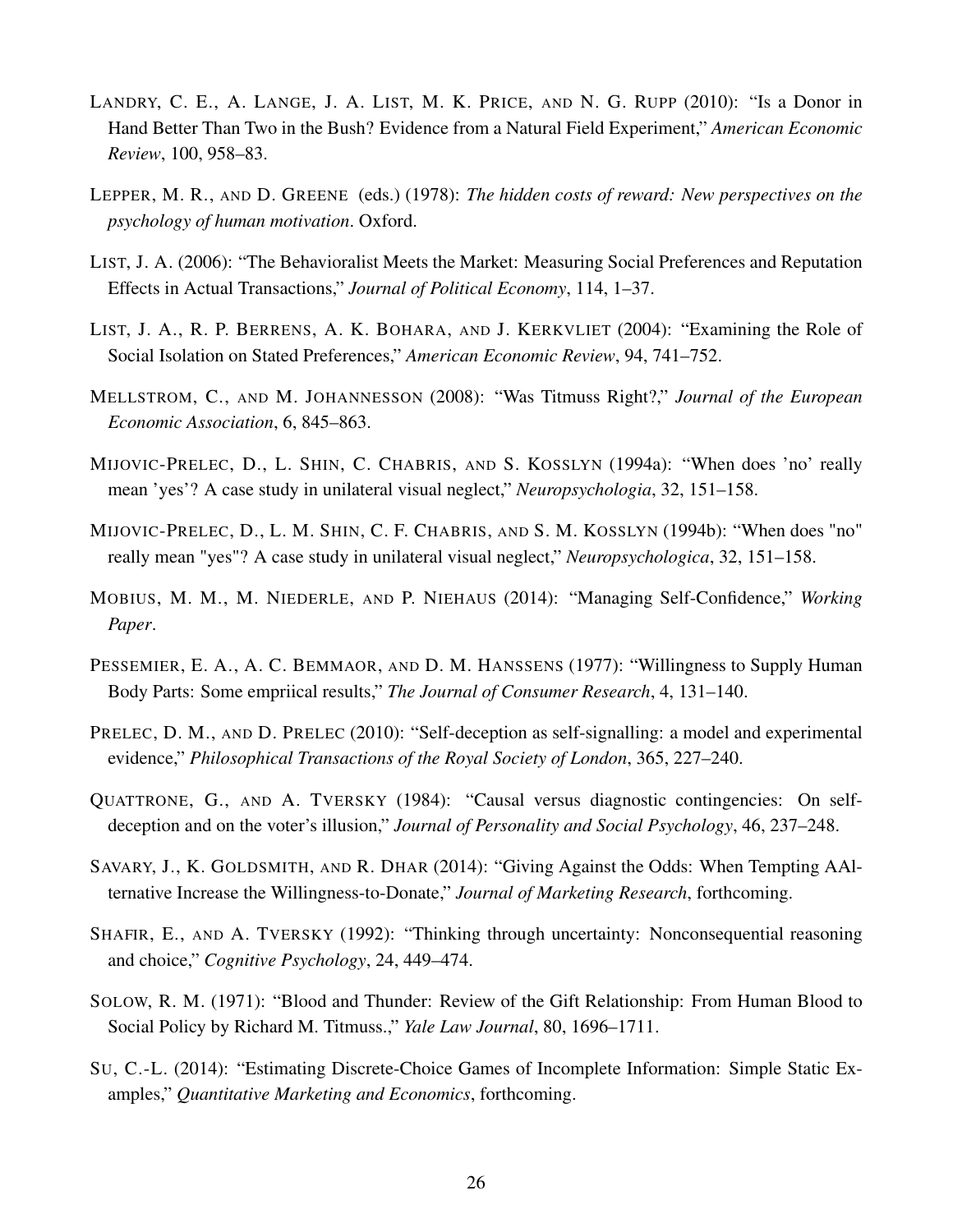LANDRY, C. E., A. LANGE, J. A. LIST, M. K. PRICE, AND N. G. RUPP (2010): "Is a Donor in Hand Better Than Two in the Bush? Evidence from a Natural Field Experiment," *American Economic Review*, 100, 958–83.

LEPPER, M. R., AND D. GREENE (eds.) (1978): *The hidden costs of reward: New perspectives on the psychology of human motivation*. Oxford.

LIST, J. A. (2006): "The Behavioralist Meets the Market: Measuring Social Preferences and Reputation Effects in Actual Transactions," *Journal of Political Economy*, 114, 1–37.

LIST, J. A., R. P. BERRENS, A. K. BOHARA, AND J. KERKVLIET (2004): "Examining the Role of Social Isolation on Stated Preferences," *American Economic Review*, 94, 741–752.

MELLSTROM, C., AND M. JOHANNESSON (2008): "Was Titmuss Right?," *Journal of the European Economic Association*, 6, 845–863.

MIJOVIC-PRELEC, D., L. SHIN, C. CHABRIS, AND S. KOSSLYN (1994a): "When does 'no' really mean 'yes'? A case study in unilateral visual neglect," *Neuropsychologia*, 32, 151–158.

MIJOVIC-PRELEC, D., L. M. SHIN, C. F. CHABRIS, AND S. M. KOSSLYN (1994b): "When does "no" really mean "yes"? A case study in unilateral visual neglect," *Neuropsychologica*, 32, 151–158.

MOBIUS, M. M., M. NIEDERLE, AND P. NIEHAUS (2014): "Managing Self-Confidence," *Working Paper*.

PESSEMIER, E. A., A. C. BEMMAOR, AND D. M. HANSSENS (1977): "Willingness to Supply Human Body Parts: Some empriical results," *The Journal of Consumer Research*, 4, 131–140.

PRELEC, D. M., AND D. PRELEC (2010): "Self-deception as self-signalling: a model and experimental evidence," *Philosophical Transactions of the Royal Society of London*, 365, 227–240.

QUATTRONE, G., AND A. TVERSKY (1984): "Causal versus diagnostic contingencies: On self-deception and on the voter's illusion," *Journal of Personality and Social Psychology*, 46, 237–248.

SAVARY, J., K. GOLDSMITH, AND R. DHAR (2014): "Giving Against the Odds: When Tempting AAlternative Increase the Willingness-to-Donate," *Journal of Marketing Research*, forthcoming.

SHAFIR, E., AND A. TVERSKY (1992): "Thinking through uncertainty: Nonconsequential reasoning and choice," *Cognitive Psychology*, 24, 449–474.

SOLOW, R. M. (1971): "Blood and Thunder: Review of the Gift Relationship: From Human Blood to Social Policy by Richard M. Titmuss.," *Yale Law Journal*, 80, 1696–1711.

SU, C.-L. (2014): "Estimating Discrete-Choice Games of Incomplete Information: Simple Static Examples," *Quantitative Marketing and Economics*, forthcoming.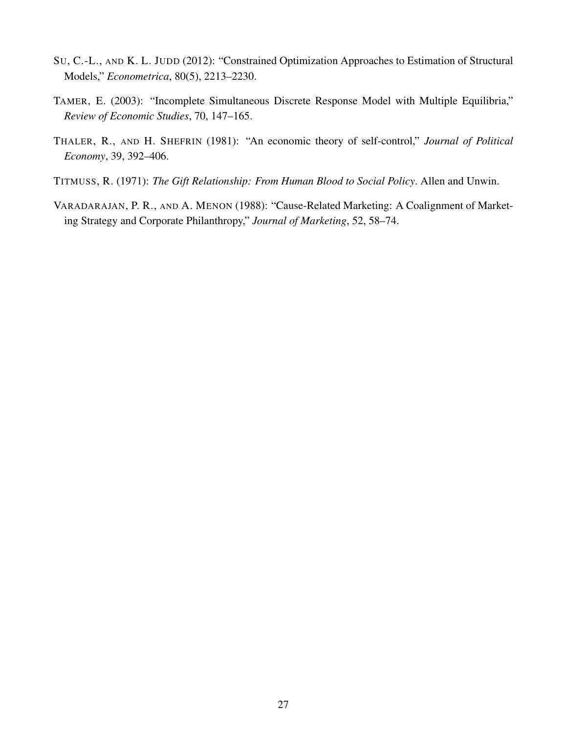SU, C.-L., AND K. L. JUDD (2012): "Constrained Optimization Approaches to Estimation of Structural Models," *Econometrica*, 80(5), 2213–2230.

TAMER, E. (2003): "Incomplete Simultaneous Discrete Response Model with Multiple Equilibria," *Review of Economic Studies*, 70, 147–165.

THALER, R., AND H. SHEFRIN (1981): "An economic theory of self-control," *Journal of Political Economy*, 39, 392–406.

TITMUSS, R. (1971): *The Gift Relationship: From Human Blood to Social Policy*. Allen and Unwin.

VARADARAJAN, P. R., AND A. MENON (1988): "Cause-Related Marketing: A Coalignment of Marketing Strategy and Corporate Philanthropy," *Journal of Marketing*, 52, 58–74.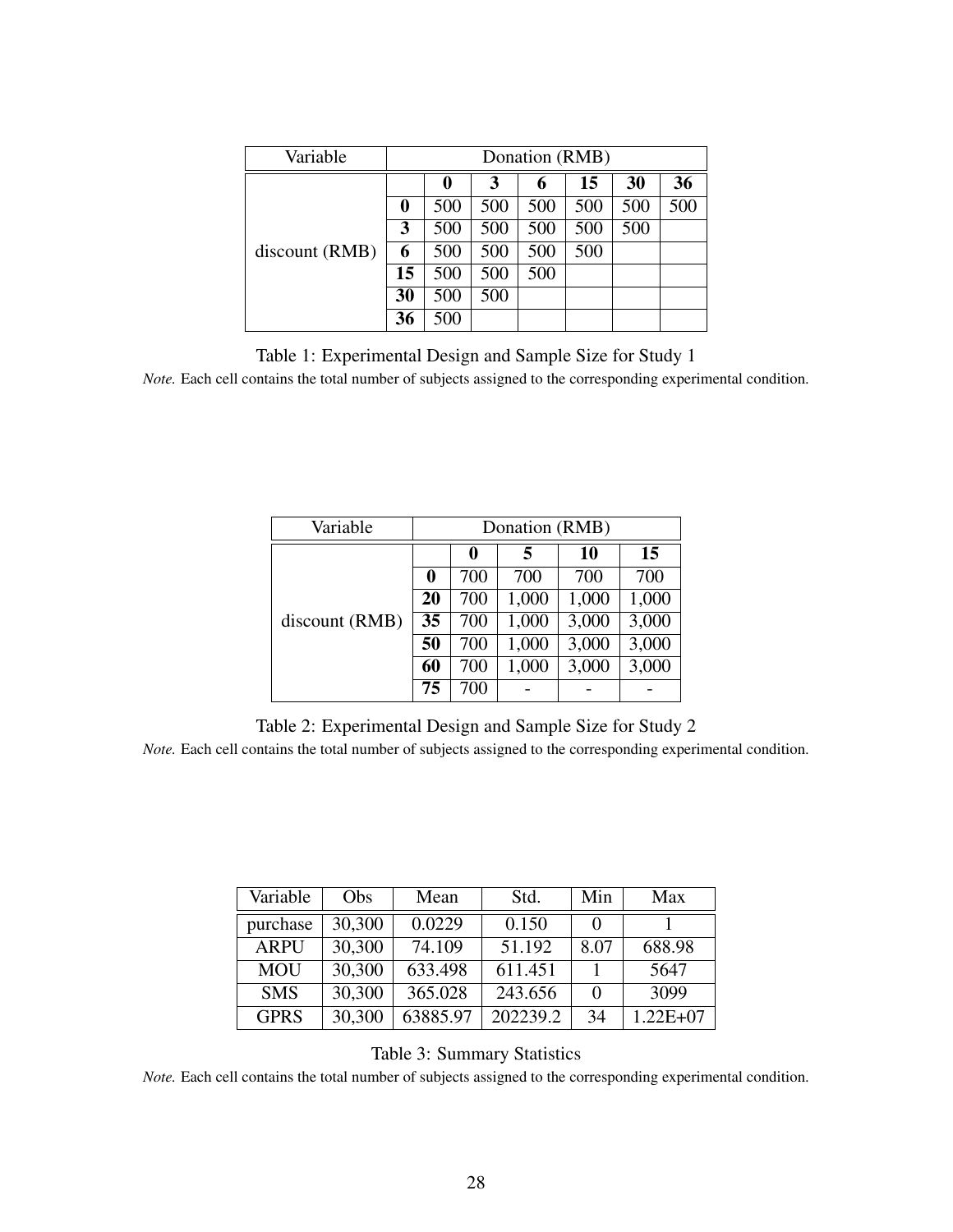| Variable | Donation (RMB) | | | | | | |
|---|---|---|---|---|---|---|---|
| | | **0** | **3** | **6** | **15** | **30** | **36** |
| | **0** | 500 | 500 | 500 | 500 | 500 | 500 |
| | **3** | 500 | 500 | 500 | 500 | 500 | |
| discount (RMB) | **6** | 500 | 500 | 500 | 500 | | |
| | **15** | 500 | 500 | 500 | | | |
| | **30** | 500 | 500 | | | | |
| | **36** | 500 | | | | | |

Table 1: Experimental Design and Sample Size for Study 1

*Note.* Each cell contains the total number of subjects assigned to the corresponding experimental condition.

| Variable | Donation (RMB) | | | | |
|---|---|---|---|---|---|
| | | **0** | **5** | **10** | **15** |
| | **0** | 700 | 700 | 700 | 700 |
| | **20** | 700 | 1,000 | 1,000 | 1,000 |
| discount (RMB) | **35** | 700 | 1,000 | 3,000 | 3,000 |
| | **50** | 700 | 1,000 | 3,000 | 3,000 |
| | **60** | 700 | 1,000 | 3,000 | 3,000 |
| | **75** | 700 | - | - | - |

Table 2: Experimental Design and Sample Size for Study 2

*Note.* Each cell contains the total number of subjects assigned to the corresponding experimental condition.

| Variable | Obs | Mean | Std. | Min | Max |
|---|---|---|---|---|---|
| purchase | 30,300 | 0.0229 | 0.150 | 0 | 1 |
| ARPU | 30,300 | 74.109 | 51.192 | 8.07 | 688.98 |
| MOU | 30,300 | 633.498 | 611.451 | 1 | 5647 |
| SMS | 30,300 | 365.028 | 243.656 | 0 | 3099 |
| GPRS | 30,300 | 63885.97 | 202239.2 | 34 | 1.22E+07 |

Table 3: Summary Statistics

*Note.* Each cell contains the total number of subjects assigned to the corresponding experimental condition.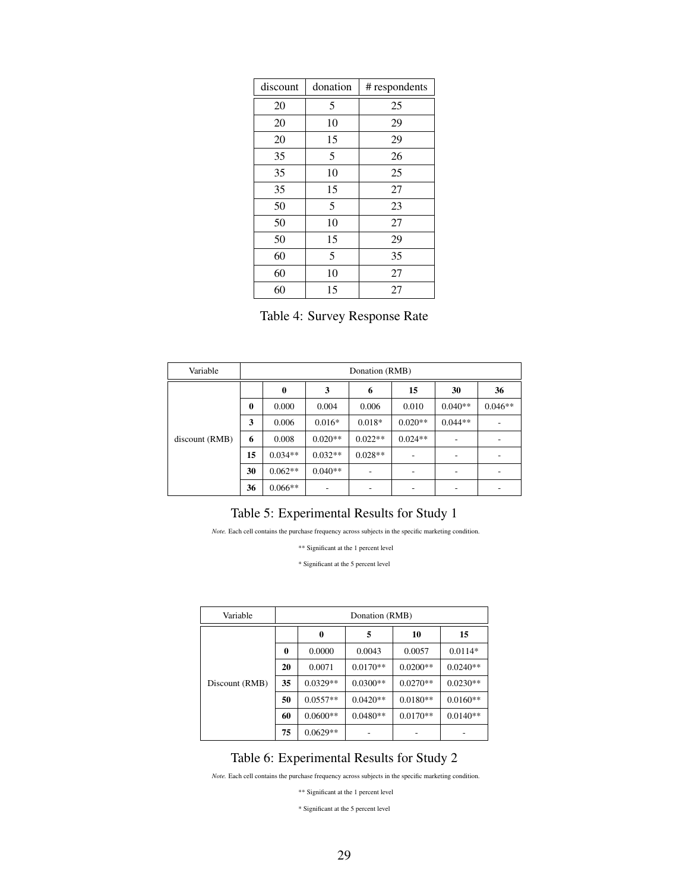| discount | donation | # respondents |
|---|---|---|
| 20 | 5 | 25 |
| 20 | 10 | 29 |
| 20 | 15 | 29 |
| 35 | 5 | 26 |
| 35 | 10 | 25 |
| 35 | 15 | 27 |
| 50 | 5 | 23 |
| 50 | 10 | 27 |
| 50 | 15 | 29 |
| 60 | 5 | 35 |
| 60 | 10 | 27 |
| 60 | 15 | 27 |

Table 4: Survey Response Rate

| Variable | Donation (RMB) | | | | | | |
|---|---|---|---|---|---|---|---|
| | | **0** | **3** | **6** | **15** | **30** | **36** |
| discount (RMB) | **0** | 0.000 | 0.004 | 0.006 | 0.010 | 0.040** | 0.046** |
| | **3** | 0.006 | 0.016* | 0.018* | 0.020** | 0.044** | - |
| | **6** | 0.008 | 0.020** | 0.022** | 0.024** | - | - |
| | **15** | 0.034** | 0.032** | 0.028** | - | - | - |
| | **30** | 0.062** | 0.040** | - | - | - | - |
| | **36** | 0.066** | - | - | - | - | - |

Table 5: Experimental Results for Study 1

*Note.* Each cell contains the purchase frequency across subjects in the specific marketing condition.

** Significant at the 1 percent level

* Significant at the 5 percent level

| Variable | Donation (RMB) | | | | |
|---|---|---|---|---|---|
| | | **0** | **5** | **10** | **15** |
| Discount (RMB) | **0** | 0.0000 | 0.0043 | 0.0057 | 0.0114* |
| | **20** | 0.0071 | 0.0170** | 0.0200** | 0.0240** |
| | **35** | 0.0329** | 0.0300** | 0.0270** | 0.0230** |
| | **50** | 0.0557** | 0.0420** | 0.0180** | 0.0160** |
| | **60** | 0.0600** | 0.0480** | 0.0170** | 0.0140** |
| | **75** | 0.0629** | - | - | - |

Table 6: Experimental Results for Study 2

*Note.* Each cell contains the purchase frequency across subjects in the specific marketing condition.

** Significant at the 1 percent level

* Significant at the 5 percent level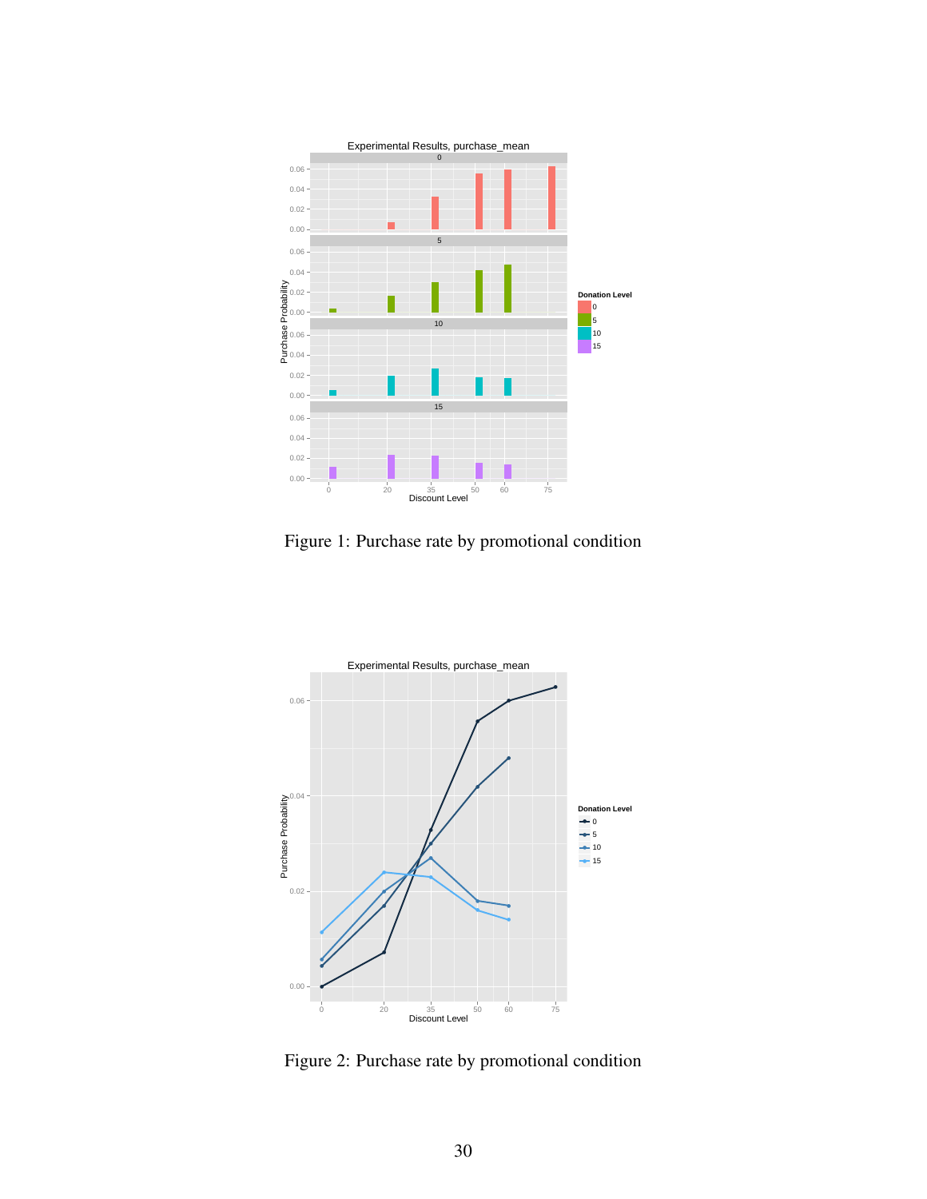Figure 1: Purchase rate by promotional condition

Figure 2: Purchase rate by promotional condition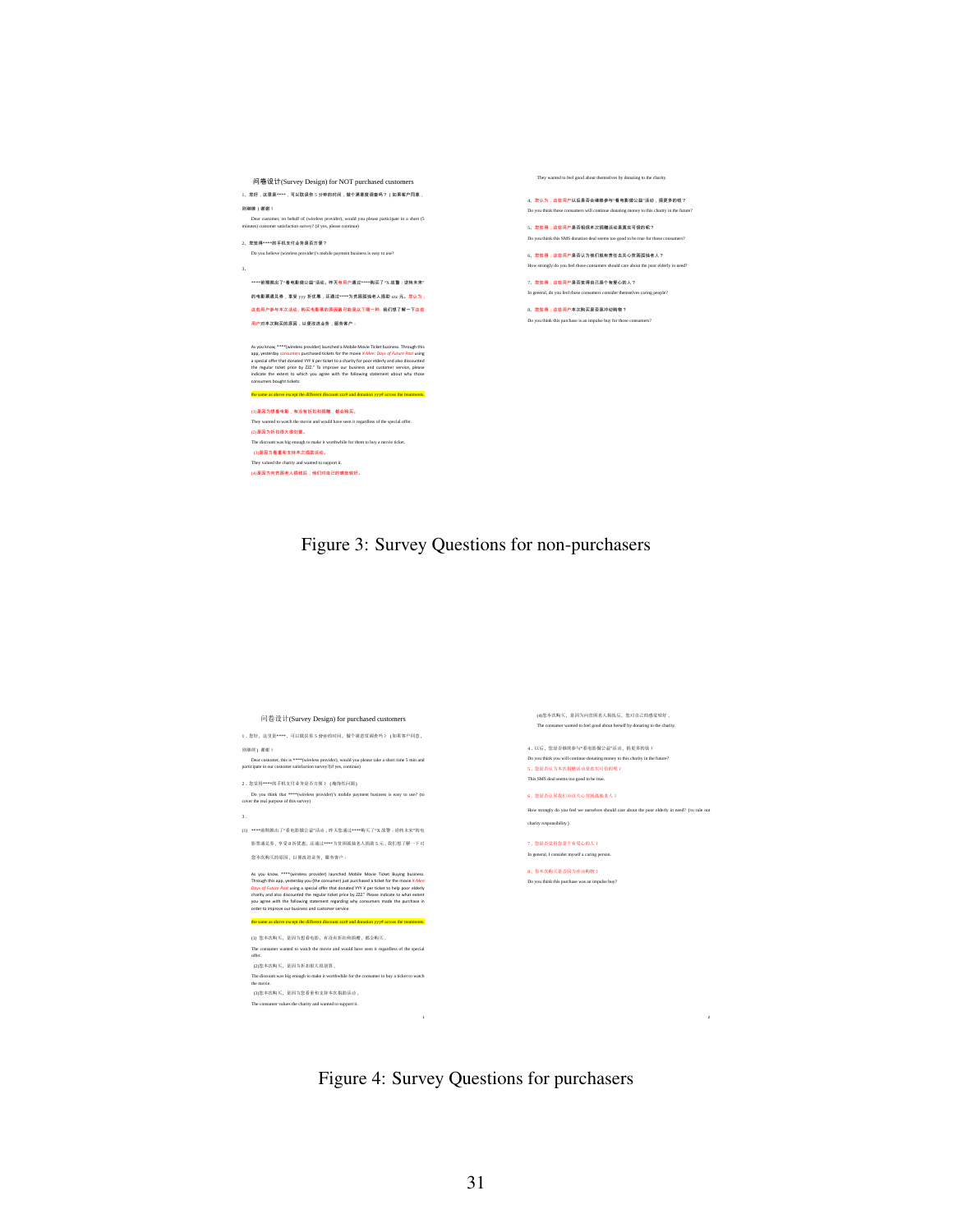问卷设计(Survey Design) for NOT purchased customers

1、您好，这里是****，可以耽误你 5 分钟的时间，做个满意度调查吗？（如果客户同意，则继续）谢谢！

Dear customer, on behalf of (wireless provider), would you please participate in a short (5 minutes) customer satisfaction survey? (if yes, please continue)

2、您觉得****的手机支付业务是否方便？

Do you believe (wireless provider)'s mobile payment business is easy to use?

3、

****前期推出了"看电影做公益"活动。昨天有用户通过****购买了"X 战警：逆转未来"的电影票通兑券，享受 yyy 折优惠，还通过****为贫困孤独老人捐助 zzz 元。您认为，这些用户参与本次活动，购买电影票的原因最可能是以下哪一种 我们想了解一下这些用户对本次购买的原因，以便改进业务，服务客户：

As you know, ****(wireless provider) launched a Mobile Movie Ticket business. Through this app, yesterday consumers purchased tickets for the movie *X-Men: Days of Future Past* using a special offer that donated YYY ¥ per ticket to a charity for poor elderly and also discounted the regular ticket price by ZZZ." To improve our business and customer service, please indicate the extent to which you agree with the following statement about why those consumers bought tickets:

the same as above except the different discount zzz¥ and donation yyy¥ across the treatments.

(1)是因为想看电影，有没有折扣和捐赠，都会购买。

They wanted to watch the movie and would have seen it regardless of the special offer.

(2)是因为折扣很大很划算。

The discount was big enough to make it worthwhile for them to buy a movie ticket.

(3)是因为看重和支持本次捐款活动。

They valued the charity and wanted to support it.

(4)是因为向贫困老人捐赠后，他们对自己的感觉较好。

They wanted to feel good about themselves by donating to the charity.

4、您认为，这些用户以后是否会继续参与"看电影做公益"活动，捐更多的钱？

Do you think these consumers will continue donating money to this charity in the future?

5、您觉得，这些用户是否觉得本次捐赠活动是真实可信的呢？

Do you think this SMS donation deal seems too good to be true for those consumers?

6、您觉得，这些用户是否认为他们很有责任去关心贫困孤独老人？

How strongly do you feel those consumers should care about the poor elderly in need?

7、您觉得，这些用户是否觉得自己是个有爱心的人？

In general, do you feel those consumers consider themselves caring people?

8、您觉得，这些用户本次购买是否是冲动购物？

Do you think this purchase is an impulse buy for those consumers?

Figure 3: Survey Questions for non-purchasers

问卷设计(Survey Design) for purchased customers

1、您好，这里是****，可以耽误你 5 分钟的时间，做个调查问卷吗？（如果客户同意，则继续）谢谢！

Dear customer, this is ****(wireless provider), would you please take a short time 5 min and participate in our customer satisfaction survey?(if yes, continue)

2、您觉得****的手机支付业务是否方便？（掩饰性问题）

Do you think that ****(wireless provider)'s mobile payment business is easy to use? (to cover the real purpose of this survey)

3、

(1) ****前期推出了"看电影做公益"活动，昨天您通过****购买了"X 战警：逆转未来"的电影票通兑券，享受 8 折优惠，还通过****为贫困孤独老人捐助 5 元，我们想了解一下对您本次购买的原因，以便改进业务，服务客户：

As you know, ****(wireless provider) launched Mobile Movie Ticket Buying business. Through this app, yesterday you (the consumer) just purchased a ticket for the movie *X-Men: Days of Future Past* using a special offer that donated YYY ¥ per ticket to help poor elderly charity and also discounted the regular ticket price by ZZZ." Please indicate to what extent you agree with the following statement regarding why consumers made the purchase in order to improve our business and customer service:

the same as above except the different discount zzz¥ and donation yyy¥ across the treatments.

(1) 您本次购买，是因为想看电影，有没有折扣和捐赠，都会购买。

The consumer wanted to watch the movie and would have seen it regardless of the special offer.

(2)您本次购买，是因为折扣很大很划算。

The discount was big enough to make it worthwhile for the consumer to buy a ticket to watch the movie.

(3)您本次购买，是因为您看重和支持本次捐赠活动。

The consumer values the charity and wanted to support it.

(4)您本次购买，是因为向贫困老人捐赠后，您对自己的感觉较好。

The consumer wanted to feel good about herself by donating to the charity.

4、以后，您是否继续参与"看电影做公益"活动，捐更多的钱？

Do you think you will continue donating money to this charity in the future?

5、您是否认为本次捐赠活动是真实可信的呢？

This SMS deal seems too good to be true.

6、您是否认为我们应该关心贫困孤独老人？

How strongly do you feel we ourselves should care about the poor elderly in need? (to rule out charity responsibility)

7、您是否觉得您是个有爱心的人？

In general, I consider myself a caring person.

8、您本次购买是否因为冲动购物？

Do you think this purchase was an impulse buy?

Figure 4: Survey Questions for purchasers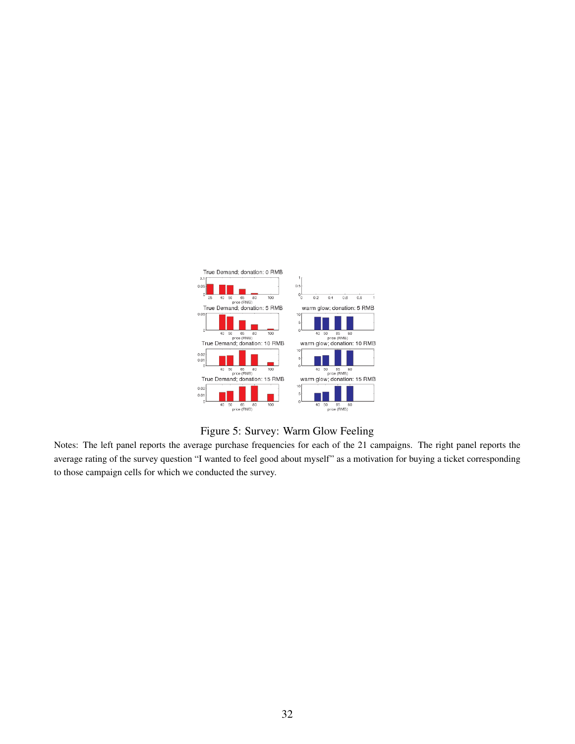Figure 5: Survey: Warm Glow Feeling

Notes: The left panel reports the average purchase frequencies for each of the 21 campaigns. The right panel reports the average rating of the survey question "I wanted to feel good about myself" as a motivation for buying a ticket corresponding to those campaign cells for which we conducted the survey.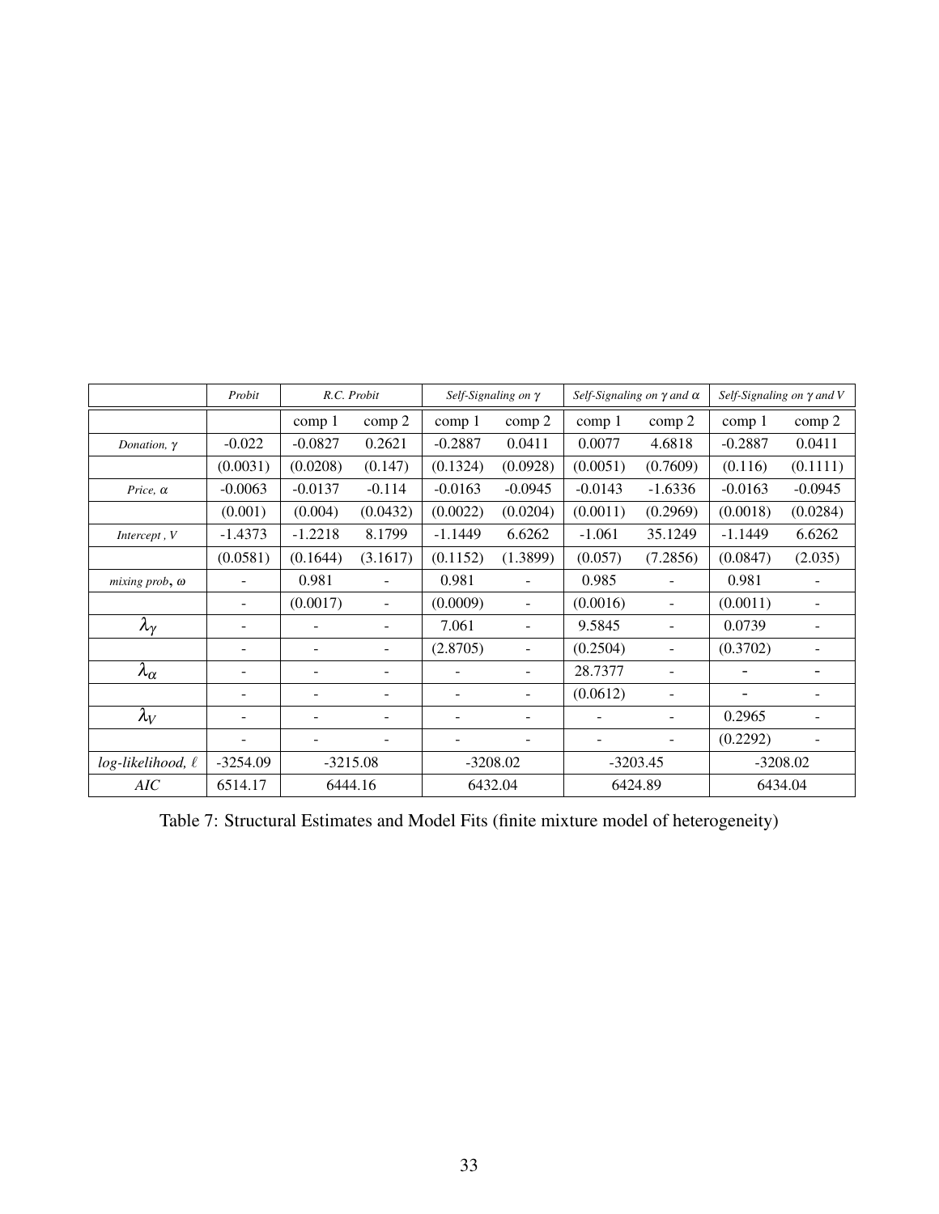| | *Probit* | *R.C. Probit* | | *Self-Signaling on $\gamma$* | | *Self-Signaling on $\gamma$ and $\alpha$* | | *Self-Signaling on $\gamma$ and V* | |
|---|---|---|---|---|---|---|---|---|---|
| | | comp 1 | comp 2 | comp 1 | comp 2 | comp 1 | comp 2 | comp 1 | comp 2 |
| *Donation, $\gamma$* | -0.022 | -0.0827 | 0.2621 | -0.2887 | 0.0411 | 0.0077 | 4.6818 | -0.2887 | 0.0411 |
| | (0.0031) | (0.0208) | (0.147) | (0.1324) | (0.0928) | (0.0051) | (0.7609) | (0.116) | (0.1111) |
| *Price, $\alpha$* | -0.0063 | -0.0137 | -0.114 | -0.0163 | -0.0945 | -0.0143 | -1.6336 | -0.0163 | -0.0945 |
| | (0.001) | (0.004) | (0.0432) | (0.0022) | (0.0204) | (0.0011) | (0.2969) | (0.0018) | (0.0284) |
| *Intercept , V* | -1.4373 | -1.2218 | 8.1799 | -1.1449 | 6.6262 | -1.061 | 35.1249 | -1.1449 | 6.6262 |
| | (0.0581) | (0.1644) | (3.1617) | (0.1152) | (1.3899) | (0.057) | (7.2856) | (0.0847) | (2.035) |
| *mixing prob, $\omega$* | - | 0.981 | - | 0.981 | - | 0.985 | - | 0.981 | - |
| | - | (0.0017) | - | (0.0009) | - | (0.0016) | - | (0.0011) | - |
| $\lambda_\gamma$ | - | - | - | 7.061 | - | 9.5845 | - | 0.0739 | - |
| | - | - | - | (2.8705) | - | (0.2504) | - | (0.3702) | - |
| $\lambda_\alpha$ | - | - | - | - | - | 28.7377 | - | - | - |
| | - | - | - | - | - | (0.0612) | - | - | - |
| $\lambda_V$ | - | - | - | - | - | - | - | 0.2965 | - |
| | - | - | - | - | - | - | - | (0.2292) | - |
| *log-likelihood, $\ell$* | -3254.09 | -3215.08 | | -3208.02 | | -3203.45 | | -3208.02 | |
| *AIC* | 6514.17 | 6444.16 | | 6432.04 | | 6424.89 | | 6434.04 | |

Table 7: Structural Estimates and Model Fits (finite mixture model of heterogeneity)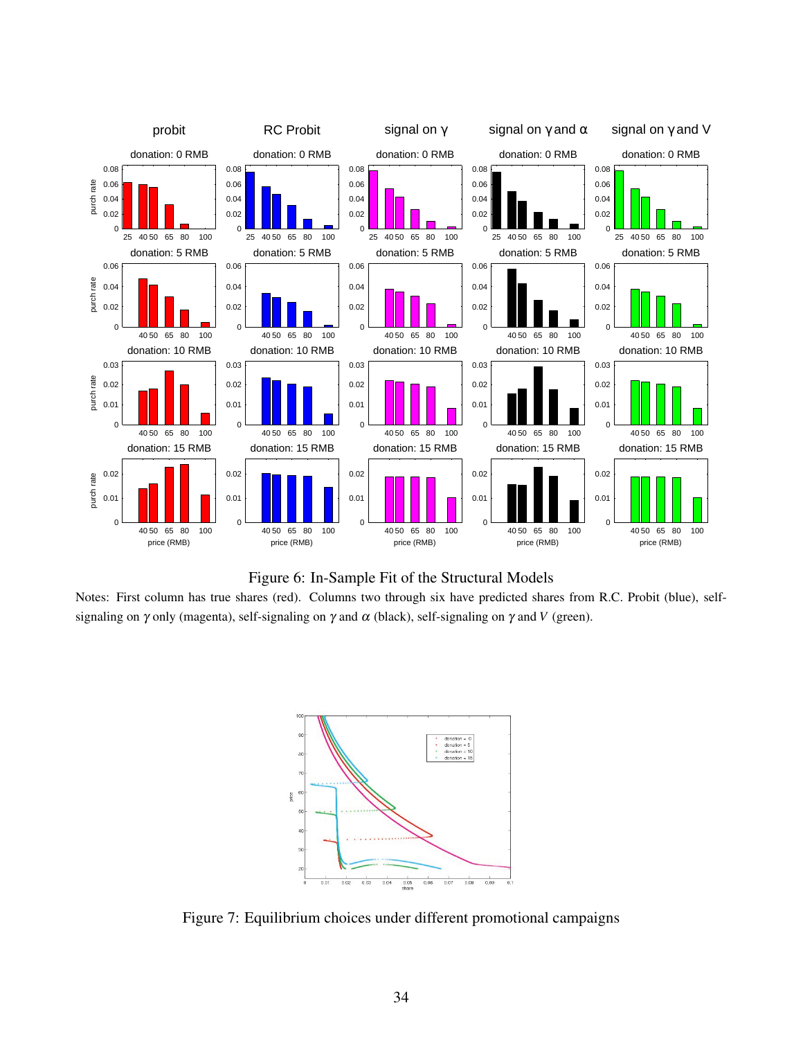Figure 6: In-Sample Fit of the Structural Models

Notes: First column has true shares (red). Columns two through six have predicted shares from R.C. Probit (blue), self-signaling on $\gamma$ only (magenta), self-signaling on $\gamma$ and $\alpha$ (black), self-signaling on $\gamma$ and $V$ (green).

Figure 7: Equilibrium choices under different promotional campaigns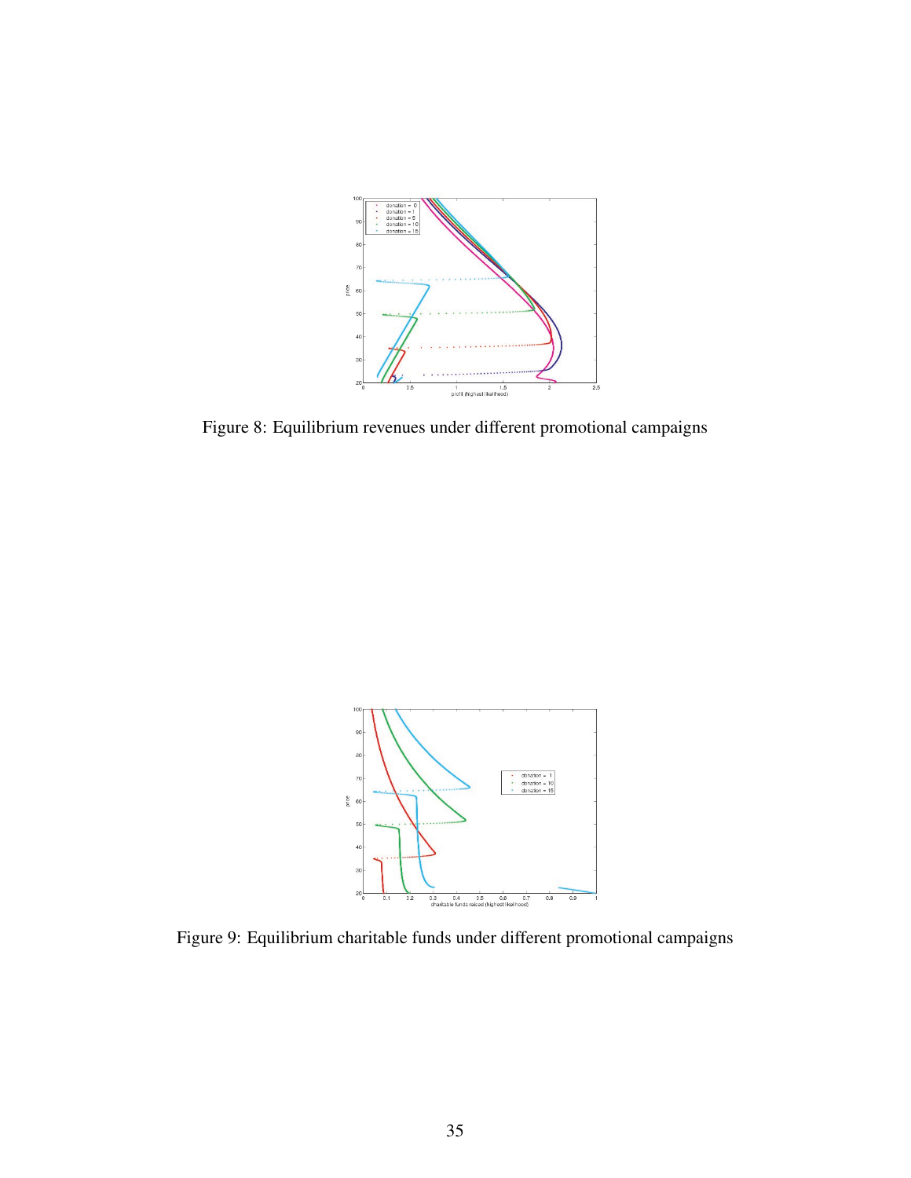Figure 8: Equilibrium revenues under different promotional campaigns

Figure 9: Equilibrium charitable funds under different promotional campaigns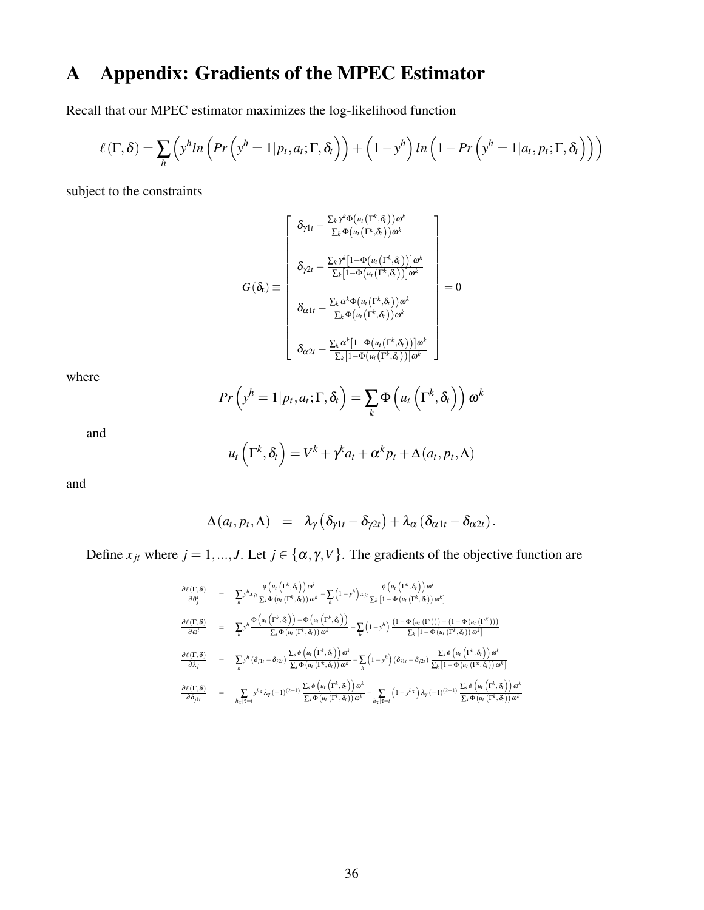# A Appendix: Gradients of the MPEC Estimator

Recall that our MPEC estimator maximizes the log-likelihood function

$$\ell(\Gamma,\delta) = \sum_h \left( y^h ln \left( Pr\left(y^h = 1|p_t, a_t; \Gamma, \delta_t\right)\right) + \left(1-y^h\right) ln\left(1 - Pr\left(y^h = 1|a_t, p_t; \Gamma, \delta_t\right)\right)\right)$$

subject to the constraints

$$G(\delta_t) \equiv \begin{bmatrix} \delta_{\gamma 1t} - \frac{\sum_k \gamma^k \Phi\left(u_t\left(\Gamma^k,\delta_t\right)\right)\omega^k}{\sum_k \Phi\left(u_t\left(\Gamma^k,\delta_t\right)\right)\omega^k} \\ \\ \delta_{\gamma 2t} - \frac{\sum_k \gamma^k \left[1-\Phi\left(u_t\left(\Gamma^k,\delta_t\right)\right)\right]\omega^k}{\sum_k \left[1-\Phi\left(u_t\left(\Gamma^k,\delta_t\right)\right)\right]\omega^k} \\ \\ \delta_{\alpha 1t} - \frac{\sum_k \alpha^k \Phi\left(u_t\left(\Gamma^k,\delta_t\right)\right)\omega^k}{\sum_k \Phi\left(u_t\left(\Gamma^k,\delta_t\right)\right)\omega^k} \\ \\ \delta_{\alpha 2t} - \frac{\sum_k \alpha^k \left[1-\Phi\left(u_t\left(\Gamma^k,\delta_t\right)\right)\right]\omega^k}{\sum_k \left[1-\Phi\left(u_t\left(\Gamma^k,\delta_t\right)\right)\right]\omega^k} \end{bmatrix} = 0$$

where

$$Pr\left(y^h = 1|p_t, a_t; \Gamma, \delta_t\right) = \sum_k \Phi\left(u_t\left(\Gamma^k,\delta_t\right)\right)\omega^k$$

and

$$u_t\left(\Gamma^k,\delta_t\right) = V^k + \gamma^k a_t + \alpha^k p_t + \Delta(a_t, p_t, \Lambda)$$

and

$$\Delta(a_t, p_t, \Lambda) \;\; = \;\; \lambda_\gamma\left(\delta_{\gamma 1t} - \delta_{\gamma 2t}\right) + \lambda_\alpha\left(\delta_{\alpha 1t} - \delta_{\alpha 2t}\right).$$

Define $x_{jt}$ where $j = 1, ..., J$. Let $j \in \{\alpha, \gamma, V\}$. The gradients of the objective function are

$$\begin{aligned}
\frac{\partial \ell(\Gamma,\delta)}{\partial \theta_j^i} &= \sum_h y^h x_{jt} \frac{\phi\left(u_t\left(\Gamma^k,\delta_t\right)\right)\omega^i}{\sum_s \Phi\left(u_t\left(\Gamma^k,\delta_t\right)\right)\omega^k} - \sum_h \left(1-y^h\right) x_{jt} \frac{\phi\left(u_t\left(\Gamma^k,\delta_t\right)\right)\omega^i}{\sum_k\left[1-\Phi\left(u_t\left(\Gamma^k,\delta_t\right)\right)\omega^k\right]} \\
\frac{\partial \ell(\Gamma,\delta)}{\partial \omega^i} &= \sum_h y^h \frac{\Phi\left(u_t\left(\Gamma^k,\delta_t\right)\right) - \Phi\left(u_t\left(\Gamma^k,\delta_t\right)\right)}{\sum_s \Phi\left(u_t\left(\Gamma^k,\delta_t\right)\right)\omega^k} - \sum_h \left(1-y^h\right) \frac{\left(1-\Phi\left(u_t\left(\Gamma^i\right)\right)\right) - \left(1-\Phi\left(u_t\left(\Gamma^K\right)\right)\right)}{\sum_k\left[1-\Phi\left(u_t\left(\Gamma^k,\delta_t\right)\right)\omega^k\right]} \\
\frac{\partial \ell(\Gamma,\delta)}{\partial \lambda_j} &= \sum_h y^h\left(\delta_{j1t} - \delta_{j2t}\right) \frac{\sum_s \phi\left(u_t\left(\Gamma^k,\delta_t\right)\right)\omega^k}{\sum_s \Phi\left(u_t\left(\Gamma^k,\delta_t\right)\right)\omega^k} - \sum_h \left(1-y^h\right)\left(\delta_{j1t} - \delta_{j2t}\right) \frac{\sum_s \phi\left(u_t\left(\Gamma^k,\delta_t\right)\right)\omega^k}{\sum_k\left[1-\Phi\left(u_t\left(\Gamma^k,\delta_t\right)\right)\omega^k\right]} \\
\frac{\partial \ell(\Gamma,\delta)}{\partial \delta_{jkt}} &= \sum_{h_\tau|\tau=t} y^{h\tau}\lambda_\gamma(-1)^{(2-k)} \frac{\sum_s \phi\left(u_t\left(\Gamma^k,\delta_t\right)\right)\omega^k}{\sum_s \Phi\left(u_t\left(\Gamma^k,\delta_t\right)\right)\omega^k} - \sum_{h_\tau|\tau=t}\left(1-y^{h\tau}\right)\lambda_\gamma(-1)^{(2-k)} \frac{\sum_s \phi\left(u_t\left(\Gamma^k,\delta_t\right)\right)\omega^k}{\sum_s \Phi\left(u_t\left(\Gamma^k,\delta_t\right)\right)\omega^k}
\end{aligned}$$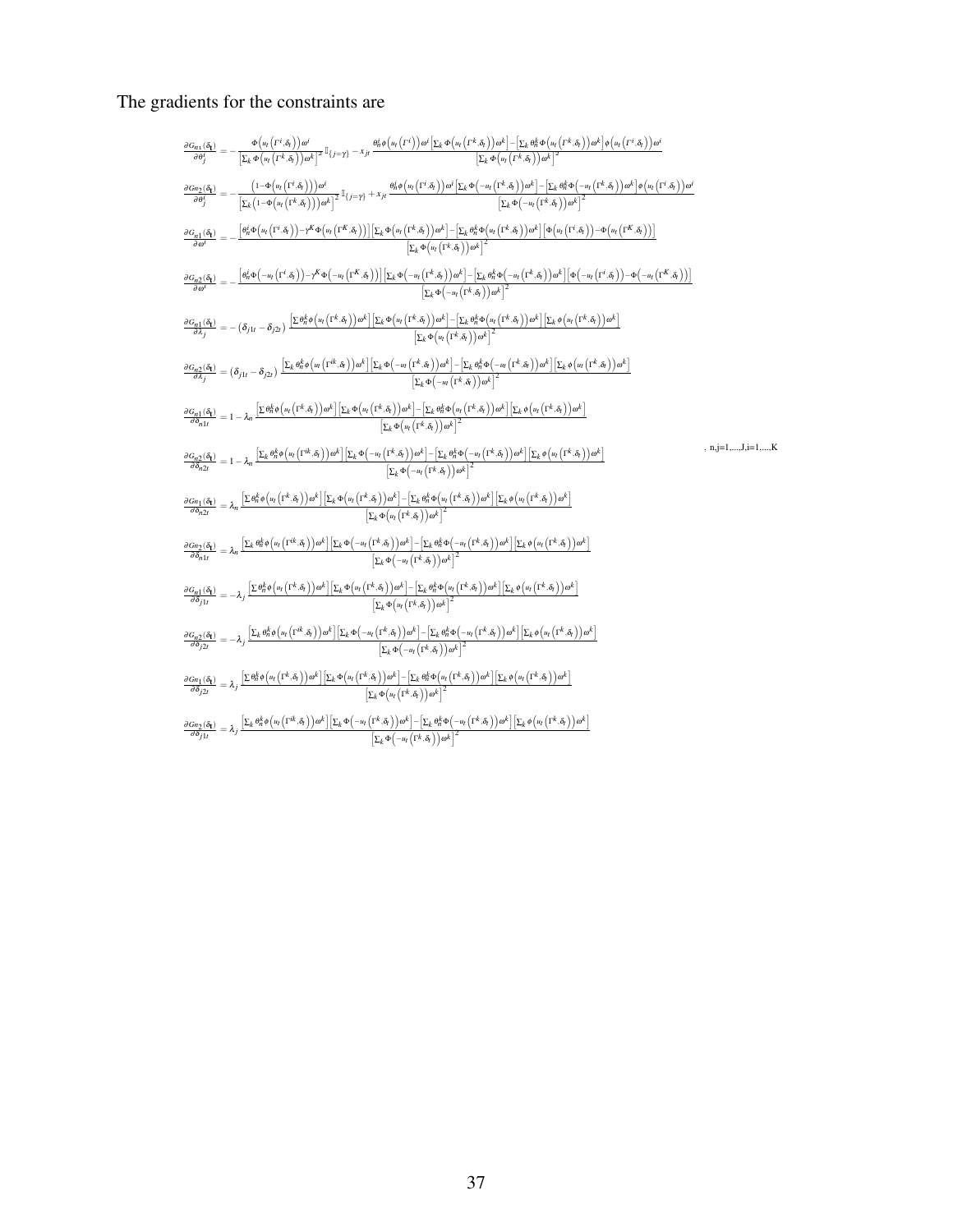The gradients for the constraints are

$$
\begin{aligned}
\frac{\partial G_{n1}(\delta_t)}{\partial \theta^i_j} &= -\frac{\Phi\left(u_t\left(\Gamma^i,\delta_t\right)\right)\omega^i}{\left[\sum_k \Phi\left(u_t\left(\Gamma^k,\delta_t\right)\right)\omega^k\right]^2}\mathbb{I}_{\{j=\gamma\}} - x_{jt}\frac{\theta^i_n\phi\left(u_t\left(\Gamma^i\right)\right)\omega^i\left[\sum_k \Phi\left(u_t\left(\Gamma^k,\delta_t\right)\right)\omega^k\right]-\left[\sum_k \theta^k_n\Phi\left(u_t\left(\Gamma^k,\delta_t\right)\right)\omega^k\right]\phi\left(u_t\left(\Gamma^i,\delta_t\right)\right)\omega^i}{\left[\sum_k \Phi\left(u_t\left(\Gamma^k,\delta_t\right)\right)\omega^k\right]^2} \\
\frac{\partial G_{n2}(\delta_t)}{\partial \theta^i_j} &= -\frac{\left(1-\Phi\left(u_t\left(\Gamma^i,\delta_t\right)\right)\right)\omega^i}{\left[\sum_k\left(1-\Phi\left(u_t\left(\Gamma^k,\delta_t\right)\right)\right)\omega^k\right]^2}\mathbb{I}_{\{j=\gamma\}} + x_{jt}\frac{\theta^i_n\phi\left(u_t\left(\Gamma^i,\delta_t\right)\right)\omega^i\left[\sum_k \Phi\left(-u_t\left(\Gamma^k,\delta_t\right)\right)\omega^k\right]-\left[\sum_k \theta^k_n\Phi\left(-u_t\left(\Gamma^k,\delta_t\right)\right)\omega^k\right]\phi\left(u_t\left(\Gamma^i,\delta_t\right)\right)\omega^i}{\left[\sum_k \Phi\left(-u_t\left(\Gamma^k,\delta_t\right)\right)\omega^k\right]^2} \\
\frac{\partial G_{n1}(\delta_t)}{\partial \omega^i} &= -\frac{\left[\theta^i_n\Phi\left(u_t\left(\Gamma^i,\delta_t\right)\right)-\gamma^K\Phi\left(u_t\left(\Gamma^K,\delta_t\right)\right)\right]\left[\sum_k \Phi\left(u_t\left(\Gamma^k,\delta_t\right)\right)\omega^k\right]-\left[\sum_k \theta^k_n\Phi\left(u_t\left(\Gamma^k,\delta_t\right)\right)\omega^k\right]\left[\Phi\left(u_t\left(\Gamma^i,\delta_t\right)\right)-\Phi\left(u_t\left(\Gamma^K,\delta_t\right)\right)\right]}{\left[\sum_k \Phi\left(u_t\left(\Gamma^k,\delta_t\right)\right)\omega^k\right]^2} \\
\frac{\partial G_{n2}(\delta_t)}{\partial \omega^i} &= -\frac{\left[\theta^i_n\Phi\left(-u_t\left(\Gamma^i,\delta_t\right)\right)-\gamma^K\Phi\left(-u_t\left(\Gamma^K,\delta_t\right)\right)\right]\left[\sum_k \Phi\left(-u_t\left(\Gamma^k,\delta_t\right)\right)\omega^k\right]-\left[\sum_k \theta^k_n\Phi\left(-u_t\left(\Gamma^k,\delta_t\right)\right)\omega^k\right]\left[\Phi\left(-u_t\left(\Gamma^i,\delta_t\right)\right)-\Phi\left(-u_t\left(\Gamma^K,\delta_t\right)\right)\right]}{\left[\sum_k \Phi\left(-u_t\left(\Gamma^k,\delta_t\right)\right)\omega^k\right]^2} \\
\frac{\partial G_{n1}(\delta_t)}{\partial \lambda_j} &= -\left(\delta_{j1t}-\delta_{j2t}\right)\frac{\left[\sum \theta^k_n\phi\left(u_t\left(\Gamma^k,\delta_t\right)\right)\omega^k\right]\left[\sum_k \Phi\left(u_t\left(\Gamma^k,\delta_t\right)\right)\omega^k\right]-\left[\sum_k \theta^k_n\Phi\left(u_t\left(\Gamma^k,\delta_t\right)\right)\omega^k\right]\left[\sum_k \phi\left(u_t\left(\Gamma^k,\delta_t\right)\right)\omega^k\right]}{\left[\sum_k \Phi\left(u_t\left(\Gamma^k,\delta_t\right)\right)\omega^k\right]^2} \\
\frac{\partial G_{n2}(\delta_t)}{\partial \lambda_j} &= \left(\delta_{j1t}-\delta_{j2t}\right)\frac{\left[\sum_k \theta^k_n\phi\left(u_t\left(\Gamma^{ik},\delta_t\right)\right)\omega^k\right]\left[\sum_k \Phi\left(-u_t\left(\Gamma^k,\delta_t\right)\right)\omega^k\right]-\left[\sum_k \theta^k_n\Phi\left(-u_t\left(\Gamma^k,\delta_t\right)\right)\omega^k\right]\left[\sum_k \phi\left(u_t\left(\Gamma^k,\delta_t\right)\right)\omega^k\right]}{\left[\sum_k \Phi\left(-u_t\left(\Gamma^k,\delta_t\right)\right)\omega^k\right]^2} \\
\frac{\partial G_{n1}(\delta_t)}{\partial \delta_{n1t}} &= 1-\lambda_n\frac{\left[\sum \theta^k_n\phi\left(u_t\left(\Gamma^k,\delta_t\right)\right)\omega^k\right]\left[\sum_k \Phi\left(u_t\left(\Gamma^k,\delta_t\right)\right)\omega^k\right]-\left[\sum_k \theta^k_n\Phi\left(u_t\left(\Gamma^k,\delta_t\right)\right)\omega^k\right]\left[\sum_k \phi\left(u_t\left(\Gamma^k,\delta_t\right)\right)\omega^k\right]}{\left[\sum_k \Phi\left(u_t\left(\Gamma^k,\delta_t\right)\right)\omega^k\right]^2} \\
\frac{\partial G_{n2}(\delta_t)}{\partial \delta_{n2t}} &= 1-\lambda_n\frac{\left[\sum_k \theta^k_n\phi\left(u_t\left(\Gamma^{ik},\delta_t\right)\right)\omega^k\right]\left[\sum_k \Phi\left(-u_t\left(\Gamma^k,\delta_t\right)\right)\omega^k\right]-\left[\sum_k \theta^k_n\Phi\left(-u_t\left(\Gamma^k,\delta_t\right)\right)\omega^k\right]\left[\sum_k \phi\left(u_t\left(\Gamma^k,\delta_t\right)\right)\omega^k\right]}{\left[\sum_k \Phi\left(-u_t\left(\Gamma^k,\delta_t\right)\right)\omega^k\right]^2} \qquad , \; n,j=1,\ldots,J, i=1,\ldots,K \\
\frac{\partial G_{n1}(\delta_t)}{\partial \delta_{n2t}} &= \lambda_n\frac{\left[\sum \theta^k_n\phi\left(u_t\left(\Gamma^k,\delta_t\right)\right)\omega^k\right]\left[\sum_k \Phi\left(u_t\left(\Gamma^k,\delta_t\right)\right)\omega^k\right]-\left[\sum_k \theta^k_n\Phi\left(u_t\left(\Gamma^k,\delta_t\right)\right)\omega^k\right]\left[\sum_k \phi\left(u_t\left(\Gamma^k,\delta_t\right)\right)\omega^k\right]}{\left[\sum_k \Phi\left(u_t\left(\Gamma^k,\delta_t\right)\right)\omega^k\right]^2} \\
\frac{\partial G_{n2}(\delta_t)}{\partial \delta_{n1t}} &= \lambda_n\frac{\left[\sum_k \theta^k_n\phi\left(u_t\left(\Gamma^{ik},\delta_t\right)\right)\omega^k\right]\left[\sum_k \Phi\left(-u_t\left(\Gamma^k,\delta_t\right)\right)\omega^k\right]-\left[\sum_k \theta^k_n\Phi\left(-u_t\left(\Gamma^k,\delta_t\right)\right)\omega^k\right]\left[\sum_k \phi\left(u_t\left(\Gamma^k,\delta_t\right)\right)\omega^k\right]}{\left[\sum_k \Phi\left(-u_t\left(\Gamma^k,\delta_t\right)\right)\omega^k\right]^2} \\
\frac{\partial G_{n1}(\delta_t)}{\partial \delta_{j1t}} &= -\lambda_j\frac{\left[\sum \theta^k_n\phi\left(u_t\left(\Gamma^k,\delta_t\right)\right)\omega^k\right]\left[\sum_k \Phi\left(u_t\left(\Gamma^k,\delta_t\right)\right)\omega^k\right]-\left[\sum_k \theta^k_n\Phi\left(u_t\left(\Gamma^k,\delta_t\right)\right)\omega^k\right]\left[\sum_k \phi\left(u_t\left(\Gamma^k,\delta_t\right)\right)\omega^k\right]}{\left[\sum_k \Phi\left(u_t\left(\Gamma^k,\delta_t\right)\right)\omega^k\right]^2} \\
\frac{\partial G_{n2}(\delta_t)}{\partial \delta_{j2t}} &= -\lambda_j\frac{\left[\sum_k \theta^k_n\phi\left(u_t\left(\Gamma^{ik},\delta_t\right)\right)\omega^k\right]\left[\sum_k \Phi\left(-u_t\left(\Gamma^k,\delta_t\right)\right)\omega^k\right]-\left[\sum_k \theta^k_n\Phi\left(-u_t\left(\Gamma^k,\delta_t\right)\right)\omega^k\right]\left[\sum_k \phi\left(u_t\left(\Gamma^k,\delta_t\right)\right)\omega^k\right]}{\left[\sum_k \Phi\left(-u_t\left(\Gamma^k,\delta_t\right)\right)\omega^k\right]^2} \\
\frac{\partial G_{n1}(\delta_t)}{\partial \delta_{j2t}} &= \lambda_j\frac{\left[\sum \theta^k_n\phi\left(u_t\left(\Gamma^k,\delta_t\right)\right)\omega^k\right]\left[\sum_k \Phi\left(u_t\left(\Gamma^k,\delta_t\right)\right)\omega^k\right]-\left[\sum_k \theta^k_n\Phi\left(u_t\left(\Gamma^k,\delta_t\right)\right)\omega^k\right]\left[\sum_k \phi\left(u_t\left(\Gamma^k,\delta_t\right)\right)\omega^k\right]}{\left[\sum_k \Phi\left(u_t\left(\Gamma^k,\delta_t\right)\right)\omega^k\right]^2} \\
\frac{\partial G_{n2}(\delta_t)}{\partial \delta_{j1t}} &= \lambda_j\frac{\left[\sum_k \theta^k_n\phi\left(u_t\left(\Gamma^{ik},\delta_t\right)\right)\omega^k\right]\left[\sum_k \Phi\left(-u_t\left(\Gamma^k,\delta_t\right)\right)\omega^k\right]-\left[\sum_k \theta^k_n\Phi\left(-u_t\left(\Gamma^k,\delta_t\right)\right)\omega^k\right]\left[\sum_k \phi\left(u_t\left(\Gamma^k,\delta_t\right)\right)\omega^k\right]}{\left[\sum_k \Phi\left(-u_t\left(\Gamma^k,\delta_t\right)\right)\omega^k\right]^2}
\end{aligned}
$$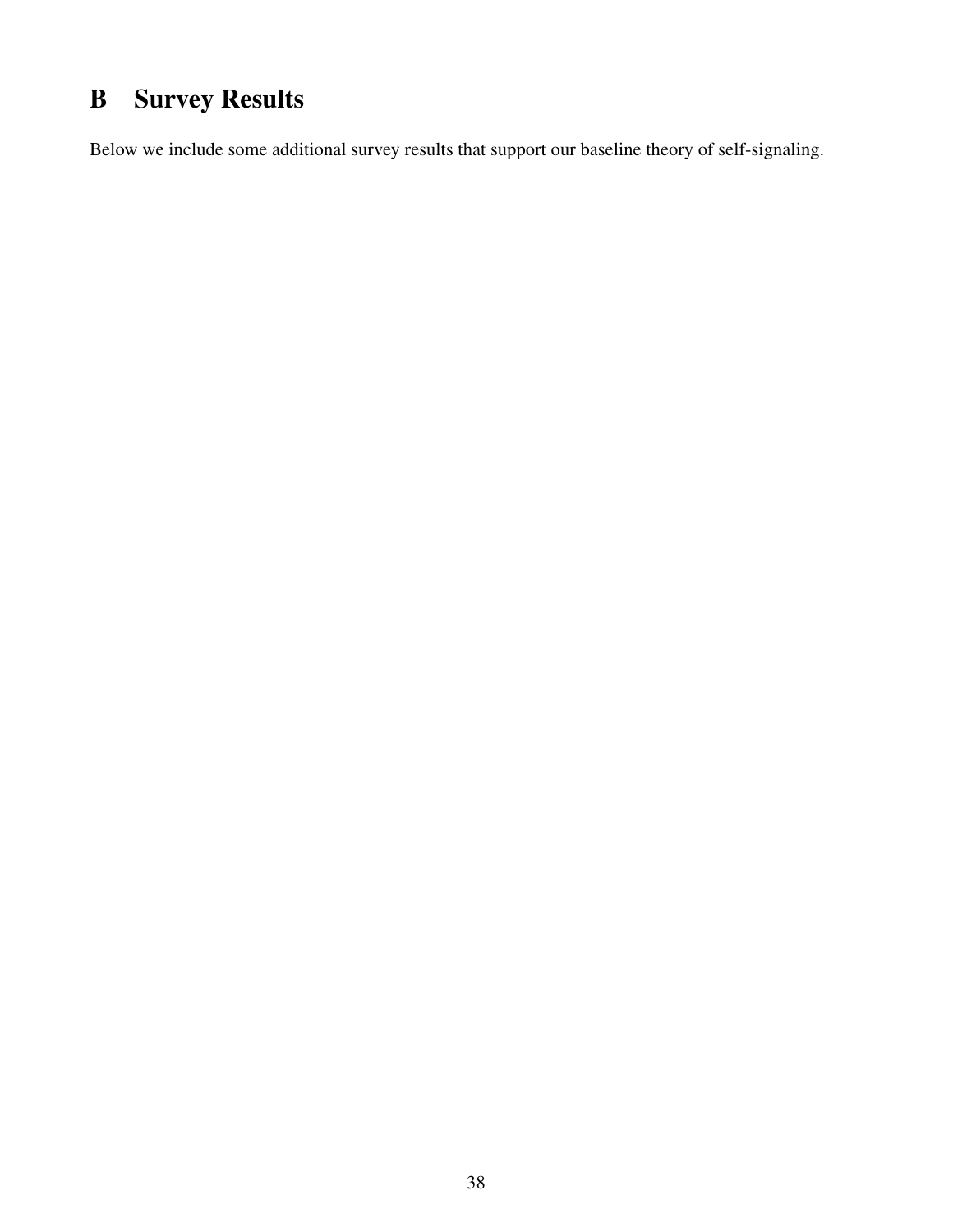# B Survey Results

Below we include some additional survey results that support our baseline theory of self-signaling.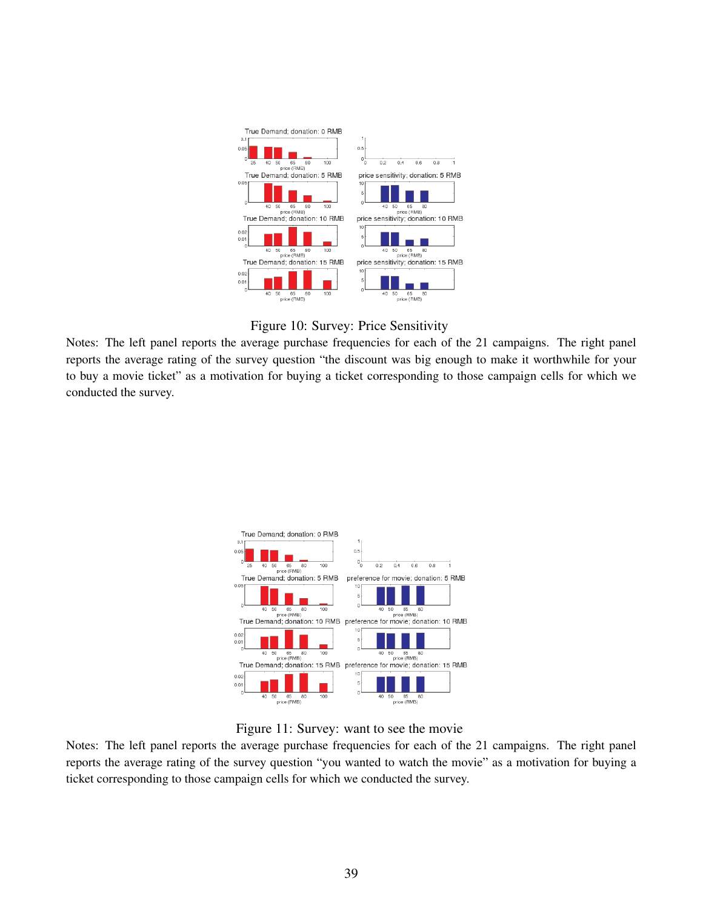Figure 10: Survey: Price Sensitivity

Notes: The left panel reports the average purchase frequencies for each of the 21 campaigns. The right panel reports the average rating of the survey question "the discount was big enough to make it worthwhile for your to buy a movie ticket" as a motivation for buying a ticket corresponding to those campaign cells for which we conducted the survey.

Figure 11: Survey: want to see the movie

Notes: The left panel reports the average purchase frequencies for each of the 21 campaigns. The right panel reports the average rating of the survey question "you wanted to watch the movie" as a motivation for buying a ticket corresponding to those campaign cells for which we conducted the survey.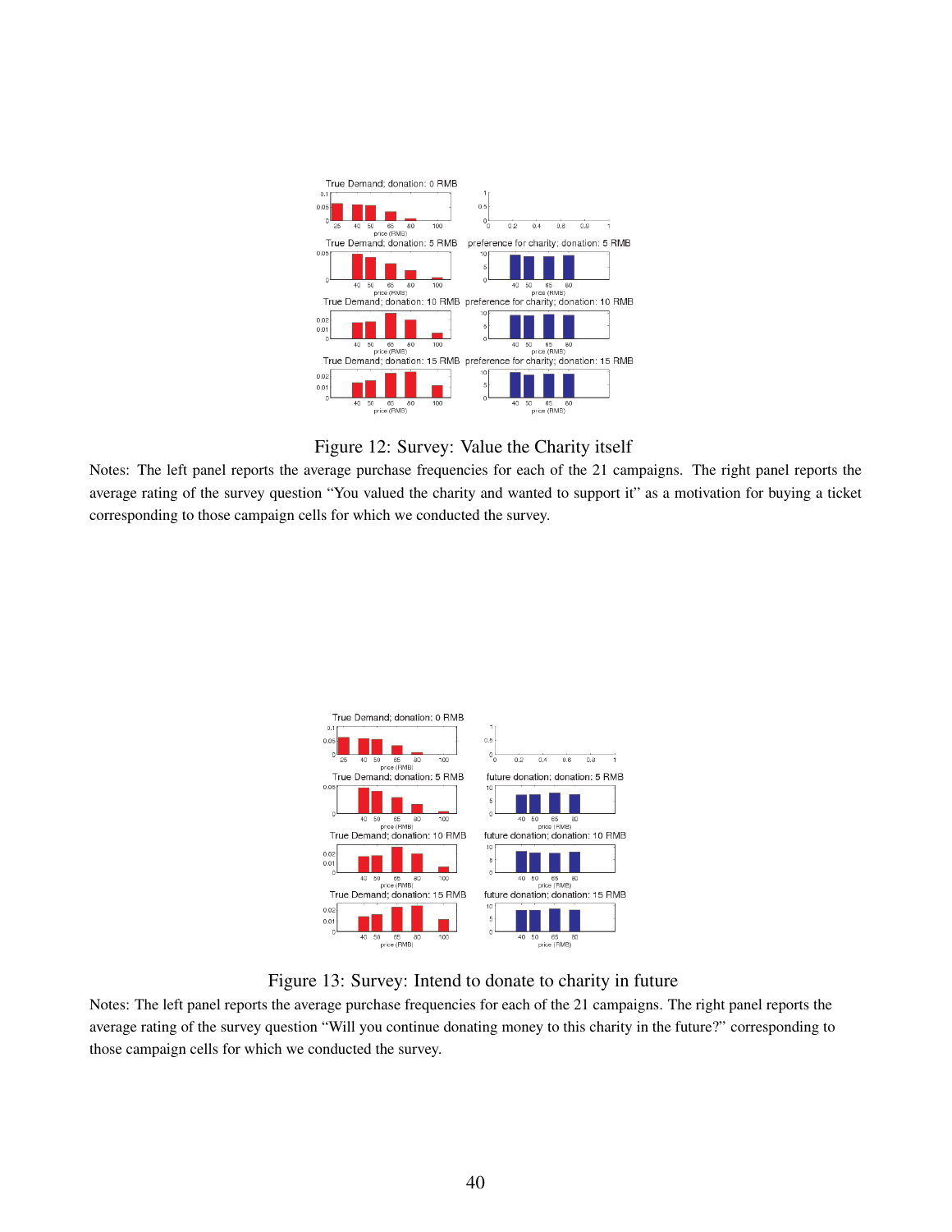True Demand; donation: 0 RMB

0.1
0.05
0
25 40 50 65 80 100
price (RMB)

1
0.5
0
0 0.2 0.4 0.6 0.8 1

True Demand; donation: 5 RMB

0.05
0
40 50 65 80 100
price (RMB)

preference for charity; donation: 5 RMB

10
5
0
40 50 65 80
price (RMB)

True Demand; donation: 10 RMB

0.02
0.01
0
40 50 65 80 100
price (RMB)

preference for charity; donation: 10 RMB

10
5
0
40 50 65 80
price (RMB)

True Demand; donation: 15 RMB

0.02
0.01
0
40 50 65 80 100
price (RMB)

preference for charity; donation: 15 RMB

10
5
0
40 50 65 80
price (RMB)

Figure 12: Survey: Value the Charity itself

Notes: The left panel reports the average purchase frequencies for each of the 21 campaigns. The right panel reports the average rating of the survey question "You valued the charity and wanted to support it" as a motivation for buying a ticket corresponding to those campaign cells for which we conducted the survey.

True Demand; donation: 0 RMB

0.1
0.05
0
25 40 50 65 80 100
price (RMB)

1
0.5
0
0 0.2 0.4 0.6 0.8 1

True Demand; donation: 5 RMB

0.05
0
40 50 65 80 100
price (RMB)

future donation; donation: 5 RMB

10
5
0
40 50 65 80
price (RMB)

True Demand; donation: 10 RMB

0.02
0.01
0
40 50 65 80 100
price (RMB)

future donation; donation: 10 RMB

10
5
0
40 50 65 80
price (RMB)

True Demand; donation: 15 RMB

0.02
0.01
0
40 50 65 80 100
price (RMB)

future donation; donation: 15 RMB

10
5
0
40 50 65 80
price (RMB)

Figure 13: Survey: Intend to donate to charity in future

Notes: The left panel reports the average purchase frequencies for each of the 21 campaigns. The right panel reports the average rating of the survey question "Will you continue donating money to this charity in the future?" corresponding to those campaign cells for which we conducted the survey.